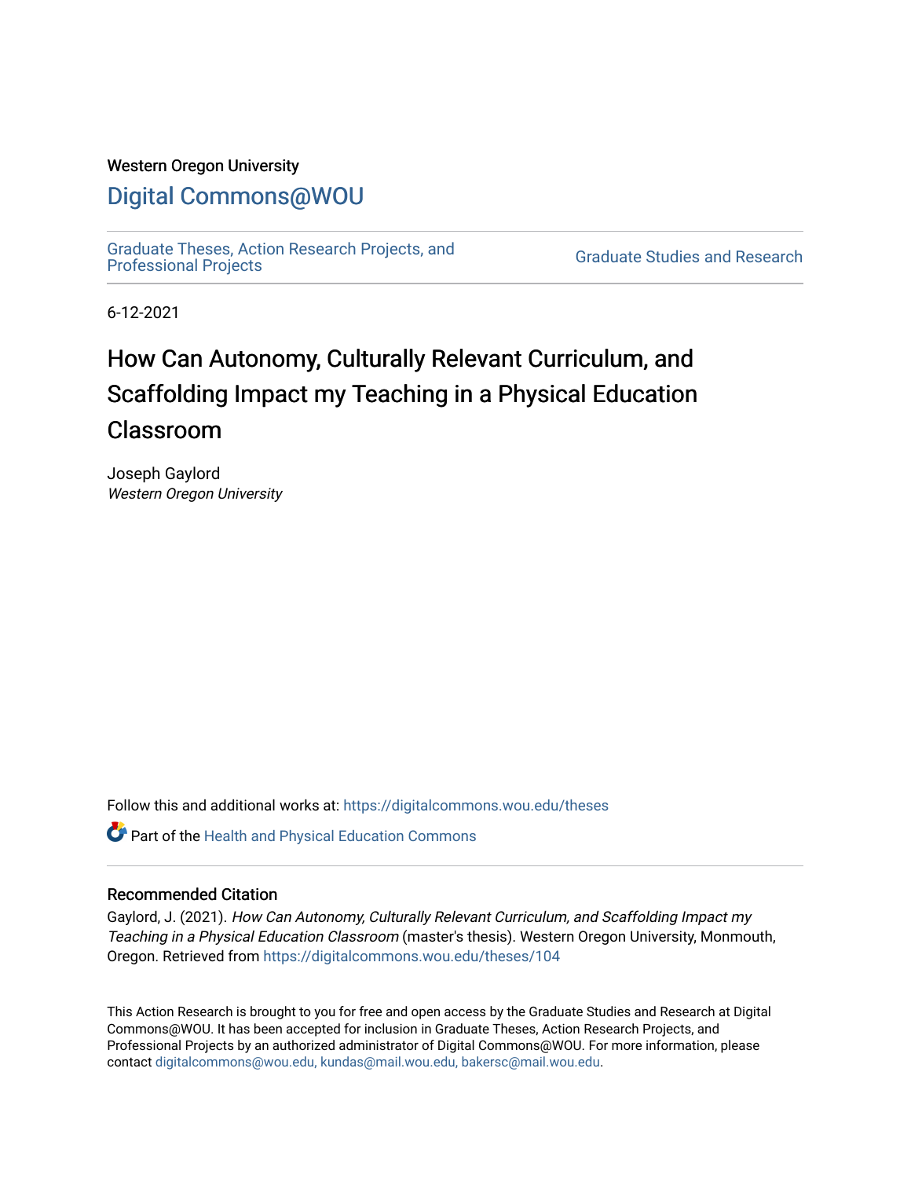Western Oregon University

# Digital Commons@WOU

Graduate Theses, Action Research Projects, and Professional Projects

Graduate Studies and Research

6-12-2021

# How Can Autonomy, Culturally Relevant Curriculum, and Scaffolding Impact my Teaching in a Physical Education Classroom

Joseph Gaylord
*Western Oregon University*

Follow this and additional works at: https://digitalcommons.wou.edu/theses

Part of the Health and Physical Education Commons

## Recommended Citation

Gaylord, J. (2021). *How Can Autonomy, Culturally Relevant Curriculum, and Scaffolding Impact my Teaching in a Physical Education Classroom* (master's thesis). Western Oregon University, Monmouth, Oregon. Retrieved from https://digitalcommons.wou.edu/theses/104

This Action Research is brought to you for free and open access by the Graduate Studies and Research at Digital Commons@WOU. It has been accepted for inclusion in Graduate Theses, Action Research Projects, and Professional Projects by an authorized administrator of Digital Commons@WOU. For more information, please contact digitalcommons@wou.edu, kundas@mail.wou.edu, bakersc@mail.wou.edu.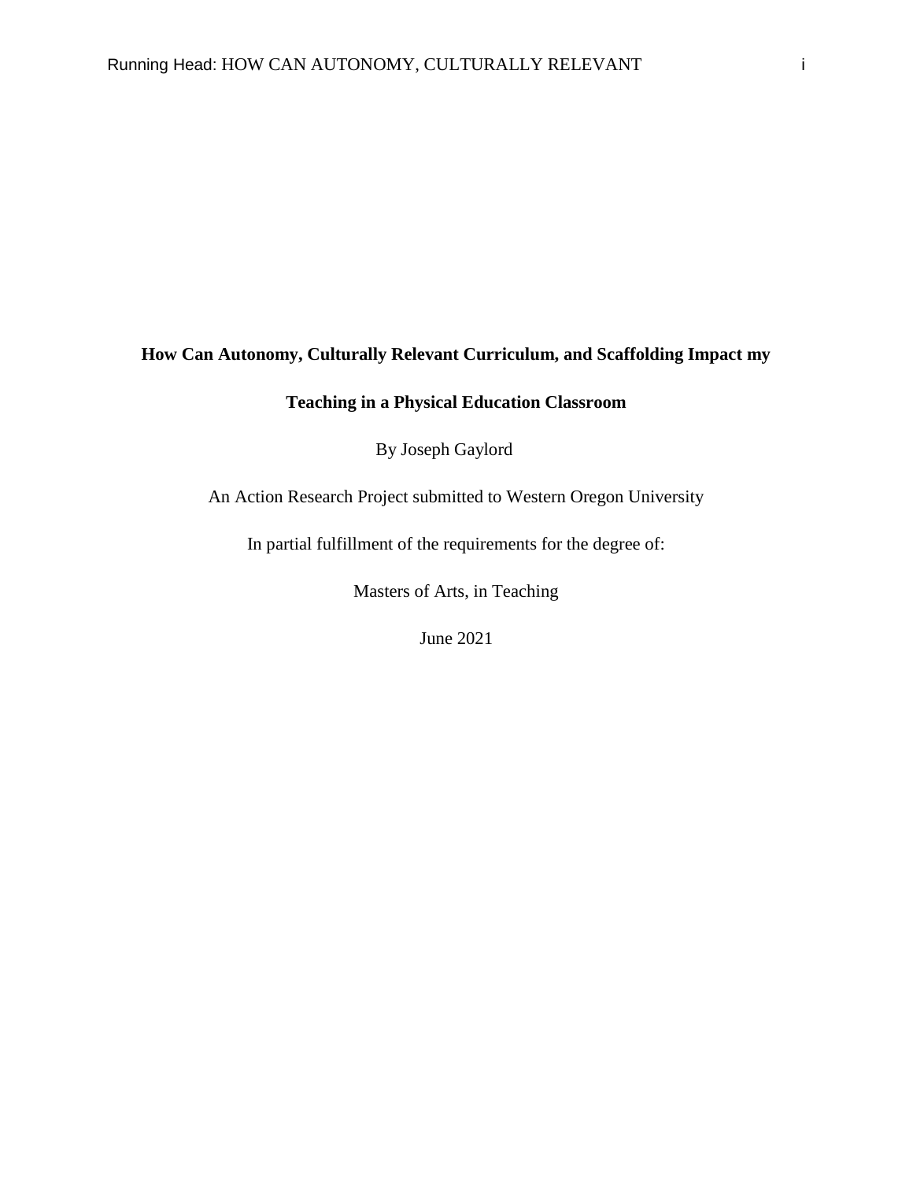**How Can Autonomy, Culturally Relevant Curriculum, and Scaffolding Impact my Teaching in a Physical Education Classroom**

By Joseph Gaylord

An Action Research Project submitted to Western Oregon University

In partial fulfillment of the requirements for the degree of:

Masters of Arts, in Teaching

June 2021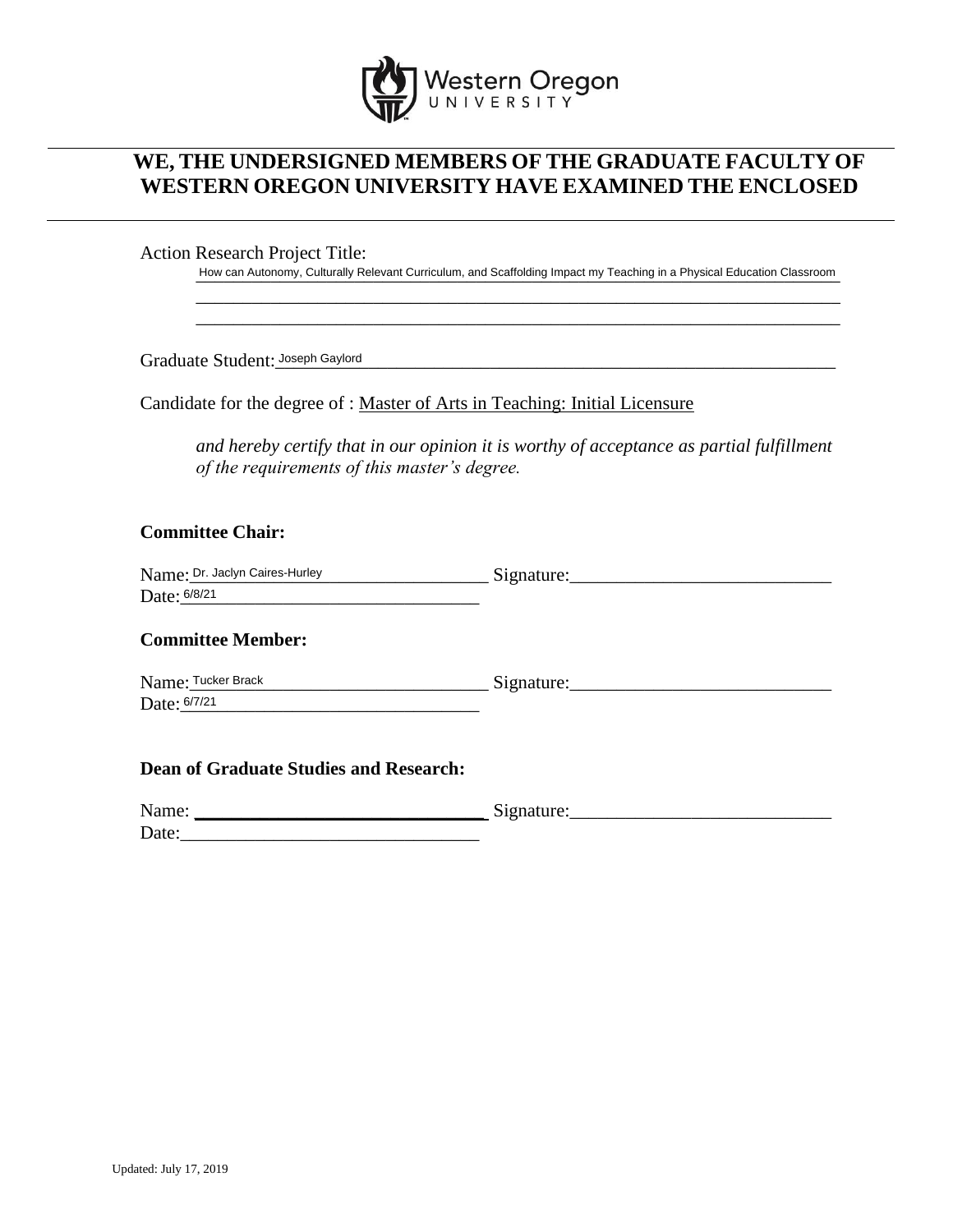Western Oregon UNIVERSITY

# WE, THE UNDERSIGNED MEMBERS OF THE GRADUATE FACULTY OF WESTERN OREGON UNIVERSITY HAVE EXAMINED THE ENCLOSED

Action Research Project Title:

How can Autonomy, Culturally Relevant Curriculum, and Scaffolding Impact my Teaching in a Physical Education Classroom

Graduate Student: Joseph Gaylord

Candidate for the degree of : Master of Arts in Teaching: Initial Licensure

*and hereby certify that in our opinion it is worthy of acceptance as partial fulfillment of the requirements of this master's degree.*

**Committee Chair:**

Name: Dr. Jaclyn Caires-Hurley Signature:______________________

Date: 6/8/21

**Committee Member:**

Name: Tucker Brack Signature:______________________

Date: 6/7/21

**Dean of Graduate Studies and Research:**

Name: ______________________ Signature:______________________

Date:______________________

Updated: July 17, 2019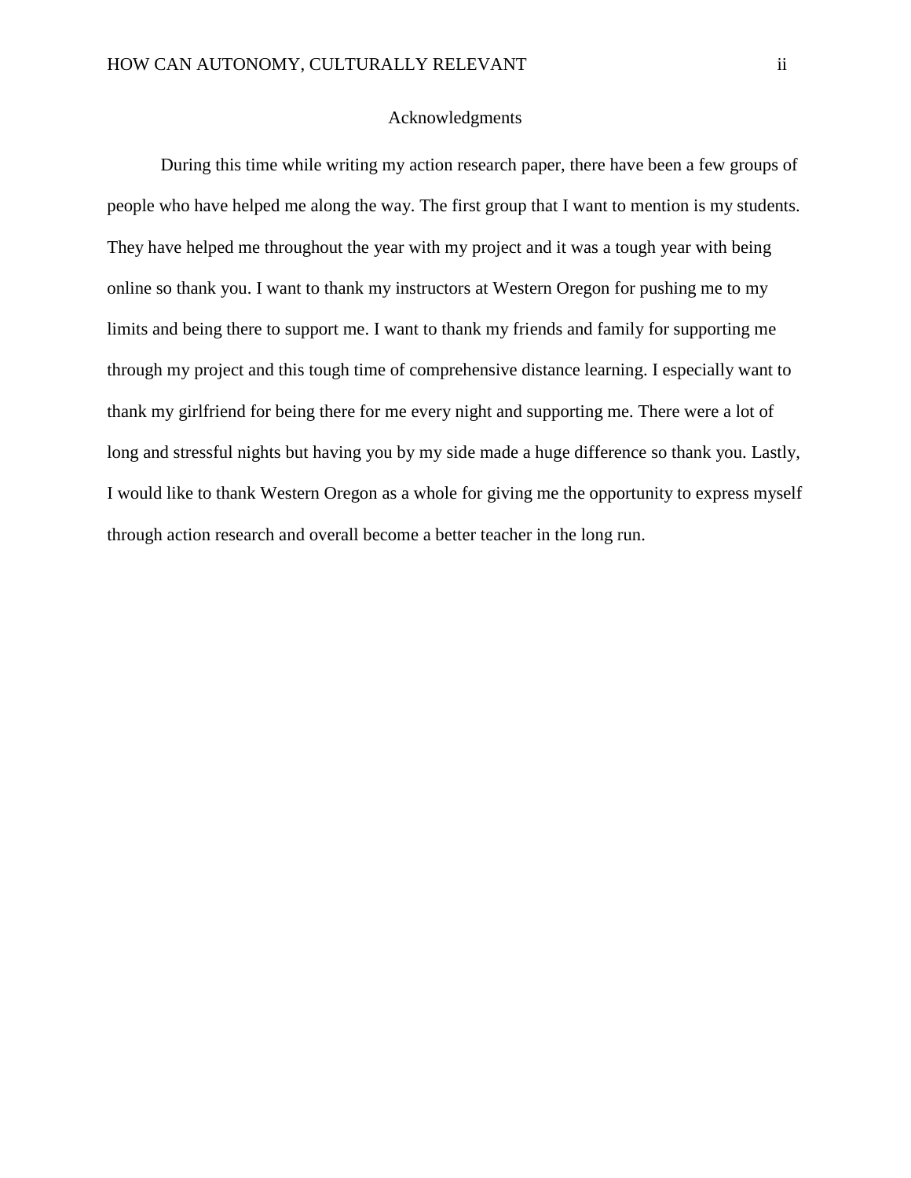## Acknowledgments

During this time while writing my action research paper, there have been a few groups of people who have helped me along the way. The first group that I want to mention is my students. They have helped me throughout the year with my project and it was a tough year with being online so thank you. I want to thank my instructors at Western Oregon for pushing me to my limits and being there to support me. I want to thank my friends and family for supporting me through my project and this tough time of comprehensive distance learning. I especially want to thank my girlfriend for being there for me every night and supporting me. There were a lot of long and stressful nights but having you by my side made a huge difference so thank you. Lastly, I would like to thank Western Oregon as a whole for giving me the opportunity to express myself through action research and overall become a better teacher in the long run.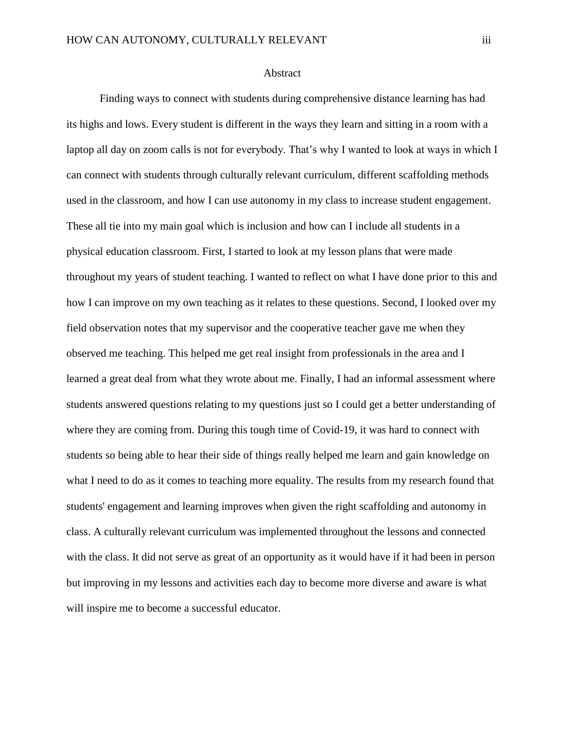# Abstract

Finding ways to connect with students during comprehensive distance learning has had its highs and lows. Every student is different in the ways they learn and sitting in a room with a laptop all day on zoom calls is not for everybody. That's why I wanted to look at ways in which I can connect with students through culturally relevant curriculum, different scaffolding methods used in the classroom, and how I can use autonomy in my class to increase student engagement. These all tie into my main goal which is inclusion and how can I include all students in a physical education classroom. First, I started to look at my lesson plans that were made throughout my years of student teaching. I wanted to reflect on what I have done prior to this and how I can improve on my own teaching as it relates to these questions. Second, I looked over my field observation notes that my supervisor and the cooperative teacher gave me when they observed me teaching. This helped me get real insight from professionals in the area and I learned a great deal from what they wrote about me. Finally, I had an informal assessment where students answered questions relating to my questions just so I could get a better understanding of where they are coming from. During this tough time of Covid-19, it was hard to connect with students so being able to hear their side of things really helped me learn and gain knowledge on what I need to do as it comes to teaching more equality. The results from my research found that students' engagement and learning improves when given the right scaffolding and autonomy in class. A culturally relevant curriculum was implemented throughout the lessons and connected with the class. It did not serve as great of an opportunity as it would have if it had been in person but improving in my lessons and activities each day to become more diverse and aware is what will inspire me to become a successful educator.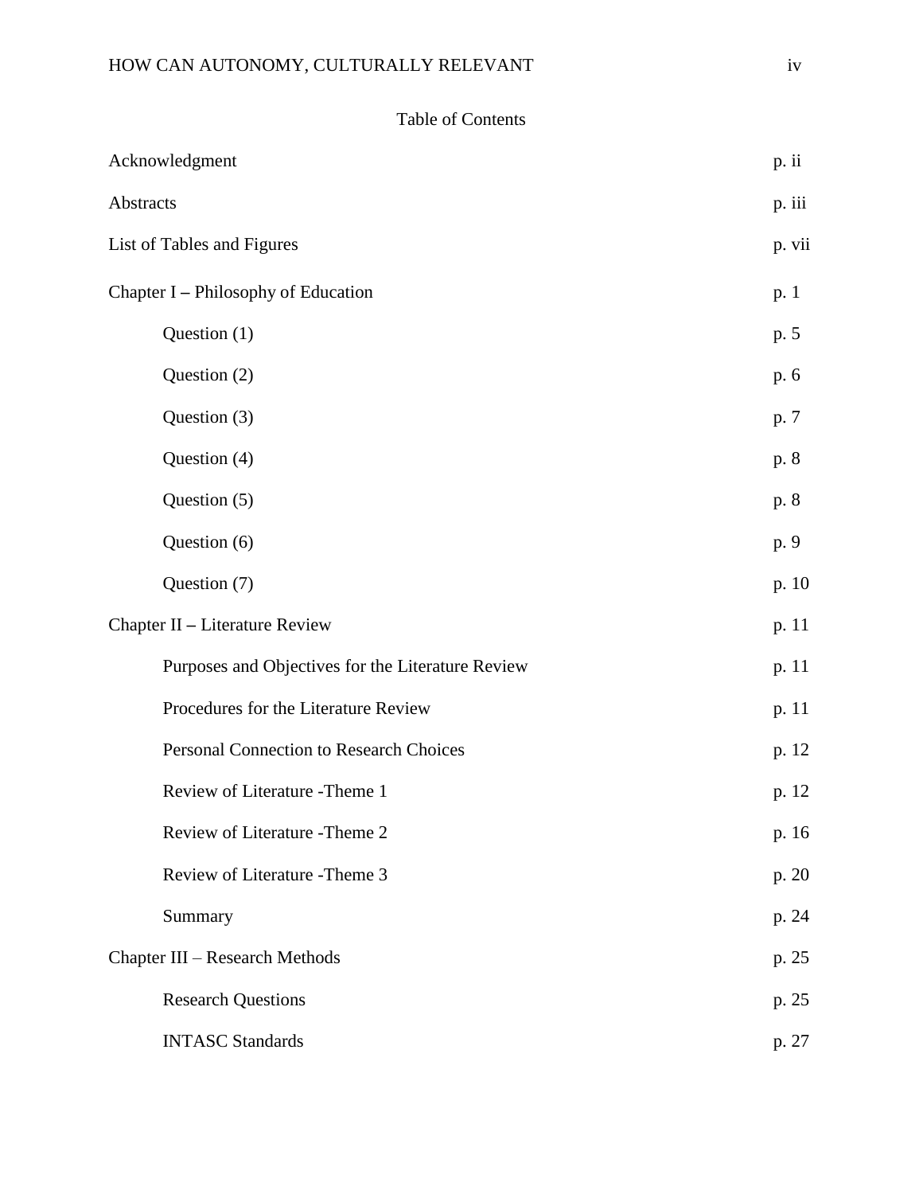# Table of Contents

| | |
|---|---|
| Acknowledgment | p. ii |
| Abstracts | p. iii |
| List of Tables and Figures | p. vii |
| Chapter I – Philosophy of Education | p. 1 |
| Question (1) | p. 5 |
| Question (2) | p. 6 |
| Question (3) | p. 7 |
| Question (4) | p. 8 |
| Question (5) | p. 8 |
| Question (6) | p. 9 |
| Question (7) | p. 10 |
| Chapter II – Literature Review | p. 11 |
| Purposes and Objectives for the Literature Review | p. 11 |
| Procedures for the Literature Review | p. 11 |
| Personal Connection to Research Choices | p. 12 |
| Review of Literature -Theme 1 | p. 12 |
| Review of Literature -Theme 2 | p. 16 |
| Review of Literature -Theme 3 | p. 20 |
| Summary | p. 24 |
| Chapter III – Research Methods | p. 25 |
| Research Questions | p. 25 |
| INTASC Standards | p. 27 |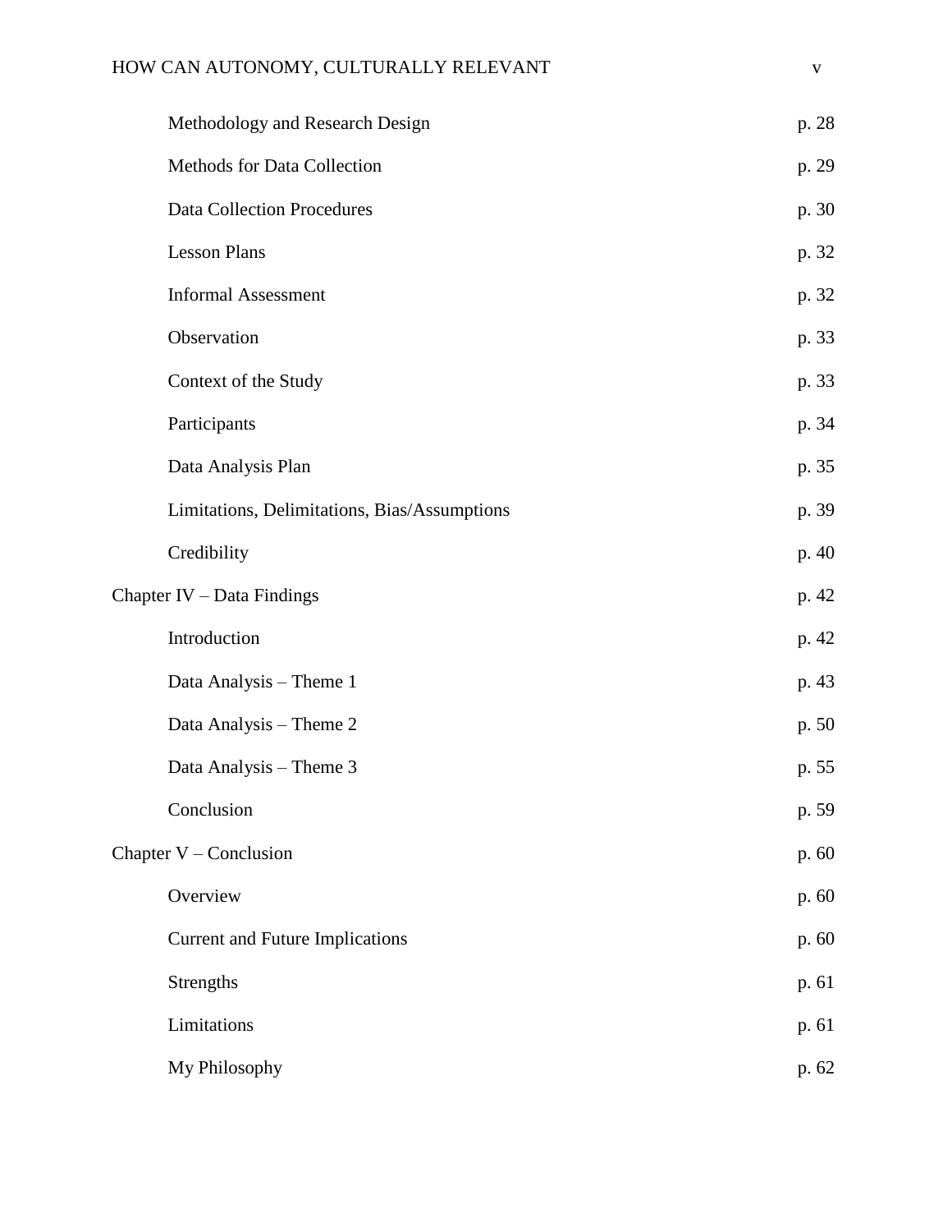Methodology and Research Design p. 28

Methods for Data Collection p. 29

Data Collection Procedures p. 30

Lesson Plans p. 32

Informal Assessment p. 32

Observation p. 33

Context of the Study p. 33

Participants p. 34

Data Analysis Plan p. 35

Limitations, Delimitations, Bias/Assumptions p. 39

Credibility p. 40

Chapter IV – Data Findings p. 42

Introduction p. 42

Data Analysis – Theme 1 p. 43

Data Analysis – Theme 2 p. 50

Data Analysis – Theme 3 p. 55

Conclusion p. 59

Chapter V – Conclusion p. 60

Overview p. 60

Current and Future Implications p. 60

Strengths p. 61

Limitations p. 61

My Philosophy p. 62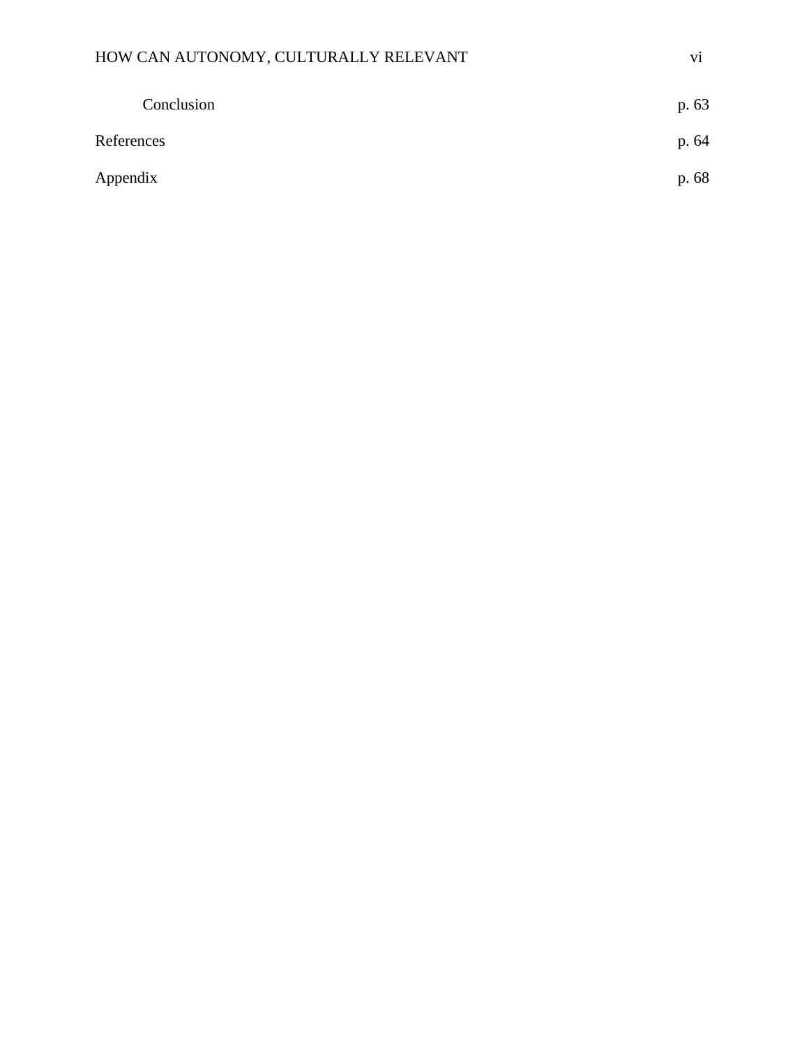Conclusion p. 63

References p. 64

Appendix p. 68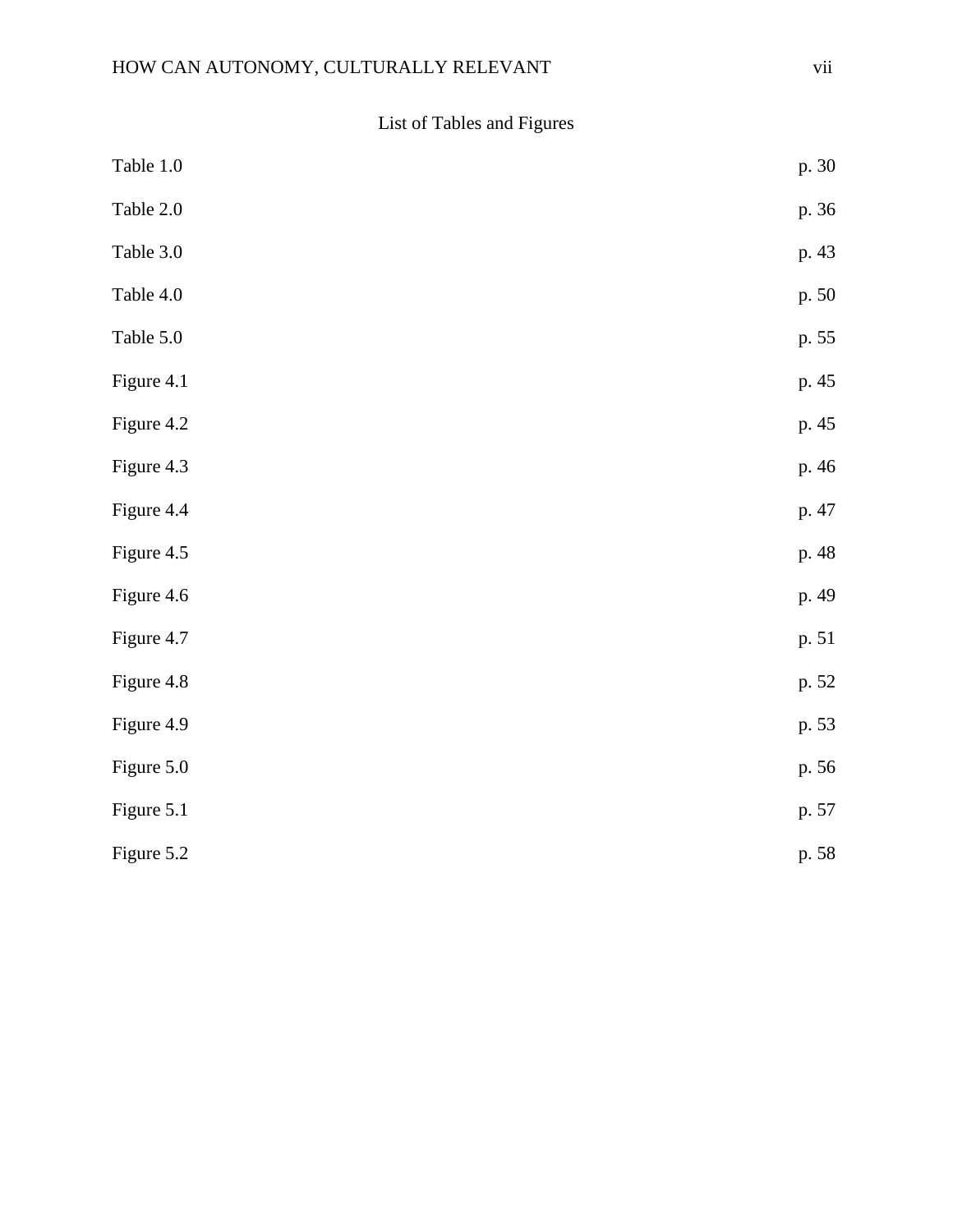# List of Tables and Figures

| | |
|---|---|
| Table 1.0 | p. 30 |
| Table 2.0 | p. 36 |
| Table 3.0 | p. 43 |
| Table 4.0 | p. 50 |
| Table 5.0 | p. 55 |
| Figure 4.1 | p. 45 |
| Figure 4.2 | p. 45 |
| Figure 4.3 | p. 46 |
| Figure 4.4 | p. 47 |
| Figure 4.5 | p. 48 |
| Figure 4.6 | p. 49 |
| Figure 4.7 | p. 51 |
| Figure 4.8 | p. 52 |
| Figure 4.9 | p. 53 |
| Figure 5.0 | p. 56 |
| Figure 5.1 | p. 57 |
| Figure 5.2 | p. 58 |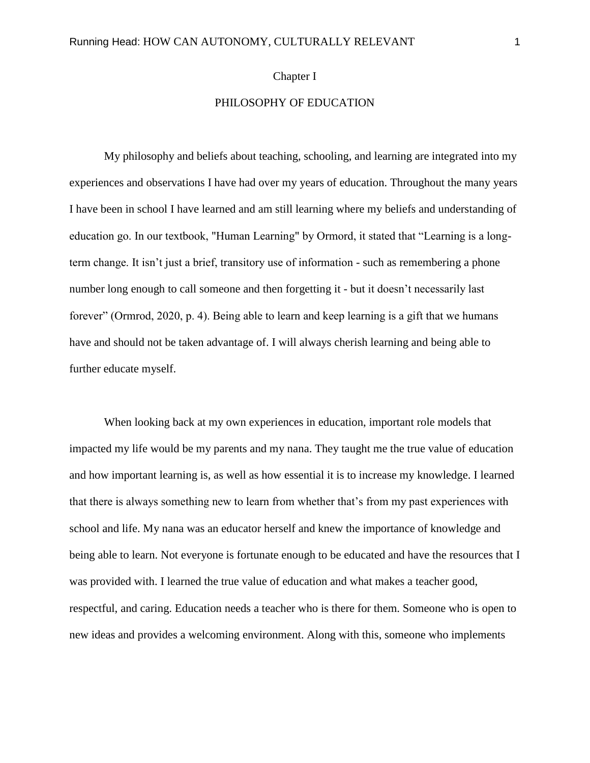# Chapter I

## PHILOSOPHY OF EDUCATION

My philosophy and beliefs about teaching, schooling, and learning are integrated into my experiences and observations I have had over my years of education. Throughout the many years I have been in school I have learned and am still learning where my beliefs and understanding of education go. In our textbook, "Human Learning" by Ormord, it stated that "Learning is a long-term change. It isn't just a brief, transitory use of information - such as remembering a phone number long enough to call someone and then forgetting it - but it doesn't necessarily last forever" (Ormrod, 2020, p. 4). Being able to learn and keep learning is a gift that we humans have and should not be taken advantage of. I will always cherish learning and being able to further educate myself.

When looking back at my own experiences in education, important role models that impacted my life would be my parents and my nana. They taught me the true value of education and how important learning is, as well as how essential it is to increase my knowledge. I learned that there is always something new to learn from whether that's from my past experiences with school and life. My nana was an educator herself and knew the importance of knowledge and being able to learn. Not everyone is fortunate enough to be educated and have the resources that I was provided with. I learned the true value of education and what makes a teacher good, respectful, and caring. Education needs a teacher who is there for them. Someone who is open to new ideas and provides a welcoming environment. Along with this, someone who implements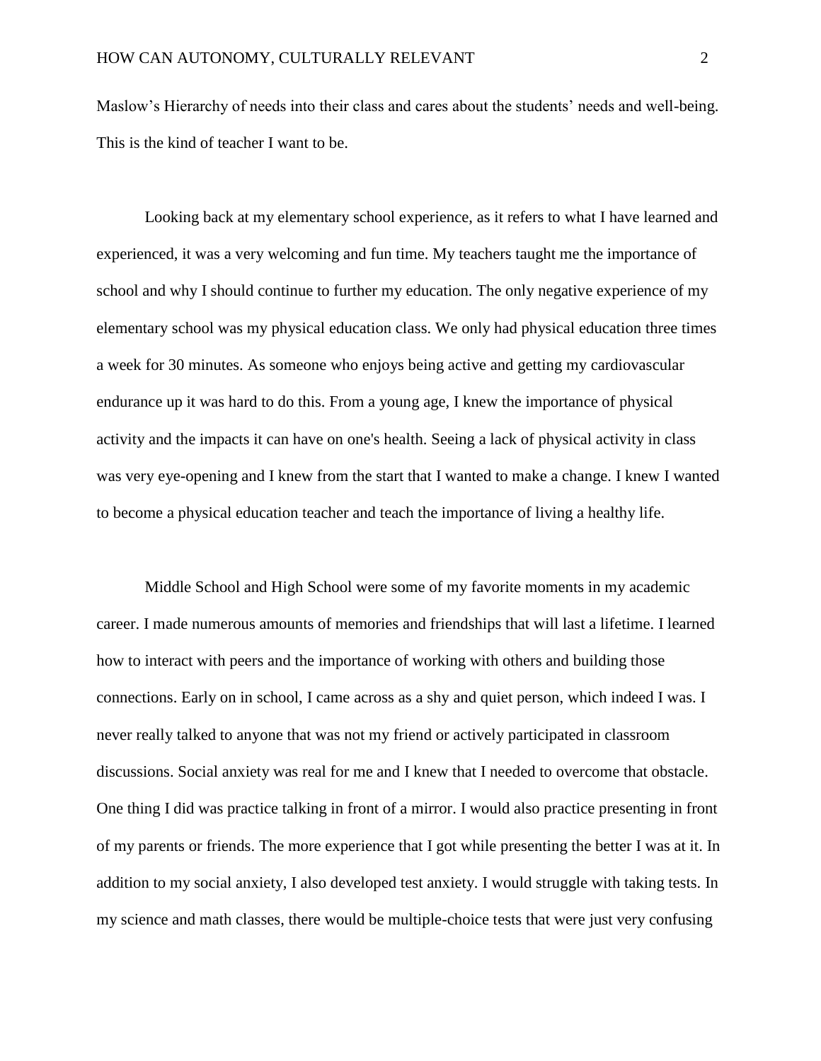Maslow's Hierarchy of needs into their class and cares about the students' needs and well-being. This is the kind of teacher I want to be.

Looking back at my elementary school experience, as it refers to what I have learned and experienced, it was a very welcoming and fun time. My teachers taught me the importance of school and why I should continue to further my education. The only negative experience of my elementary school was my physical education class. We only had physical education three times a week for 30 minutes. As someone who enjoys being active and getting my cardiovascular endurance up it was hard to do this. From a young age, I knew the importance of physical activity and the impacts it can have on one's health. Seeing a lack of physical activity in class was very eye-opening and I knew from the start that I wanted to make a change. I knew I wanted to become a physical education teacher and teach the importance of living a healthy life.

Middle School and High School were some of my favorite moments in my academic career. I made numerous amounts of memories and friendships that will last a lifetime. I learned how to interact with peers and the importance of working with others and building those connections. Early on in school, I came across as a shy and quiet person, which indeed I was. I never really talked to anyone that was not my friend or actively participated in classroom discussions. Social anxiety was real for me and I knew that I needed to overcome that obstacle. One thing I did was practice talking in front of a mirror. I would also practice presenting in front of my parents or friends. The more experience that I got while presenting the better I was at it. In addition to my social anxiety, I also developed test anxiety. I would struggle with taking tests. In my science and math classes, there would be multiple-choice tests that were just very confusing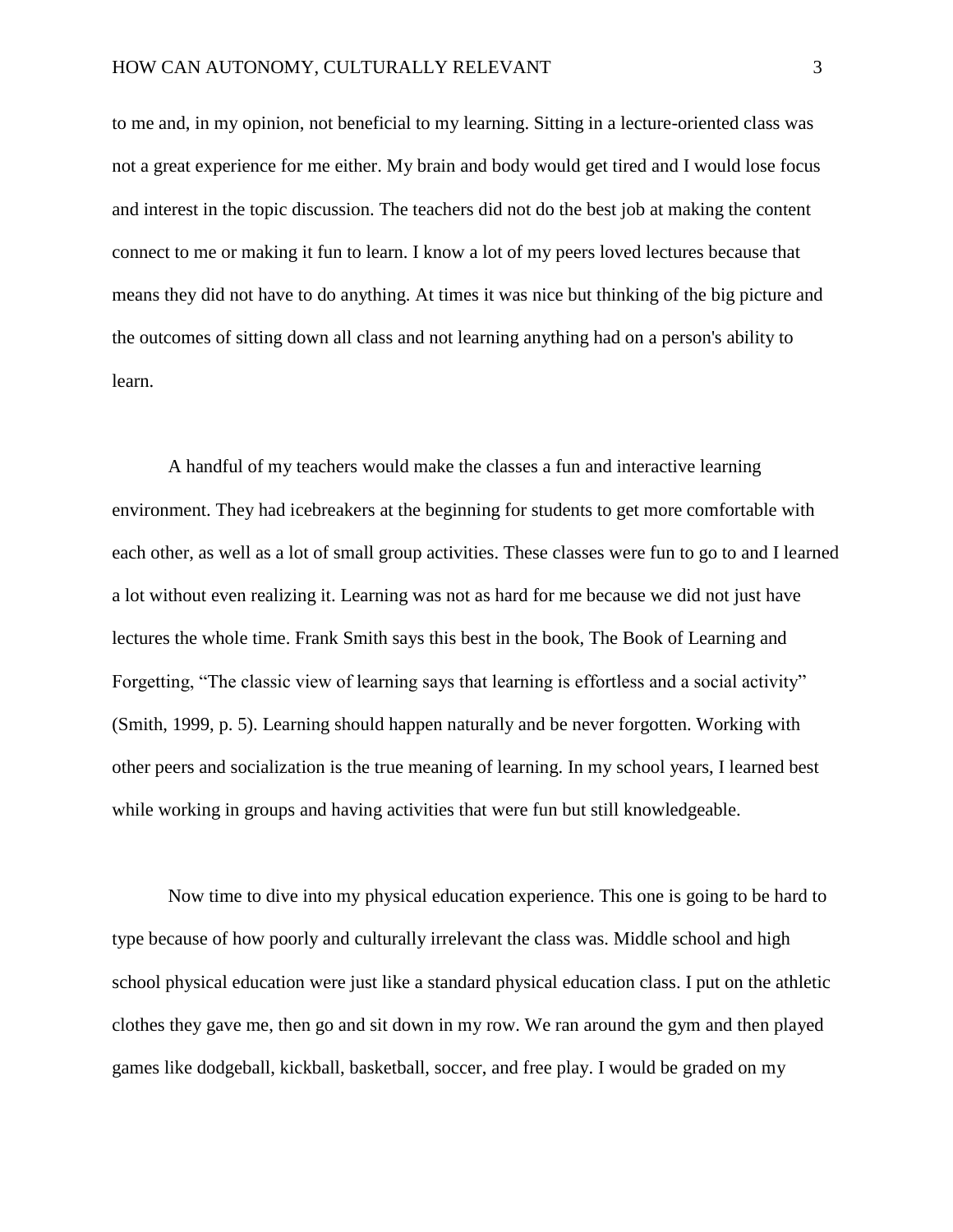to me and, in my opinion, not beneficial to my learning. Sitting in a lecture-oriented class was not a great experience for me either. My brain and body would get tired and I would lose focus and interest in the topic discussion. The teachers did not do the best job at making the content connect to me or making it fun to learn. I know a lot of my peers loved lectures because that means they did not have to do anything. At times it was nice but thinking of the big picture and the outcomes of sitting down all class and not learning anything had on a person's ability to learn.

A handful of my teachers would make the classes a fun and interactive learning environment. They had icebreakers at the beginning for students to get more comfortable with each other, as well as a lot of small group activities. These classes were fun to go to and I learned a lot without even realizing it. Learning was not as hard for me because we did not just have lectures the whole time. Frank Smith says this best in the book, The Book of Learning and Forgetting, "The classic view of learning says that learning is effortless and a social activity" (Smith, 1999, p. 5). Learning should happen naturally and be never forgotten. Working with other peers and socialization is the true meaning of learning. In my school years, I learned best while working in groups and having activities that were fun but still knowledgeable.

Now time to dive into my physical education experience. This one is going to be hard to type because of how poorly and culturally irrelevant the class was. Middle school and high school physical education were just like a standard physical education class. I put on the athletic clothes they gave me, then go and sit down in my row. We ran around the gym and then played games like dodgeball, kickball, basketball, soccer, and free play. I would be graded on my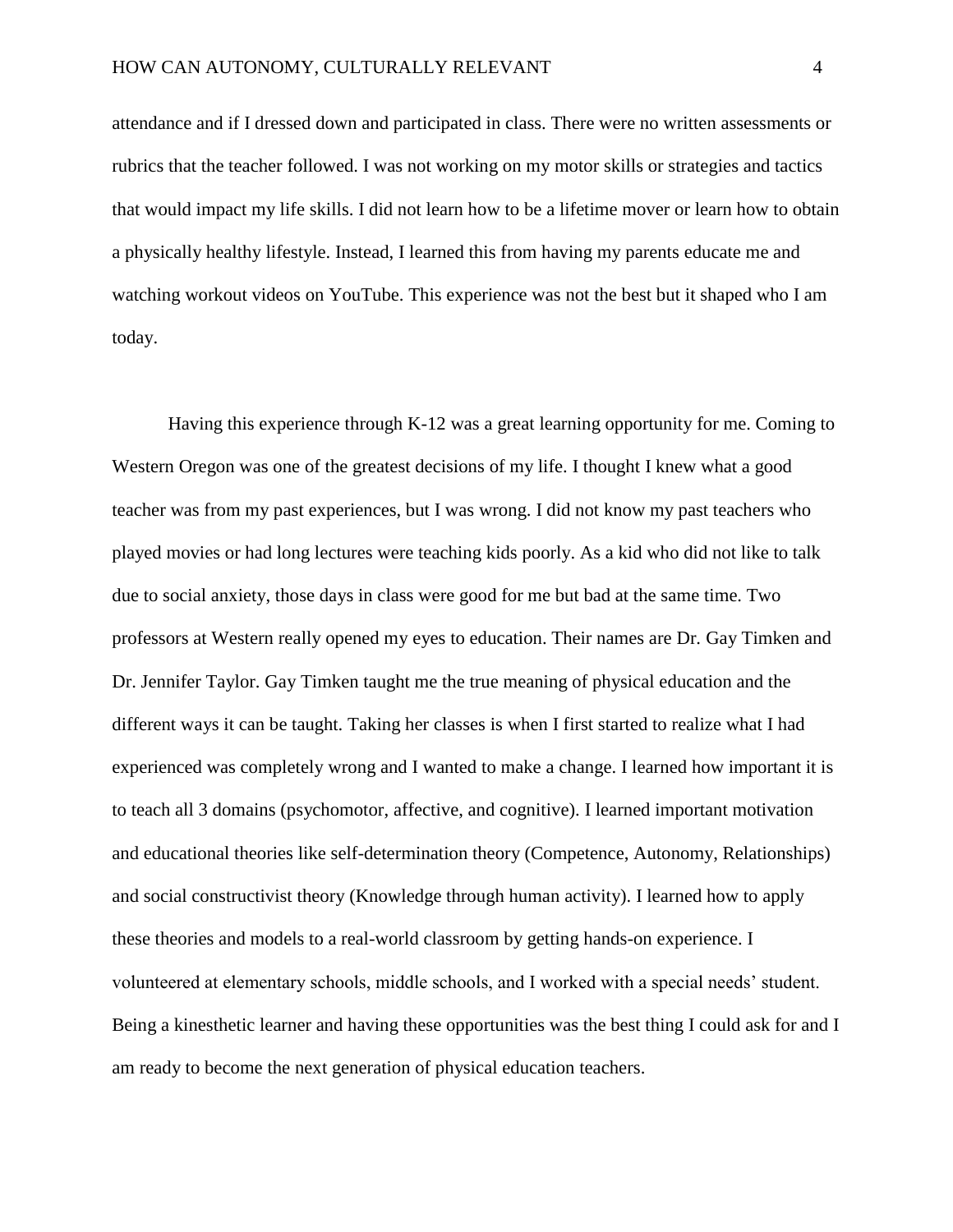attendance and if I dressed down and participated in class. There were no written assessments or rubrics that the teacher followed. I was not working on my motor skills or strategies and tactics that would impact my life skills. I did not learn how to be a lifetime mover or learn how to obtain a physically healthy lifestyle. Instead, I learned this from having my parents educate me and watching workout videos on YouTube. This experience was not the best but it shaped who I am today.

Having this experience through K-12 was a great learning opportunity for me. Coming to Western Oregon was one of the greatest decisions of my life. I thought I knew what a good teacher was from my past experiences, but I was wrong. I did not know my past teachers who played movies or had long lectures were teaching kids poorly. As a kid who did not like to talk due to social anxiety, those days in class were good for me but bad at the same time. Two professors at Western really opened my eyes to education. Their names are Dr. Gay Timken and Dr. Jennifer Taylor. Gay Timken taught me the true meaning of physical education and the different ways it can be taught. Taking her classes is when I first started to realize what I had experienced was completely wrong and I wanted to make a change. I learned how important it is to teach all 3 domains (psychomotor, affective, and cognitive). I learned important motivation and educational theories like self-determination theory (Competence, Autonomy, Relationships) and social constructivist theory (Knowledge through human activity). I learned how to apply these theories and models to a real-world classroom by getting hands-on experience. I volunteered at elementary schools, middle schools, and I worked with a special needs' student. Being a kinesthetic learner and having these opportunities was the best thing I could ask for and I am ready to become the next generation of physical education teachers.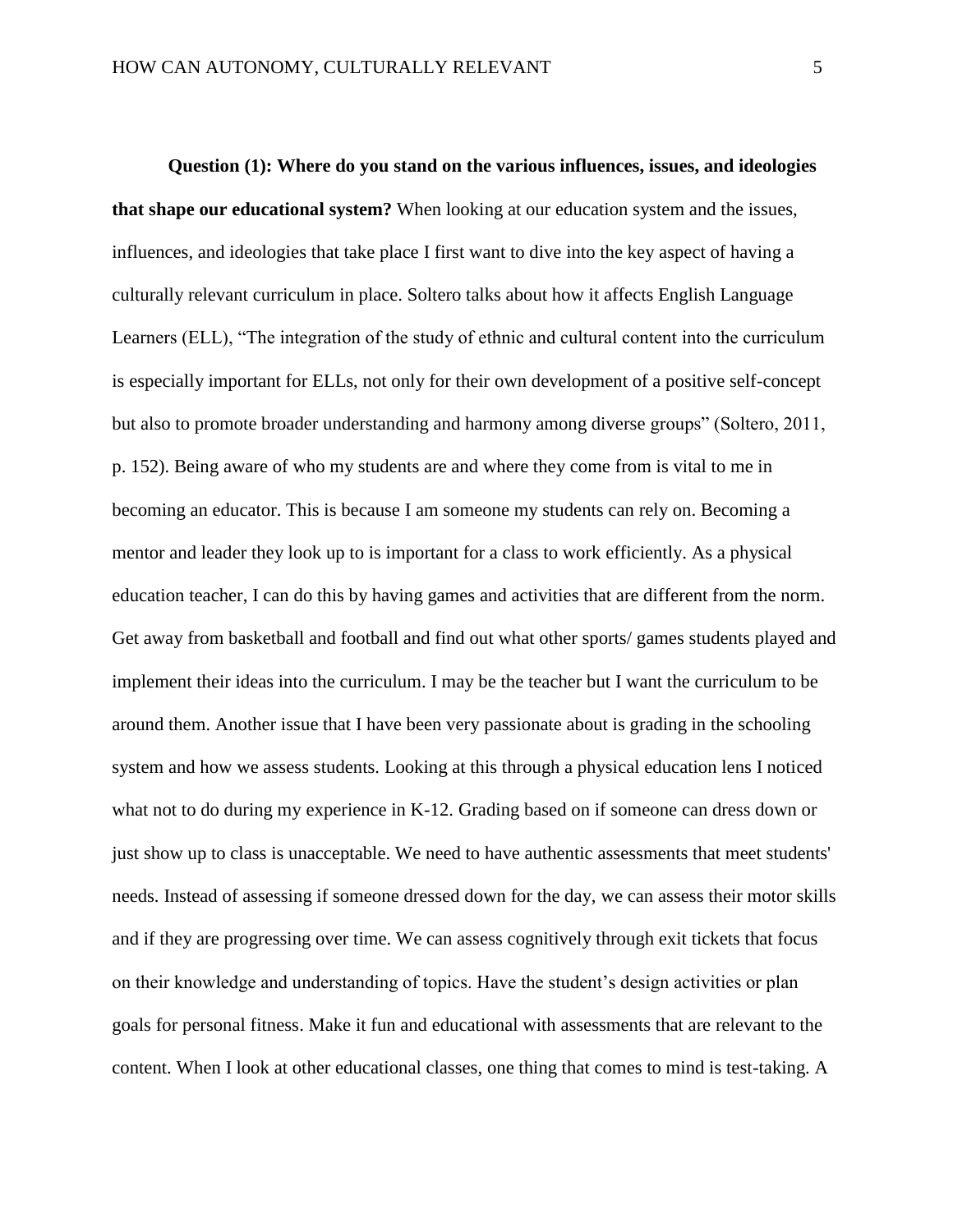**Question (1): Where do you stand on the various influences, issues, and ideologies that shape our educational system?** When looking at our education system and the issues, influences, and ideologies that take place I first want to dive into the key aspect of having a culturally relevant curriculum in place. Soltero talks about how it affects English Language Learners (ELL), "The integration of the study of ethnic and cultural content into the curriculum is especially important for ELLs, not only for their own development of a positive self-concept but also to promote broader understanding and harmony among diverse groups" (Soltero, 2011, p. 152). Being aware of who my students are and where they come from is vital to me in becoming an educator. This is because I am someone my students can rely on. Becoming a mentor and leader they look up to is important for a class to work efficiently. As a physical education teacher, I can do this by having games and activities that are different from the norm. Get away from basketball and football and find out what other sports/ games students played and implement their ideas into the curriculum. I may be the teacher but I want the curriculum to be around them. Another issue that I have been very passionate about is grading in the schooling system and how we assess students. Looking at this through a physical education lens I noticed what not to do during my experience in K-12. Grading based on if someone can dress down or just show up to class is unacceptable. We need to have authentic assessments that meet students' needs. Instead of assessing if someone dressed down for the day, we can assess their motor skills and if they are progressing over time. We can assess cognitively through exit tickets that focus on their knowledge and understanding of topics. Have the student's design activities or plan goals for personal fitness. Make it fun and educational with assessments that are relevant to the content. When I look at other educational classes, one thing that comes to mind is test-taking. A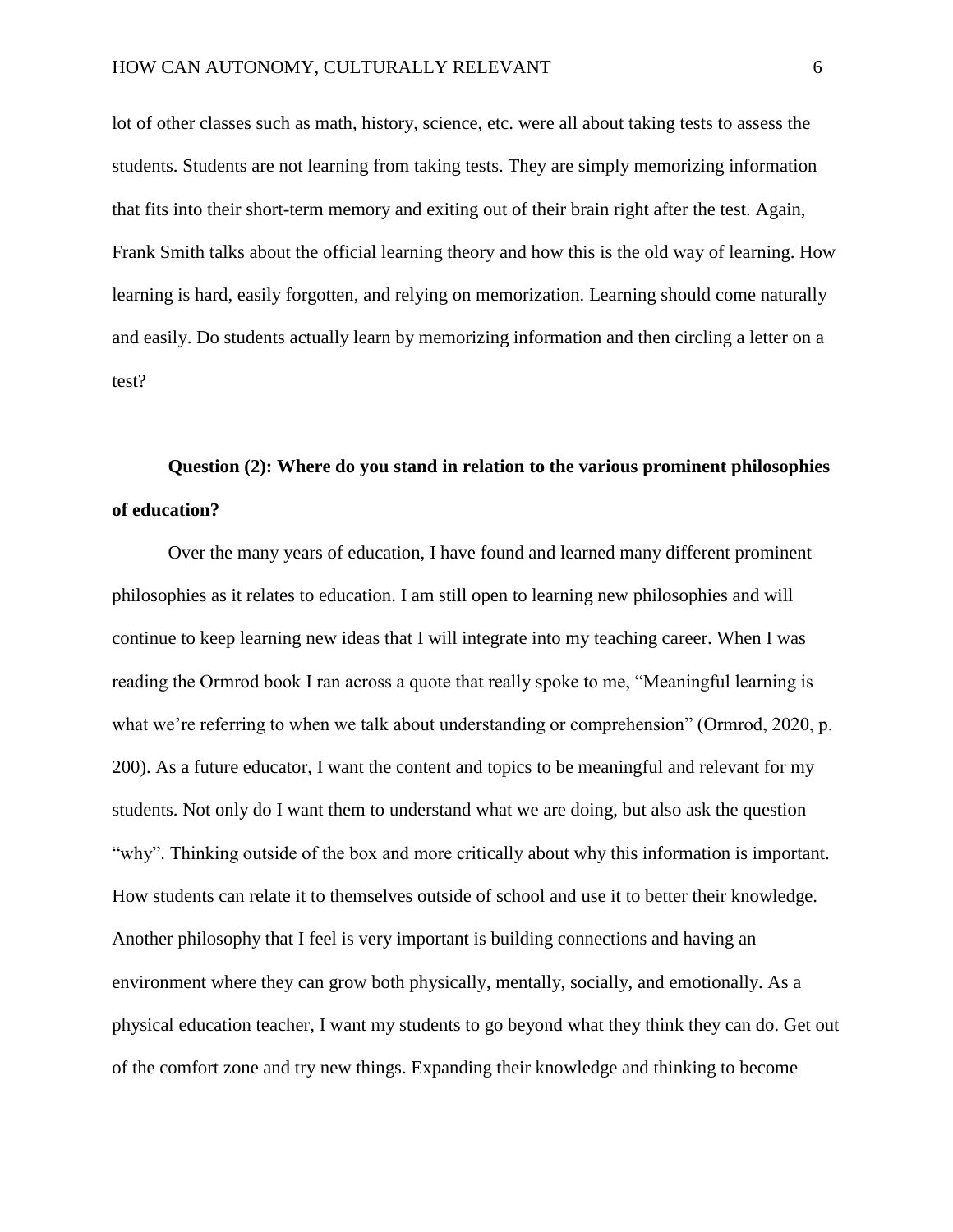lot of other classes such as math, history, science, etc. were all about taking tests to assess the students. Students are not learning from taking tests. They are simply memorizing information that fits into their short-term memory and exiting out of their brain right after the test. Again, Frank Smith talks about the official learning theory and how this is the old way of learning. How learning is hard, easily forgotten, and relying on memorization. Learning should come naturally and easily. Do students actually learn by memorizing information and then circling a letter on a test?

**Question (2): Where do you stand in relation to the various prominent philosophies of education?**

Over the many years of education, I have found and learned many different prominent philosophies as it relates to education. I am still open to learning new philosophies and will continue to keep learning new ideas that I will integrate into my teaching career. When I was reading the Ormrod book I ran across a quote that really spoke to me, "Meaningful learning is what we're referring to when we talk about understanding or comprehension" (Ormrod, 2020, p. 200). As a future educator, I want the content and topics to be meaningful and relevant for my students. Not only do I want them to understand what we are doing, but also ask the question "why". Thinking outside of the box and more critically about why this information is important. How students can relate it to themselves outside of school and use it to better their knowledge. Another philosophy that I feel is very important is building connections and having an environment where they can grow both physically, mentally, socially, and emotionally. As a physical education teacher, I want my students to go beyond what they think they can do. Get out of the comfort zone and try new things. Expanding their knowledge and thinking to become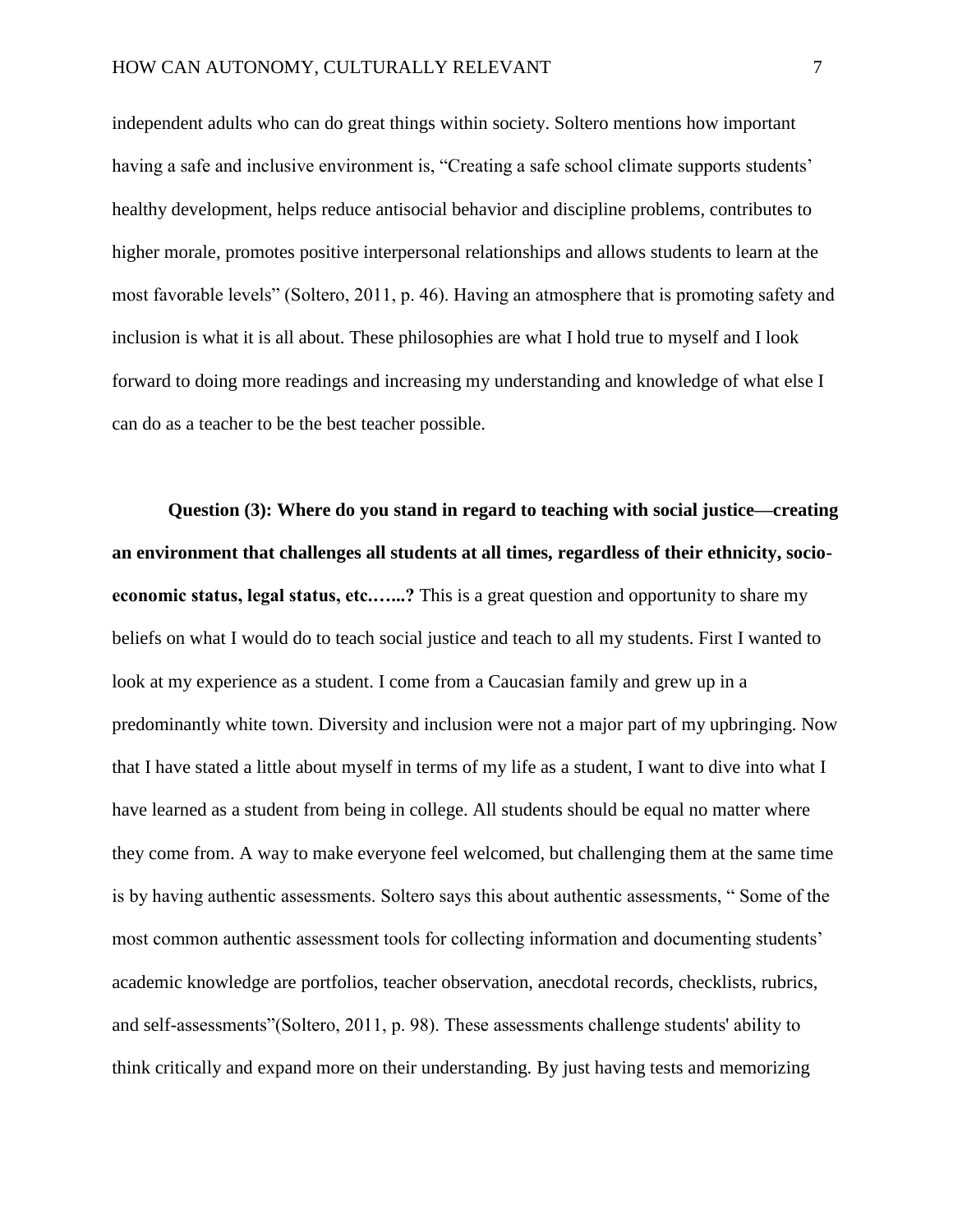independent adults who can do great things within society. Soltero mentions how important having a safe and inclusive environment is, "Creating a safe school climate supports students' healthy development, helps reduce antisocial behavior and discipline problems, contributes to higher morale, promotes positive interpersonal relationships and allows students to learn at the most favorable levels" (Soltero, 2011, p. 46). Having an atmosphere that is promoting safety and inclusion is what it is all about. These philosophies are what I hold true to myself and I look forward to doing more readings and increasing my understanding and knowledge of what else I can do as a teacher to be the best teacher possible.

**Question (3): Where do you stand in regard to teaching with social justice—creating an environment that challenges all students at all times, regardless of their ethnicity, socio-economic status, legal status, etc.…...?** This is a great question and opportunity to share my beliefs on what I would do to teach social justice and teach to all my students. First I wanted to look at my experience as a student. I come from a Caucasian family and grew up in a predominantly white town. Diversity and inclusion were not a major part of my upbringing. Now that I have stated a little about myself in terms of my life as a student, I want to dive into what I have learned as a student from being in college. All students should be equal no matter where they come from. A way to make everyone feel welcomed, but challenging them at the same time is by having authentic assessments. Soltero says this about authentic assessments, " Some of the most common authentic assessment tools for collecting information and documenting students' academic knowledge are portfolios, teacher observation, anecdotal records, checklists, rubrics, and self-assessments"(Soltero, 2011, p. 98). These assessments challenge students' ability to think critically and expand more on their understanding. By just having tests and memorizing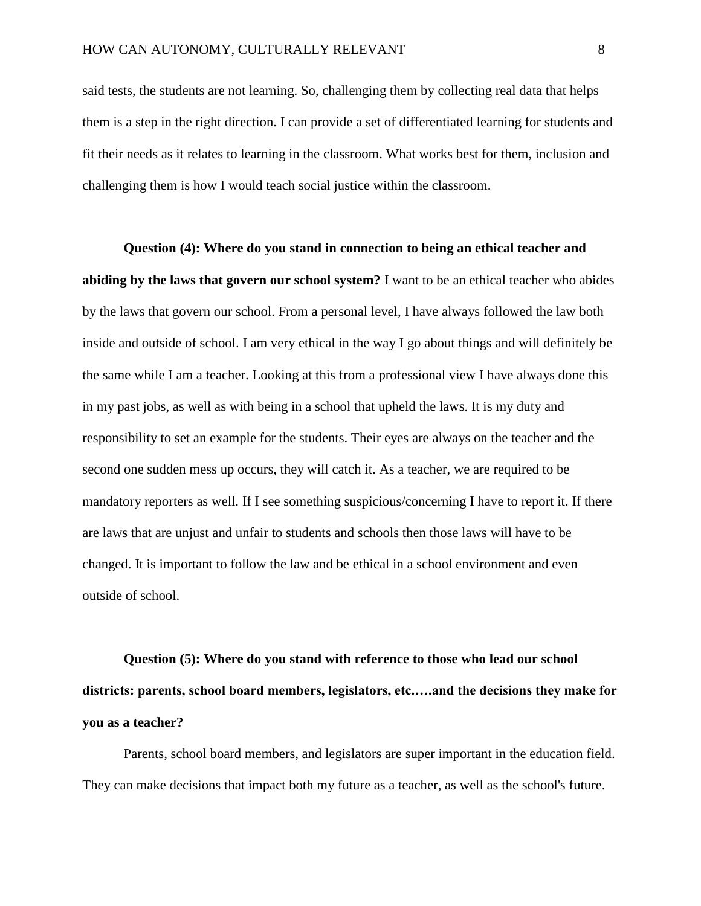said tests, the students are not learning. So, challenging them by collecting real data that helps them is a step in the right direction. I can provide a set of differentiated learning for students and fit their needs as it relates to learning in the classroom. What works best for them, inclusion and challenging them is how I would teach social justice within the classroom.

**Question (4): Where do you stand in connection to being an ethical teacher and abiding by the laws that govern our school system?** I want to be an ethical teacher who abides by the laws that govern our school. From a personal level, I have always followed the law both inside and outside of school. I am very ethical in the way I go about things and will definitely be the same while I am a teacher. Looking at this from a professional view I have always done this in my past jobs, as well as with being in a school that upheld the laws. It is my duty and responsibility to set an example for the students. Their eyes are always on the teacher and the second one sudden mess up occurs, they will catch it. As a teacher, we are required to be mandatory reporters as well. If I see something suspicious/concerning I have to report it. If there are laws that are unjust and unfair to students and schools then those laws will have to be changed. It is important to follow the law and be ethical in a school environment and even outside of school.

**Question (5): Where do you stand with reference to those who lead our school districts: parents, school board members, legislators, etc.….and the decisions they make for you as a teacher?**

Parents, school board members, and legislators are super important in the education field. They can make decisions that impact both my future as a teacher, as well as the school's future.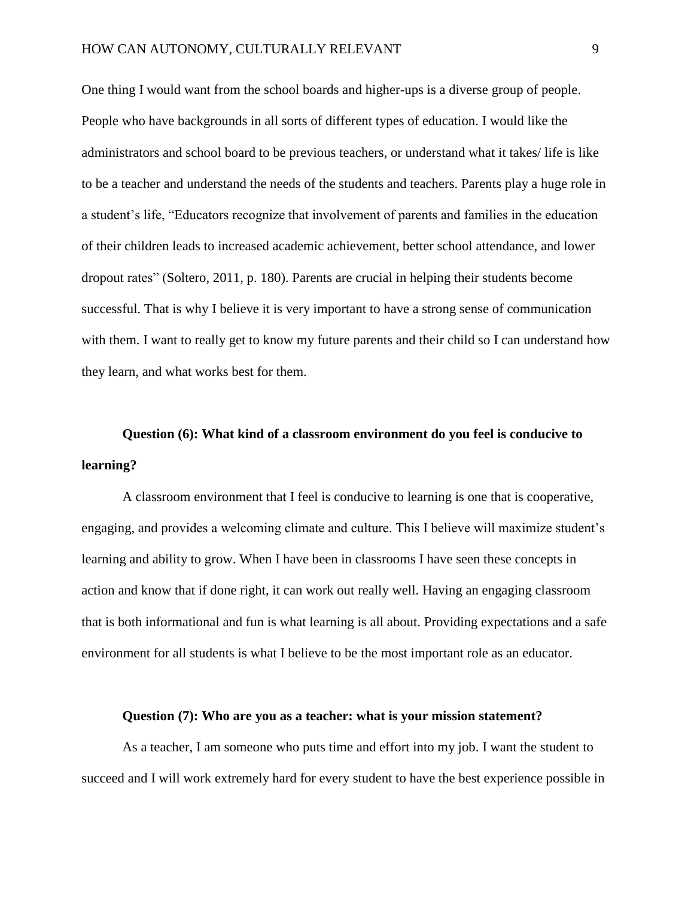One thing I would want from the school boards and higher-ups is a diverse group of people. People who have backgrounds in all sorts of different types of education. I would like the administrators and school board to be previous teachers, or understand what it takes/ life is like to be a teacher and understand the needs of the students and teachers. Parents play a huge role in a student's life, "Educators recognize that involvement of parents and families in the education of their children leads to increased academic achievement, better school attendance, and lower dropout rates" (Soltero, 2011, p. 180). Parents are crucial in helping their students become successful. That is why I believe it is very important to have a strong sense of communication with them. I want to really get to know my future parents and their child so I can understand how they learn, and what works best for them.

**Question (6): What kind of a classroom environment do you feel is conducive to learning?**

A classroom environment that I feel is conducive to learning is one that is cooperative, engaging, and provides a welcoming climate and culture. This I believe will maximize student's learning and ability to grow. When I have been in classrooms I have seen these concepts in action and know that if done right, it can work out really well. Having an engaging classroom that is both informational and fun is what learning is all about. Providing expectations and a safe environment for all students is what I believe to be the most important role as an educator.

**Question (7): Who are you as a teacher: what is your mission statement?**

As a teacher, I am someone who puts time and effort into my job. I want the student to succeed and I will work extremely hard for every student to have the best experience possible in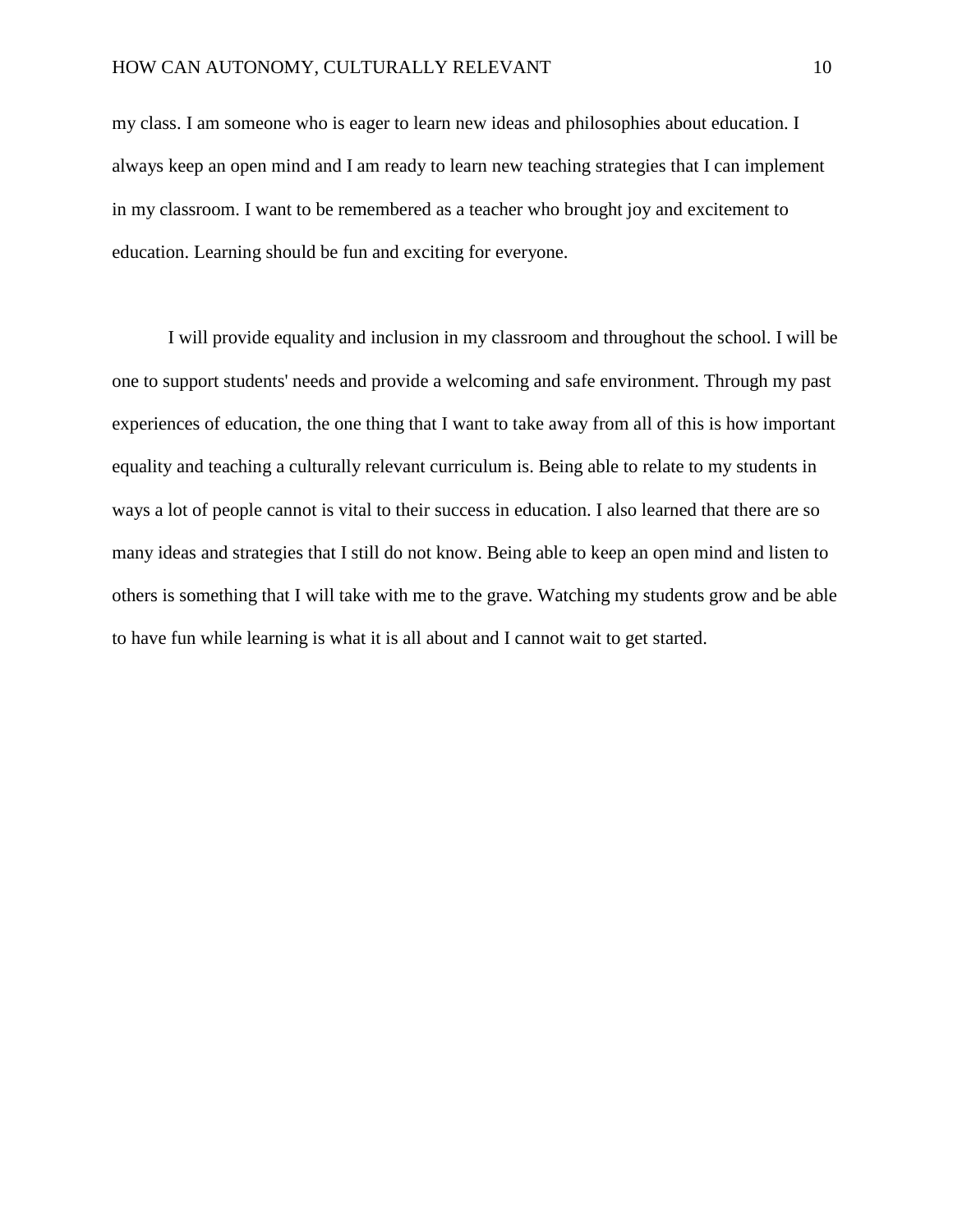my class. I am someone who is eager to learn new ideas and philosophies about education. I always keep an open mind and I am ready to learn new teaching strategies that I can implement in my classroom. I want to be remembered as a teacher who brought joy and excitement to education. Learning should be fun and exciting for everyone.

I will provide equality and inclusion in my classroom and throughout the school. I will be one to support students' needs and provide a welcoming and safe environment. Through my past experiences of education, the one thing that I want to take away from all of this is how important equality and teaching a culturally relevant curriculum is. Being able to relate to my students in ways a lot of people cannot is vital to their success in education. I also learned that there are so many ideas and strategies that I still do not know. Being able to keep an open mind and listen to others is something that I will take with me to the grave. Watching my students grow and be able to have fun while learning is what it is all about and I cannot wait to get started.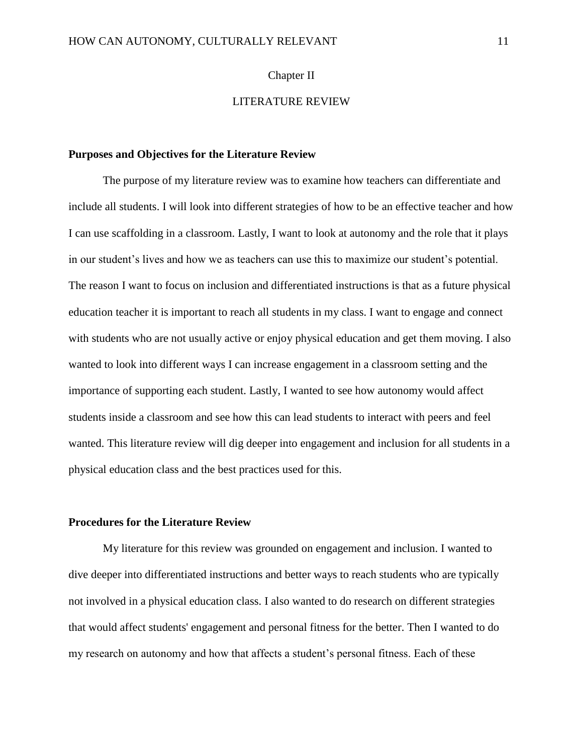# Chapter II

# LITERATURE REVIEW

## Purposes and Objectives for the Literature Review

The purpose of my literature review was to examine how teachers can differentiate and include all students. I will look into different strategies of how to be an effective teacher and how I can use scaffolding in a classroom. Lastly, I want to look at autonomy and the role that it plays in our student's lives and how we as teachers can use this to maximize our student's potential. The reason I want to focus on inclusion and differentiated instructions is that as a future physical education teacher it is important to reach all students in my class. I want to engage and connect with students who are not usually active or enjoy physical education and get them moving. I also wanted to look into different ways I can increase engagement in a classroom setting and the importance of supporting each student. Lastly, I wanted to see how autonomy would affect students inside a classroom and see how this can lead students to interact with peers and feel wanted. This literature review will dig deeper into engagement and inclusion for all students in a physical education class and the best practices used for this.

## Procedures for the Literature Review

My literature for this review was grounded on engagement and inclusion. I wanted to dive deeper into differentiated instructions and better ways to reach students who are typically not involved in a physical education class. I also wanted to do research on different strategies that would affect students' engagement and personal fitness for the better. Then I wanted to do my research on autonomy and how that affects a student's personal fitness. Each of these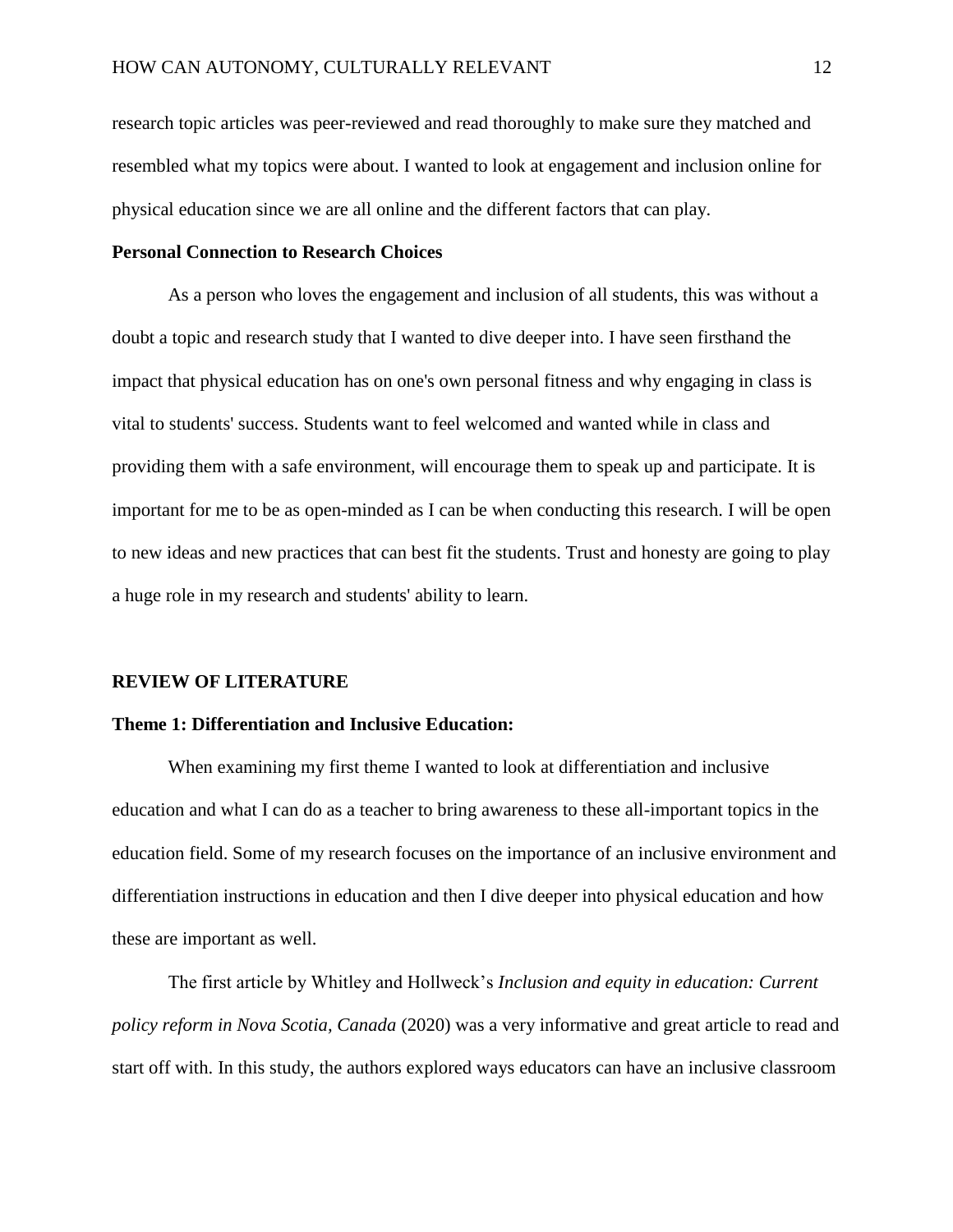research topic articles was peer-reviewed and read thoroughly to make sure they matched and resembled what my topics were about. I wanted to look at engagement and inclusion online for physical education since we are all online and the different factors that can play.

**Personal Connection to Research Choices**

As a person who loves the engagement and inclusion of all students, this was without a doubt a topic and research study that I wanted to dive deeper into. I have seen firsthand the impact that physical education has on one's own personal fitness and why engaging in class is vital to students' success. Students want to feel welcomed and wanted while in class and providing them with a safe environment, will encourage them to speak up and participate. It is important for me to be as open-minded as I can be when conducting this research. I will be open to new ideas and new practices that can best fit the students. Trust and honesty are going to play a huge role in my research and students' ability to learn.

## REVIEW OF LITERATURE

### Theme 1: Differentiation and Inclusive Education:

When examining my first theme I wanted to look at differentiation and inclusive education and what I can do as a teacher to bring awareness to these all-important topics in the education field. Some of my research focuses on the importance of an inclusive environment and differentiation instructions in education and then I dive deeper into physical education and how these are important as well.

The first article by Whitley and Hollweck's *Inclusion and equity in education: Current policy reform in Nova Scotia, Canada* (2020) was a very informative and great article to read and start off with. In this study, the authors explored ways educators can have an inclusive classroom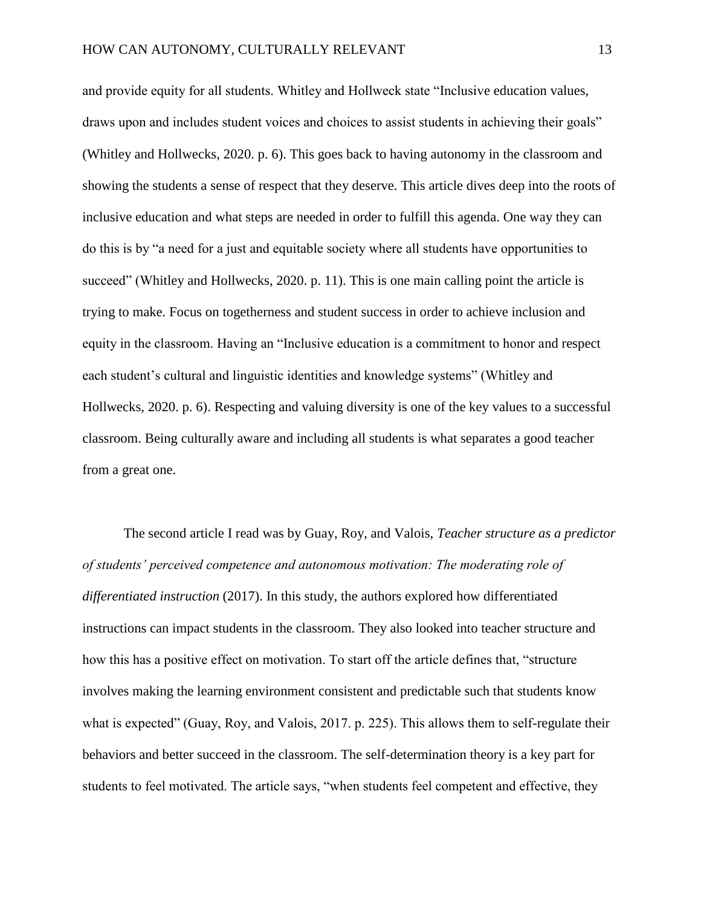and provide equity for all students. Whitley and Hollweck state "Inclusive education values, draws upon and includes student voices and choices to assist students in achieving their goals" (Whitley and Hollwecks, 2020. p. 6). This goes back to having autonomy in the classroom and showing the students a sense of respect that they deserve. This article dives deep into the roots of inclusive education and what steps are needed in order to fulfill this agenda. One way they can do this is by "a need for a just and equitable society where all students have opportunities to succeed" (Whitley and Hollwecks, 2020. p. 11). This is one main calling point the article is trying to make. Focus on togetherness and student success in order to achieve inclusion and equity in the classroom. Having an "Inclusive education is a commitment to honor and respect each student's cultural and linguistic identities and knowledge systems" (Whitley and Hollwecks, 2020. p. 6). Respecting and valuing diversity is one of the key values to a successful classroom. Being culturally aware and including all students is what separates a good teacher from a great one.

The second article I read was by Guay, Roy, and Valois, *Teacher structure as a predictor of students' perceived competence and autonomous motivation: The moderating role of differentiated instruction* (2017). In this study, the authors explored how differentiated instructions can impact students in the classroom. They also looked into teacher structure and how this has a positive effect on motivation. To start off the article defines that, "structure involves making the learning environment consistent and predictable such that students know what is expected" (Guay, Roy, and Valois, 2017. p. 225). This allows them to self-regulate their behaviors and better succeed in the classroom. The self-determination theory is a key part for students to feel motivated. The article says, "when students feel competent and effective, they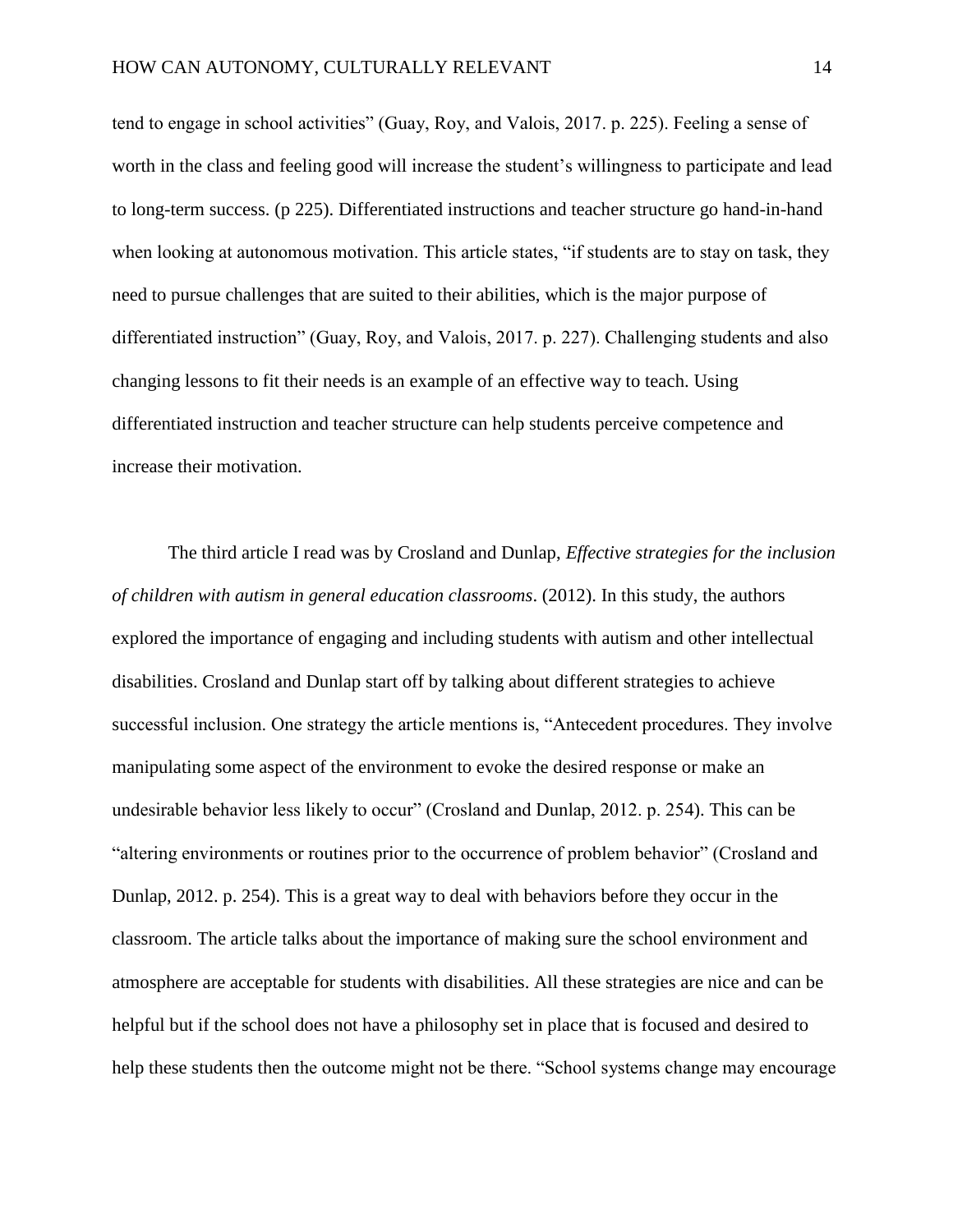tend to engage in school activities" (Guay, Roy, and Valois, 2017. p. 225). Feeling a sense of worth in the class and feeling good will increase the student's willingness to participate and lead to long-term success. (p 225). Differentiated instructions and teacher structure go hand-in-hand when looking at autonomous motivation. This article states, "if students are to stay on task, they need to pursue challenges that are suited to their abilities, which is the major purpose of differentiated instruction" (Guay, Roy, and Valois, 2017. p. 227). Challenging students and also changing lessons to fit their needs is an example of an effective way to teach. Using differentiated instruction and teacher structure can help students perceive competence and increase their motivation.

The third article I read was by Crosland and Dunlap, *Effective strategies for the inclusion of children with autism in general education classrooms*. (2012). In this study, the authors explored the importance of engaging and including students with autism and other intellectual disabilities. Crosland and Dunlap start off by talking about different strategies to achieve successful inclusion. One strategy the article mentions is, "Antecedent procedures. They involve manipulating some aspect of the environment to evoke the desired response or make an undesirable behavior less likely to occur" (Crosland and Dunlap, 2012. p. 254). This can be "altering environments or routines prior to the occurrence of problem behavior" (Crosland and Dunlap, 2012. p. 254). This is a great way to deal with behaviors before they occur in the classroom. The article talks about the importance of making sure the school environment and atmosphere are acceptable for students with disabilities. All these strategies are nice and can be helpful but if the school does not have a philosophy set in place that is focused and desired to help these students then the outcome might not be there. "School systems change may encourage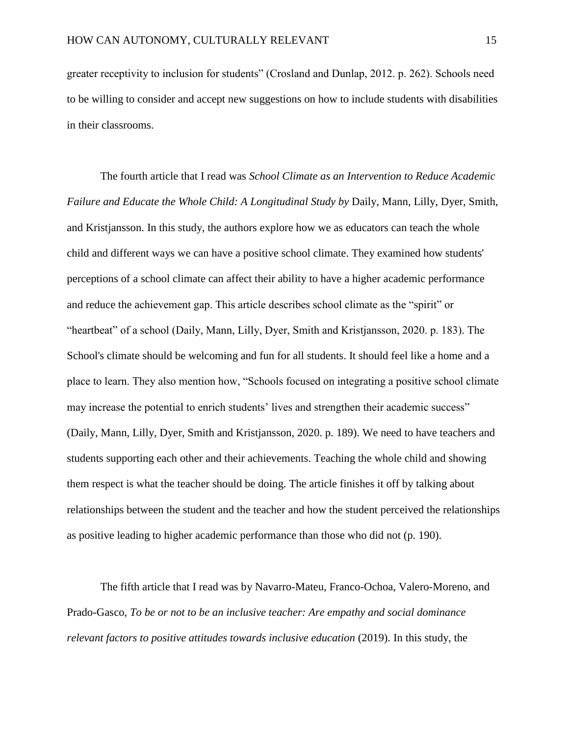greater receptivity to inclusion for students" (Crosland and Dunlap, 2012. p. 262). Schools need to be willing to consider and accept new suggestions on how to include students with disabilities in their classrooms.

The fourth article that I read was *School Climate as an Intervention to Reduce Academic Failure and Educate the Whole Child: A Longitudinal Study by* Daily, Mann, Lilly, Dyer, Smith, and Kristjansson. In this study, the authors explore how we as educators can teach the whole child and different ways we can have a positive school climate. They examined how students' perceptions of a school climate can affect their ability to have a higher academic performance and reduce the achievement gap. This article describes school climate as the "spirit" or "heartbeat" of a school (Daily, Mann, Lilly, Dyer, Smith and Kristjansson, 2020. p. 183). The School's climate should be welcoming and fun for all students. It should feel like a home and a place to learn. They also mention how, "Schools focused on integrating a positive school climate may increase the potential to enrich students' lives and strengthen their academic success" (Daily, Mann, Lilly, Dyer, Smith and Kristjansson, 2020. p. 189). We need to have teachers and students supporting each other and their achievements. Teaching the whole child and showing them respect is what the teacher should be doing. The article finishes it off by talking about relationships between the student and the teacher and how the student perceived the relationships as positive leading to higher academic performance than those who did not (p. 190).

The fifth article that I read was by Navarro-Mateu, Franco-Ochoa, Valero-Moreno, and Prado-Gasco, *To be or not to be an inclusive teacher: Are empathy and social dominance relevant factors to positive attitudes towards inclusive education* (2019). In this study, the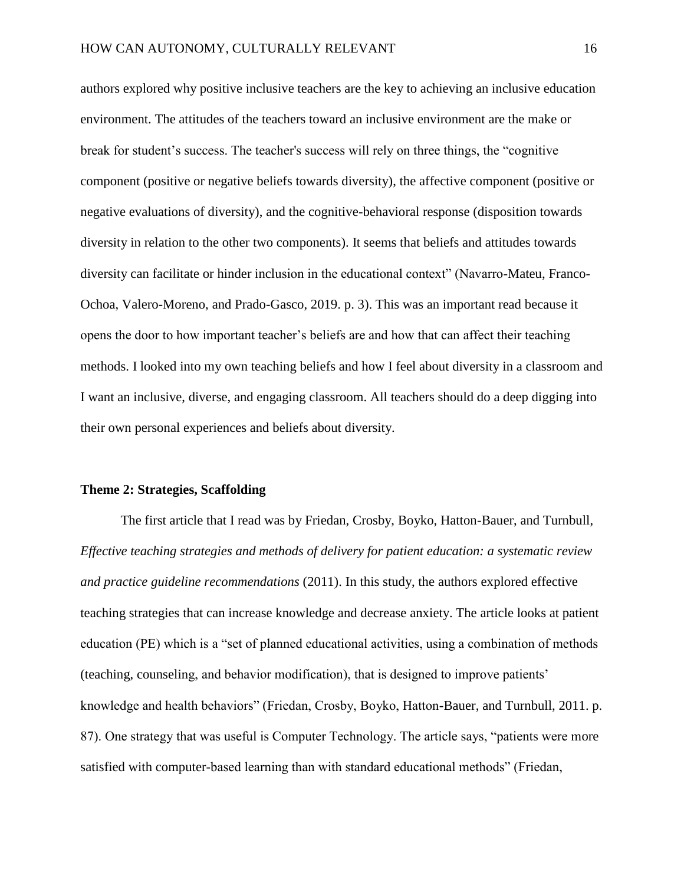authors explored why positive inclusive teachers are the key to achieving an inclusive education environment. The attitudes of the teachers toward an inclusive environment are the make or break for student's success. The teacher's success will rely on three things, the "cognitive component (positive or negative beliefs towards diversity), the affective component (positive or negative evaluations of diversity), and the cognitive-behavioral response (disposition towards diversity in relation to the other two components). It seems that beliefs and attitudes towards diversity can facilitate or hinder inclusion in the educational context" (Navarro-Mateu, Franco-Ochoa, Valero-Moreno, and Prado-Gasco, 2019. p. 3). This was an important read because it opens the door to how important teacher's beliefs are and how that can affect their teaching methods. I looked into my own teaching beliefs and how I feel about diversity in a classroom and I want an inclusive, diverse, and engaging classroom. All teachers should do a deep digging into their own personal experiences and beliefs about diversity.

**Theme 2: Strategies, Scaffolding**

The first article that I read was by Friedan, Crosby, Boyko, Hatton-Bauer, and Turnbull, *Effective teaching strategies and methods of delivery for patient education: a systematic review and practice guideline recommendations* (2011). In this study, the authors explored effective teaching strategies that can increase knowledge and decrease anxiety. The article looks at patient education (PE) which is a "set of planned educational activities, using a combination of methods (teaching, counseling, and behavior modification), that is designed to improve patients' knowledge and health behaviors" (Friedan, Crosby, Boyko, Hatton-Bauer, and Turnbull, 2011. p. 87). One strategy that was useful is Computer Technology. The article says, "patients were more satisfied with computer-based learning than with standard educational methods" (Friedan,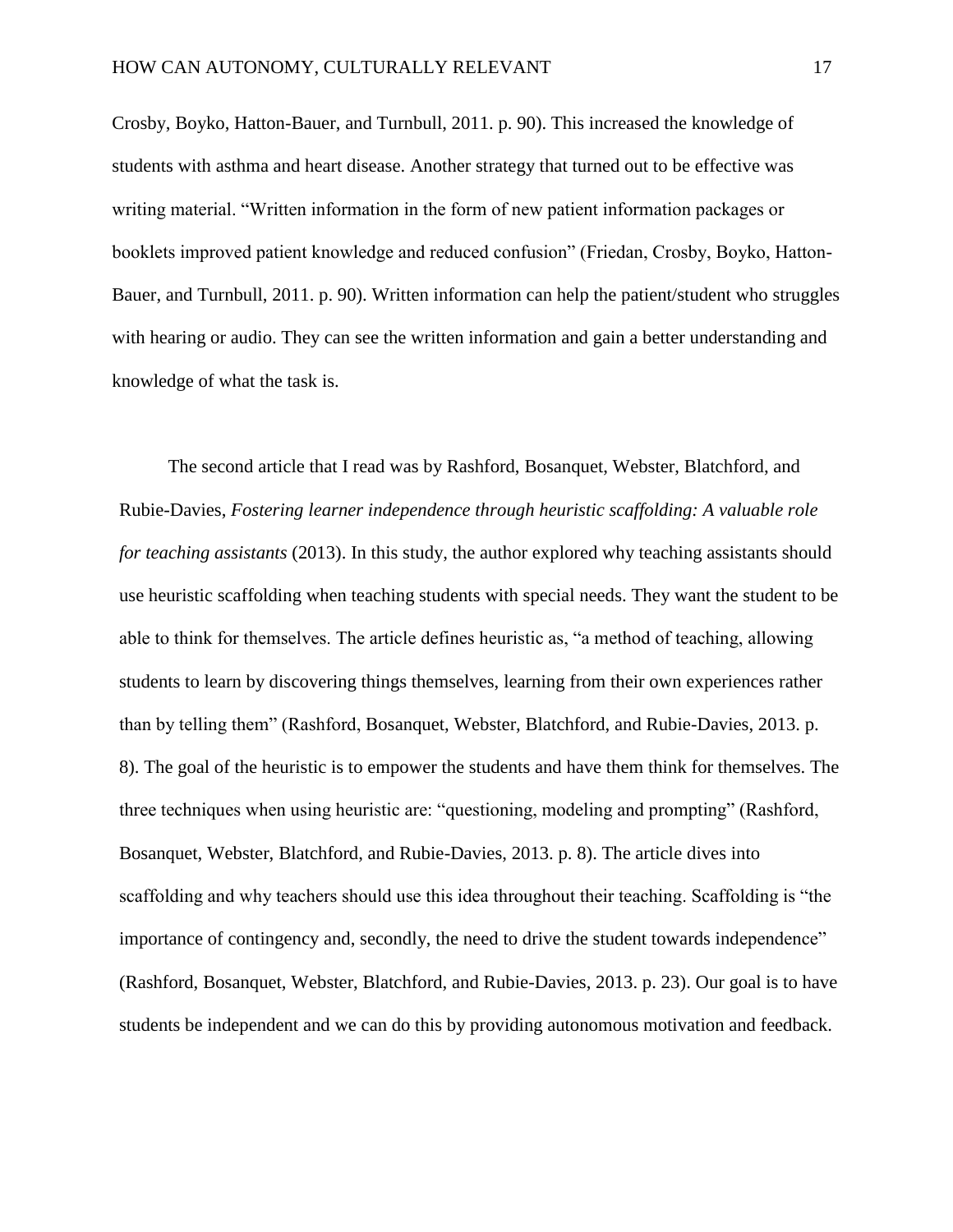Crosby, Boyko, Hatton-Bauer, and Turnbull, 2011. p. 90). This increased the knowledge of students with asthma and heart disease. Another strategy that turned out to be effective was writing material. "Written information in the form of new patient information packages or booklets improved patient knowledge and reduced confusion" (Friedan, Crosby, Boyko, Hatton-Bauer, and Turnbull, 2011. p. 90). Written information can help the patient/student who struggles with hearing or audio. They can see the written information and gain a better understanding and knowledge of what the task is.

The second article that I read was by Rashford, Bosanquet, Webster, Blatchford, and Rubie-Davies, *Fostering learner independence through heuristic scaffolding: A valuable role for teaching assistants* (2013). In this study, the author explored why teaching assistants should use heuristic scaffolding when teaching students with special needs. They want the student to be able to think for themselves. The article defines heuristic as, "a method of teaching, allowing students to learn by discovering things themselves, learning from their own experiences rather than by telling them" (Rashford, Bosanquet, Webster, Blatchford, and Rubie-Davies, 2013. p. 8). The goal of the heuristic is to empower the students and have them think for themselves. The three techniques when using heuristic are: "questioning, modeling and prompting" (Rashford, Bosanquet, Webster, Blatchford, and Rubie-Davies, 2013. p. 8). The article dives into scaffolding and why teachers should use this idea throughout their teaching. Scaffolding is "the importance of contingency and, secondly, the need to drive the student towards independence" (Rashford, Bosanquet, Webster, Blatchford, and Rubie-Davies, 2013. p. 23). Our goal is to have students be independent and we can do this by providing autonomous motivation and feedback.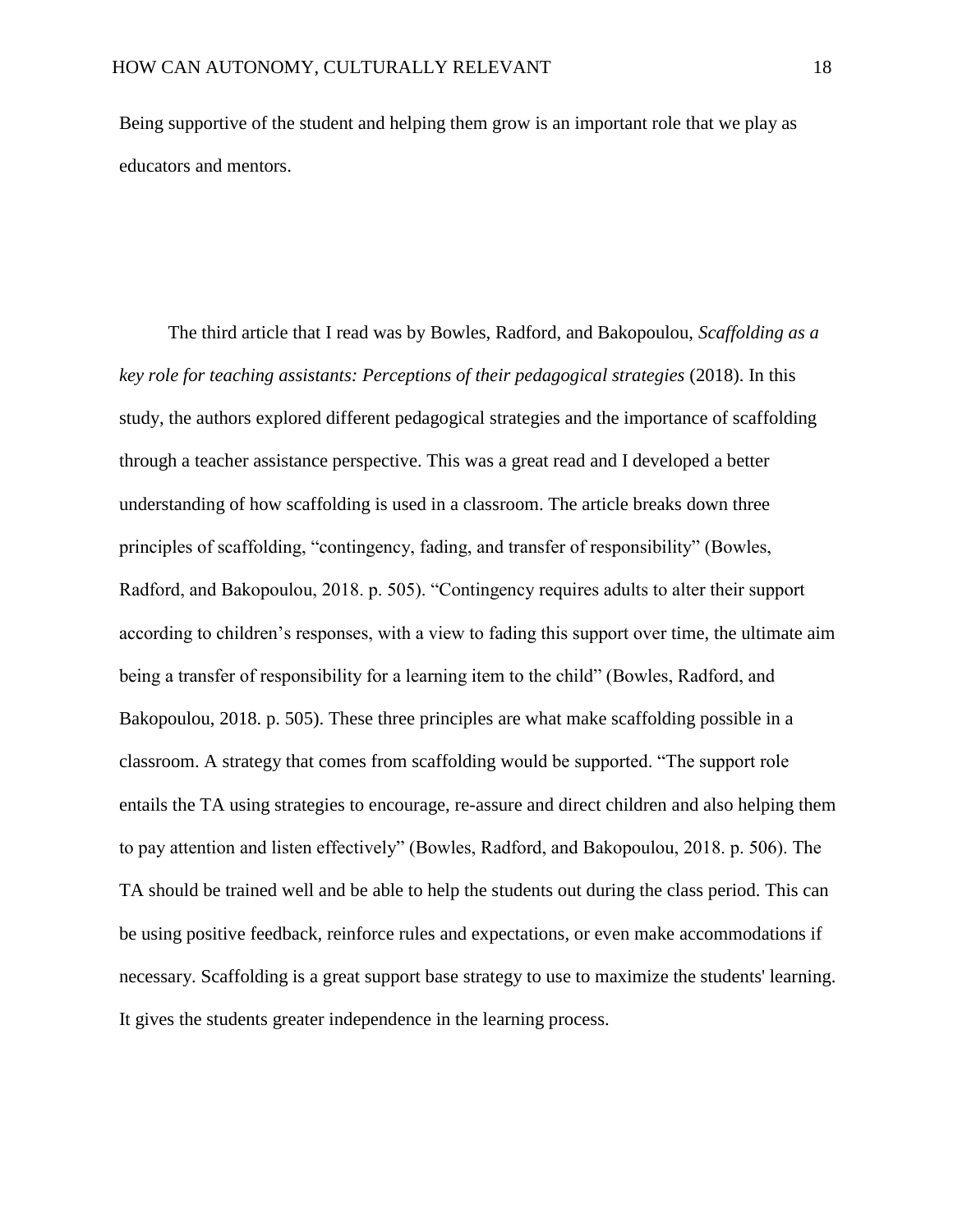Being supportive of the student and helping them grow is an important role that we play as educators and mentors.

The third article that I read was by Bowles, Radford, and Bakopoulou, *Scaffolding as a key role for teaching assistants: Perceptions of their pedagogical strategies* (2018). In this study, the authors explored different pedagogical strategies and the importance of scaffolding through a teacher assistance perspective. This was a great read and I developed a better understanding of how scaffolding is used in a classroom. The article breaks down three principles of scaffolding, "contingency, fading, and transfer of responsibility" (Bowles, Radford, and Bakopoulou, 2018. p. 505). "Contingency requires adults to alter their support according to children's responses, with a view to fading this support over time, the ultimate aim being a transfer of responsibility for a learning item to the child" (Bowles, Radford, and Bakopoulou, 2018. p. 505). These three principles are what make scaffolding possible in a classroom. A strategy that comes from scaffolding would be supported. "The support role entails the TA using strategies to encourage, re-assure and direct children and also helping them to pay attention and listen effectively" (Bowles, Radford, and Bakopoulou, 2018. p. 506). The TA should be trained well and be able to help the students out during the class period. This can be using positive feedback, reinforce rules and expectations, or even make accommodations if necessary. Scaffolding is a great support base strategy to use to maximize the students' learning. It gives the students greater independence in the learning process.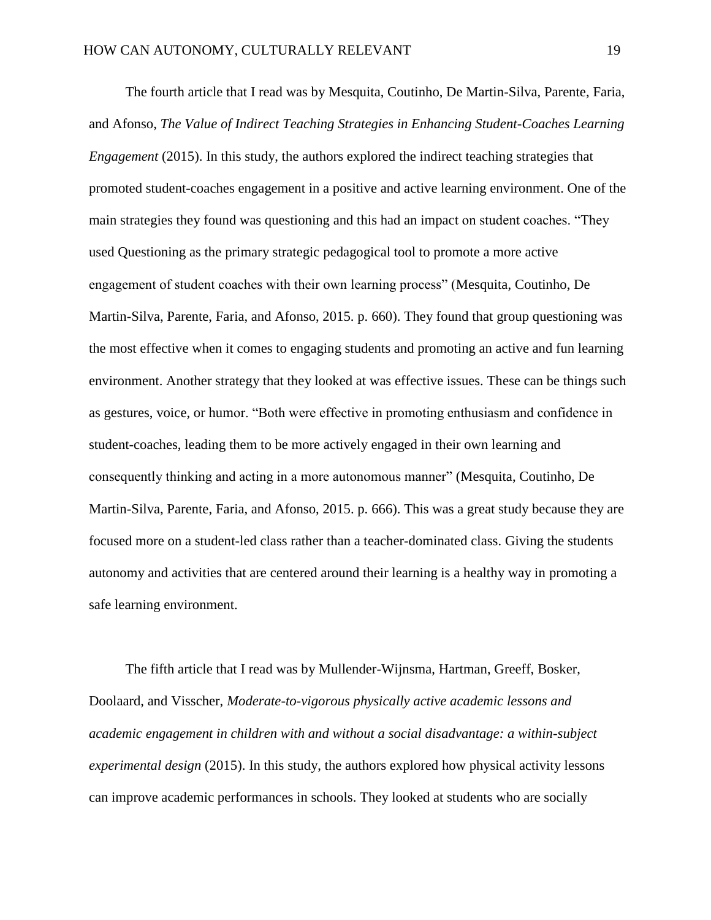The fourth article that I read was by Mesquita, Coutinho, De Martin-Silva, Parente, Faria, and Afonso, *The Value of Indirect Teaching Strategies in Enhancing Student-Coaches Learning Engagement* (2015). In this study, the authors explored the indirect teaching strategies that promoted student-coaches engagement in a positive and active learning environment. One of the main strategies they found was questioning and this had an impact on student coaches. "They used Questioning as the primary strategic pedagogical tool to promote a more active engagement of student coaches with their own learning process" (Mesquita, Coutinho, De Martin-Silva, Parente, Faria, and Afonso, 2015. p. 660). They found that group questioning was the most effective when it comes to engaging students and promoting an active and fun learning environment. Another strategy that they looked at was effective issues. These can be things such as gestures, voice, or humor. "Both were effective in promoting enthusiasm and confidence in student-coaches, leading them to be more actively engaged in their own learning and consequently thinking and acting in a more autonomous manner" (Mesquita, Coutinho, De Martin-Silva, Parente, Faria, and Afonso, 2015. p. 666). This was a great study because they are focused more on a student-led class rather than a teacher-dominated class. Giving the students autonomy and activities that are centered around their learning is a healthy way in promoting a safe learning environment.

The fifth article that I read was by Mullender-Wijnsma, Hartman, Greeff, Bosker, Doolaard, and Visscher, *Moderate-to-vigorous physically active academic lessons and academic engagement in children with and without a social disadvantage: a within-subject experimental design* (2015). In this study, the authors explored how physical activity lessons can improve academic performances in schools. They looked at students who are socially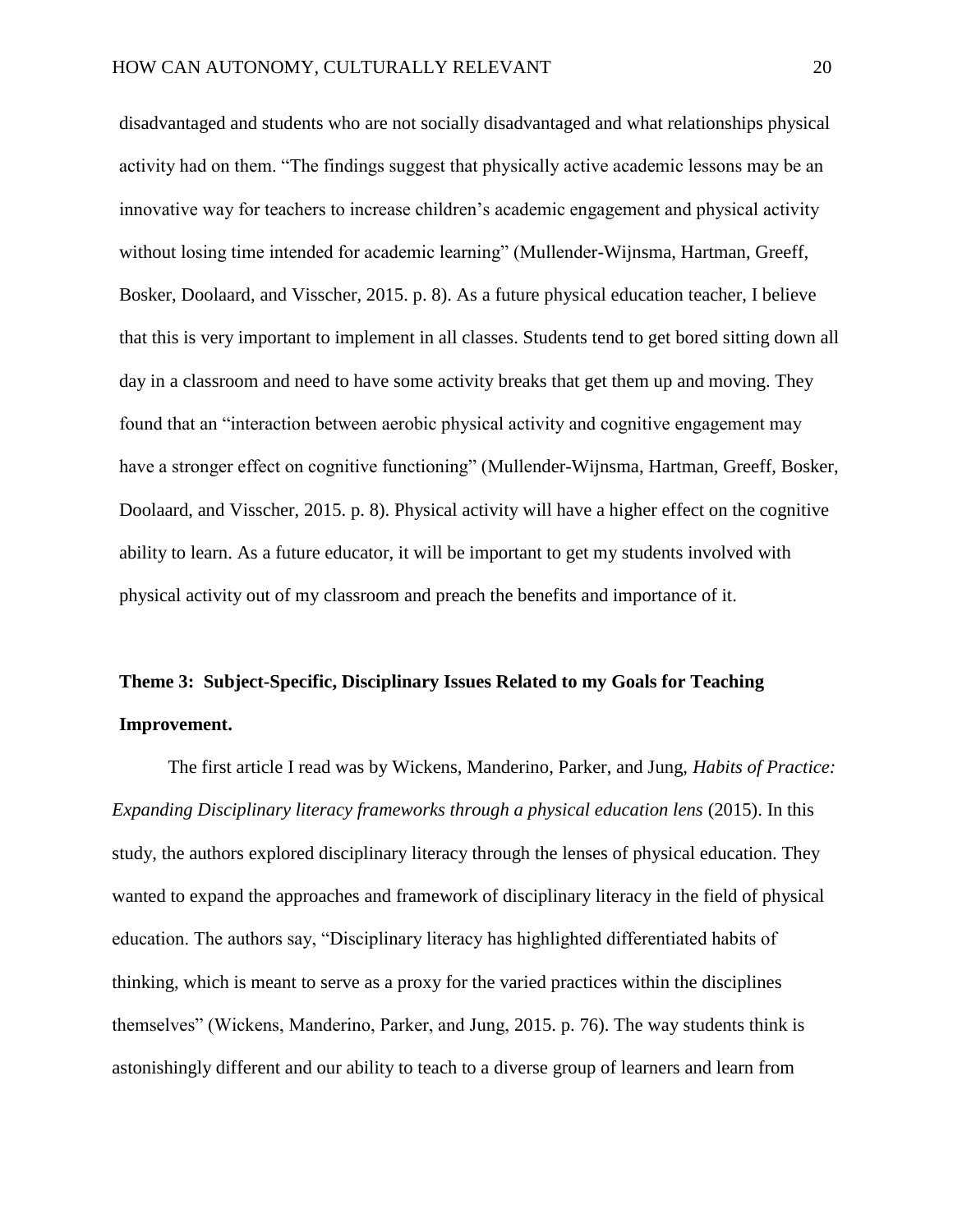disadvantaged and students who are not socially disadvantaged and what relationships physical activity had on them. "The findings suggest that physically active academic lessons may be an innovative way for teachers to increase children's academic engagement and physical activity without losing time intended for academic learning" (Mullender-Wijnsma, Hartman, Greeff, Bosker, Doolaard, and Visscher, 2015. p. 8). As a future physical education teacher, I believe that this is very important to implement in all classes. Students tend to get bored sitting down all day in a classroom and need to have some activity breaks that get them up and moving. They found that an "interaction between aerobic physical activity and cognitive engagement may have a stronger effect on cognitive functioning" (Mullender-Wijnsma, Hartman, Greeff, Bosker, Doolaard, and Visscher, 2015. p. 8). Physical activity will have a higher effect on the cognitive ability to learn. As a future educator, it will be important to get my students involved with physical activity out of my classroom and preach the benefits and importance of it.

## Theme 3: Subject-Specific, Disciplinary Issues Related to my Goals for Teaching Improvement.

The first article I read was by Wickens, Manderino, Parker, and Jung, *Habits of Practice: Expanding Disciplinary literacy frameworks through a physical education lens* (2015). In this study, the authors explored disciplinary literacy through the lenses of physical education. They wanted to expand the approaches and framework of disciplinary literacy in the field of physical education. The authors say, "Disciplinary literacy has highlighted differentiated habits of thinking, which is meant to serve as a proxy for the varied practices within the disciplines themselves" (Wickens, Manderino, Parker, and Jung, 2015. p. 76). The way students think is astonishingly different and our ability to teach to a diverse group of learners and learn from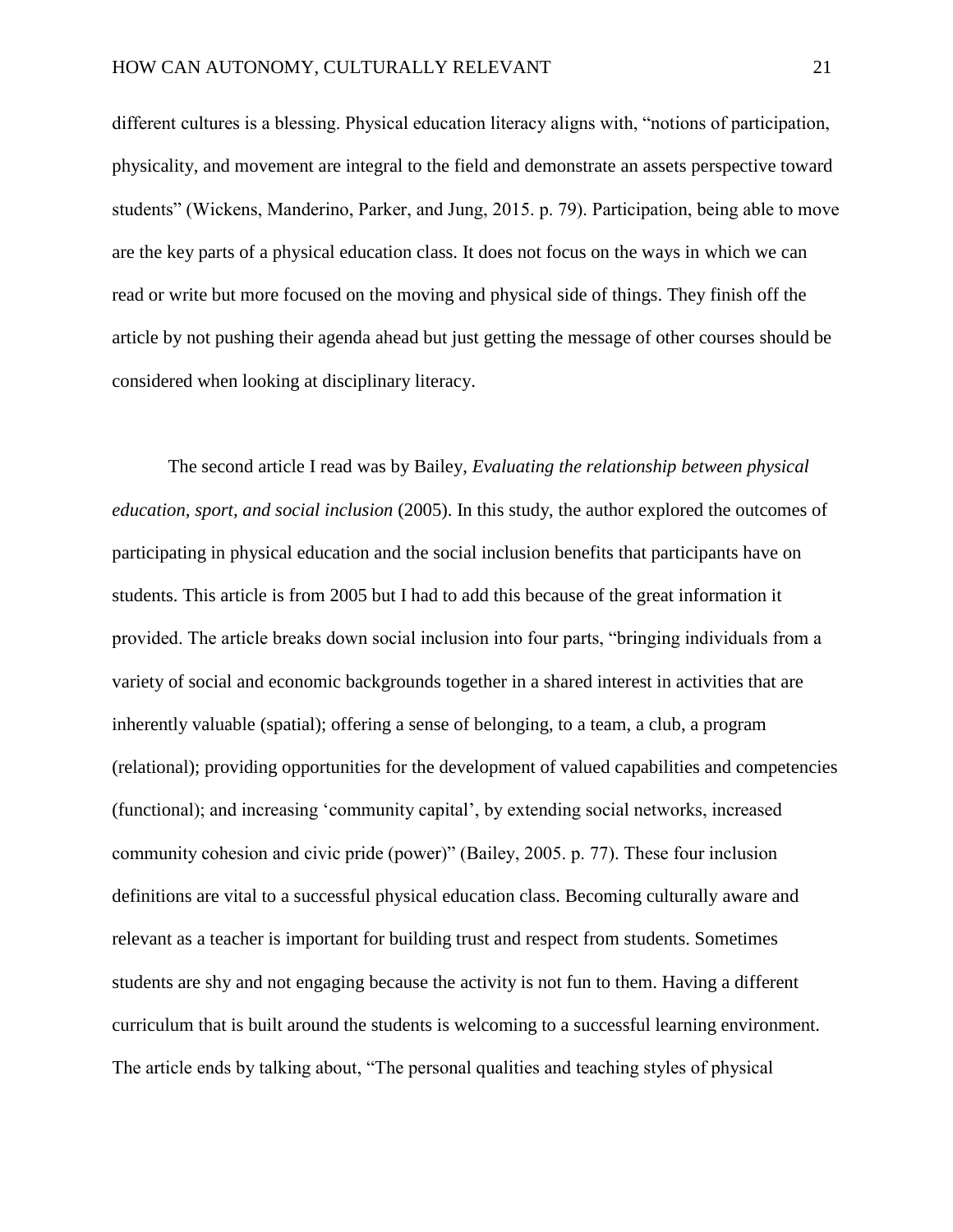different cultures is a blessing. Physical education literacy aligns with, “notions of participation, physicality, and movement are integral to the field and demonstrate an assets perspective toward students” (Wickens, Manderino, Parker, and Jung, 2015. p. 79). Participation, being able to move are the key parts of a physical education class. It does not focus on the ways in which we can read or write but more focused on the moving and physical side of things. They finish off the article by not pushing their agenda ahead but just getting the message of other courses should be considered when looking at disciplinary literacy.

The second article I read was by Bailey, *Evaluating the relationship between physical education, sport, and social inclusion* (2005). In this study, the author explored the outcomes of participating in physical education and the social inclusion benefits that participants have on students. This article is from 2005 but I had to add this because of the great information it provided. The article breaks down social inclusion into four parts, “bringing individuals from a variety of social and economic backgrounds together in a shared interest in activities that are inherently valuable (spatial); offering a sense of belonging, to a team, a club, a program (relational); providing opportunities for the development of valued capabilities and competencies (functional); and increasing ‘community capital’, by extending social networks, increased community cohesion and civic pride (power)” (Bailey, 2005. p. 77). These four inclusion definitions are vital to a successful physical education class. Becoming culturally aware and relevant as a teacher is important for building trust and respect from students. Sometimes students are shy and not engaging because the activity is not fun to them. Having a different curriculum that is built around the students is welcoming to a successful learning environment. The article ends by talking about, “The personal qualities and teaching styles of physical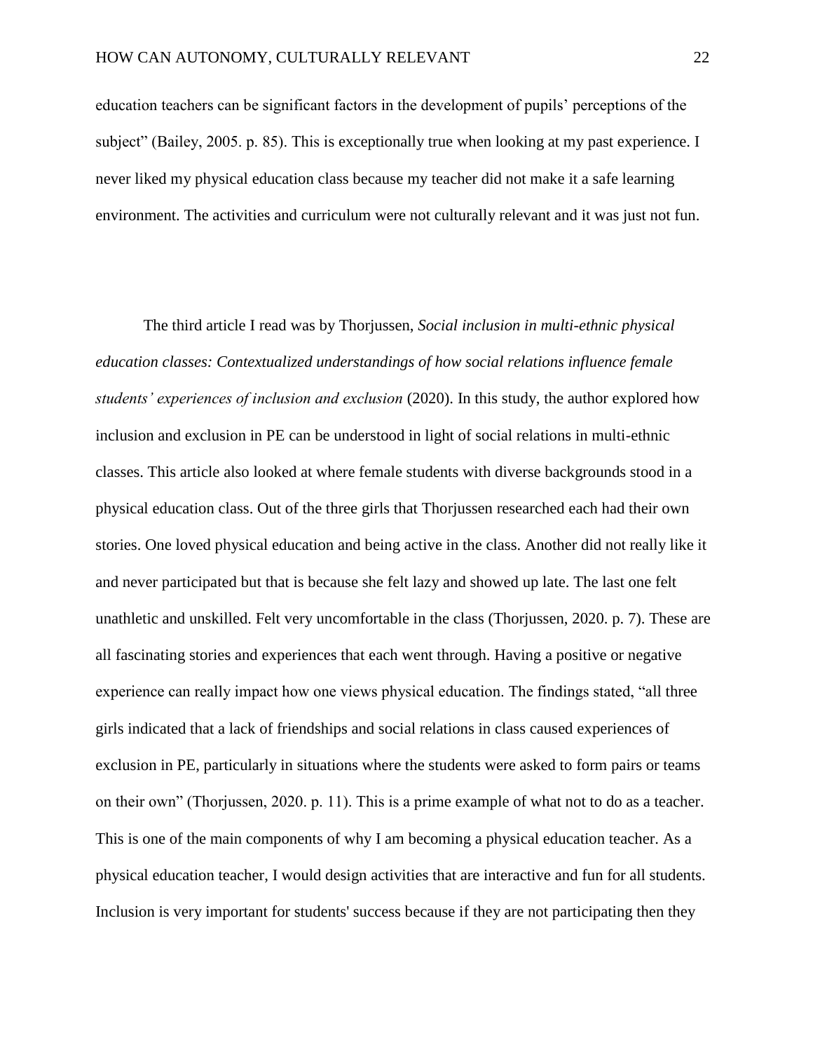education teachers can be significant factors in the development of pupils' perceptions of the subject" (Bailey, 2005. p. 85). This is exceptionally true when looking at my past experience. I never liked my physical education class because my teacher did not make it a safe learning environment. The activities and curriculum were not culturally relevant and it was just not fun.

The third article I read was by Thorjussen, *Social inclusion in multi-ethnic physical education classes: Contextualized understandings of how social relations influence female students' experiences of inclusion and exclusion* (2020). In this study, the author explored how inclusion and exclusion in PE can be understood in light of social relations in multi-ethnic classes. This article also looked at where female students with diverse backgrounds stood in a physical education class. Out of the three girls that Thorjussen researched each had their own stories. One loved physical education and being active in the class. Another did not really like it and never participated but that is because she felt lazy and showed up late. The last one felt unathletic and unskilled. Felt very uncomfortable in the class (Thorjussen, 2020. p. 7). These are all fascinating stories and experiences that each went through. Having a positive or negative experience can really impact how one views physical education. The findings stated, "all three girls indicated that a lack of friendships and social relations in class caused experiences of exclusion in PE, particularly in situations where the students were asked to form pairs or teams on their own" (Thorjussen, 2020. p. 11). This is a prime example of what not to do as a teacher. This is one of the main components of why I am becoming a physical education teacher. As a physical education teacher, I would design activities that are interactive and fun for all students. Inclusion is very important for students' success because if they are not participating then they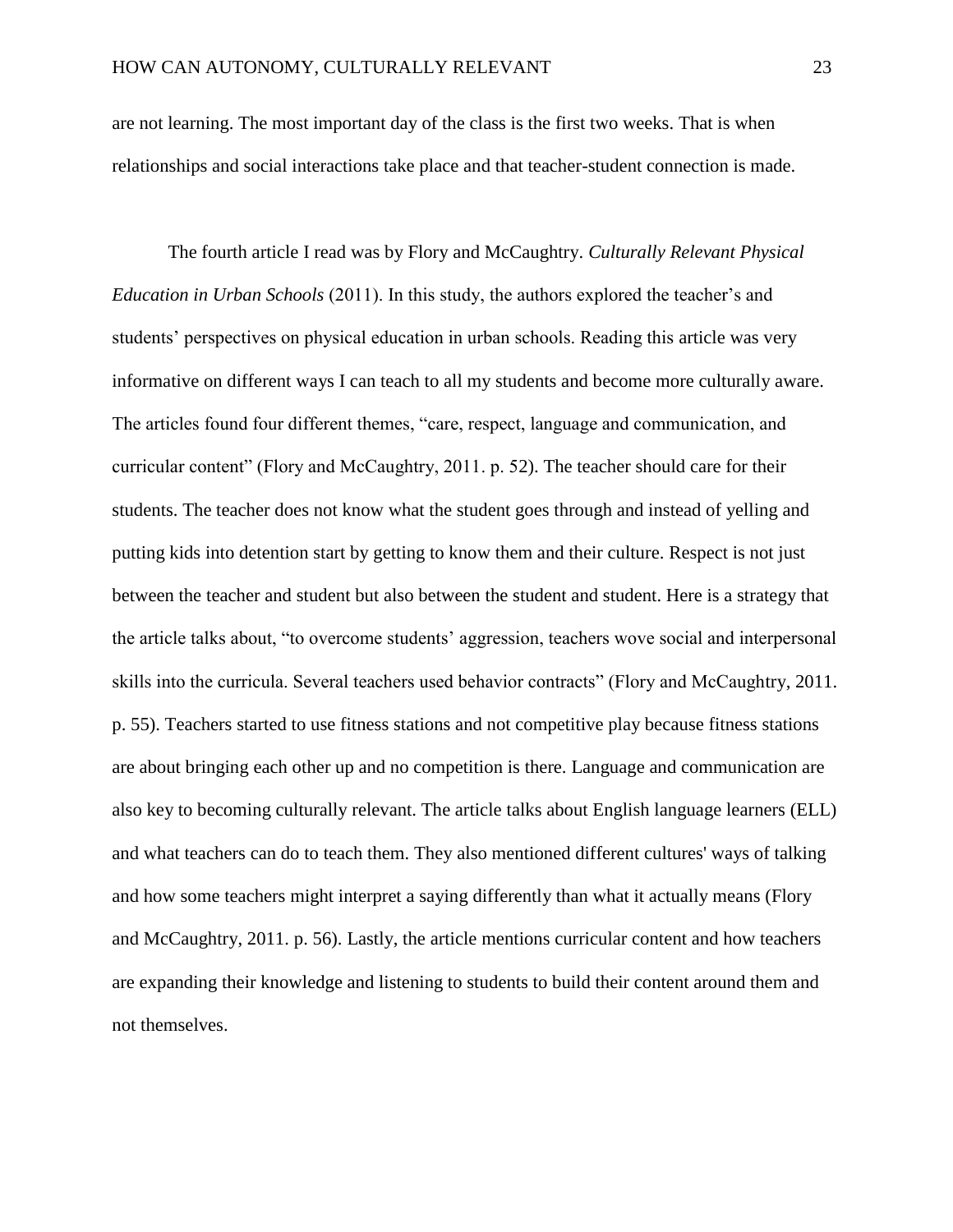are not learning. The most important day of the class is the first two weeks. That is when relationships and social interactions take place and that teacher-student connection is made.

The fourth article I read was by Flory and McCaughtry. *Culturally Relevant Physical Education in Urban Schools* (2011). In this study, the authors explored the teacher's and students' perspectives on physical education in urban schools. Reading this article was very informative on different ways I can teach to all my students and become more culturally aware. The articles found four different themes, "care, respect, language and communication, and curricular content" (Flory and McCaughtry, 2011. p. 52). The teacher should care for their students. The teacher does not know what the student goes through and instead of yelling and putting kids into detention start by getting to know them and their culture. Respect is not just between the teacher and student but also between the student and student. Here is a strategy that the article talks about, "to overcome students' aggression, teachers wove social and interpersonal skills into the curricula. Several teachers used behavior contracts" (Flory and McCaughtry, 2011. p. 55). Teachers started to use fitness stations and not competitive play because fitness stations are about bringing each other up and no competition is there. Language and communication are also key to becoming culturally relevant. The article talks about English language learners (ELL) and what teachers can do to teach them. They also mentioned different cultures' ways of talking and how some teachers might interpret a saying differently than what it actually means (Flory and McCaughtry, 2011. p. 56). Lastly, the article mentions curricular content and how teachers are expanding their knowledge and listening to students to build their content around them and not themselves.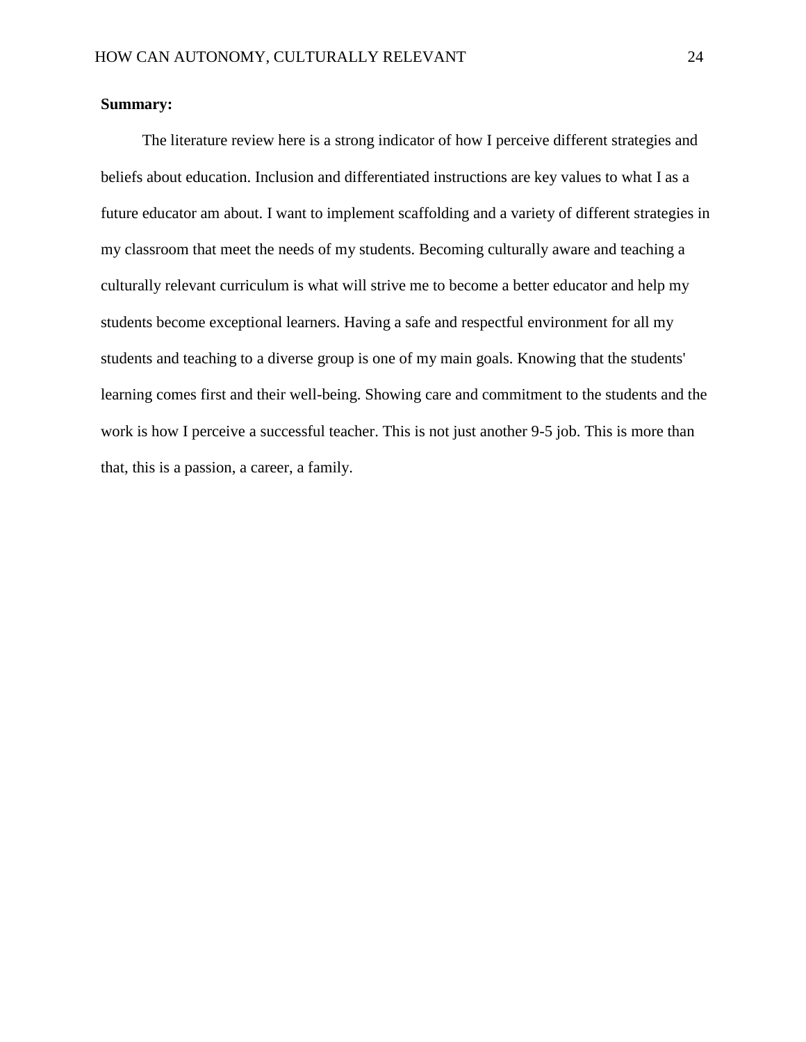**Summary:**

The literature review here is a strong indicator of how I perceive different strategies and beliefs about education. Inclusion and differentiated instructions are key values to what I as a future educator am about. I want to implement scaffolding and a variety of different strategies in my classroom that meet the needs of my students. Becoming culturally aware and teaching a culturally relevant curriculum is what will strive me to become a better educator and help my students become exceptional learners. Having a safe and respectful environment for all my students and teaching to a diverse group is one of my main goals. Knowing that the students' learning comes first and their well-being. Showing care and commitment to the students and the work is how I perceive a successful teacher. This is not just another 9-5 job. This is more than that, this is a passion, a career, a family.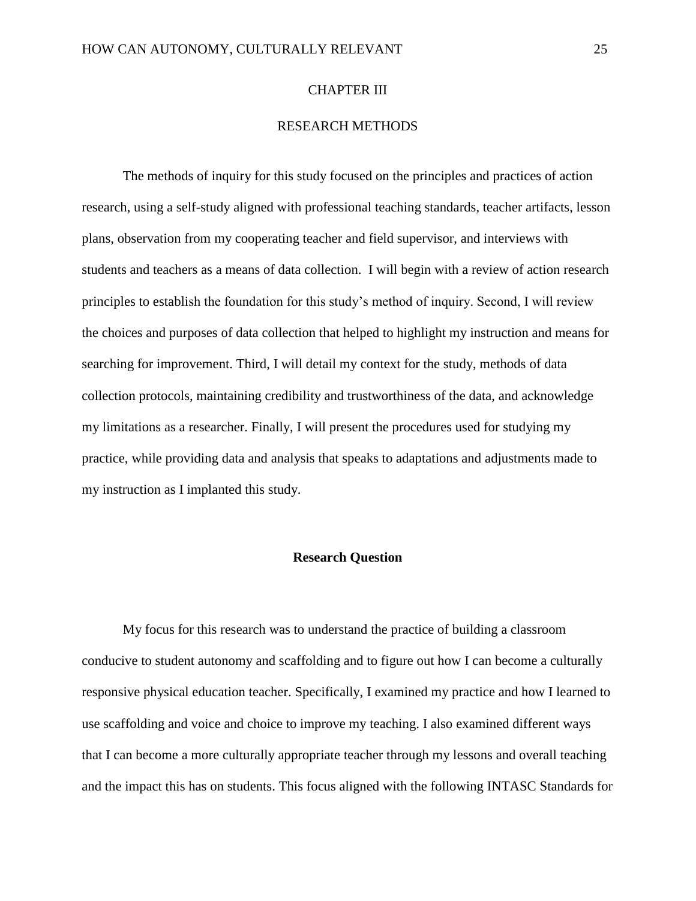# CHAPTER III

# RESEARCH METHODS

The methods of inquiry for this study focused on the principles and practices of action research, using a self-study aligned with professional teaching standards, teacher artifacts, lesson plans, observation from my cooperating teacher and field supervisor, and interviews with students and teachers as a means of data collection. I will begin with a review of action research principles to establish the foundation for this study's method of inquiry. Second, I will review the choices and purposes of data collection that helped to highlight my instruction and means for searching for improvement. Third, I will detail my context for the study, methods of data collection protocols, maintaining credibility and trustworthiness of the data, and acknowledge my limitations as a researcher. Finally, I will present the procedures used for studying my practice, while providing data and analysis that speaks to adaptations and adjustments made to my instruction as I implanted this study.

## Research Question

My focus for this research was to understand the practice of building a classroom conducive to student autonomy and scaffolding and to figure out how I can become a culturally responsive physical education teacher. Specifically, I examined my practice and how I learned to use scaffolding and voice and choice to improve my teaching. I also examined different ways that I can become a more culturally appropriate teacher through my lessons and overall teaching and the impact this has on students. This focus aligned with the following INTASC Standards for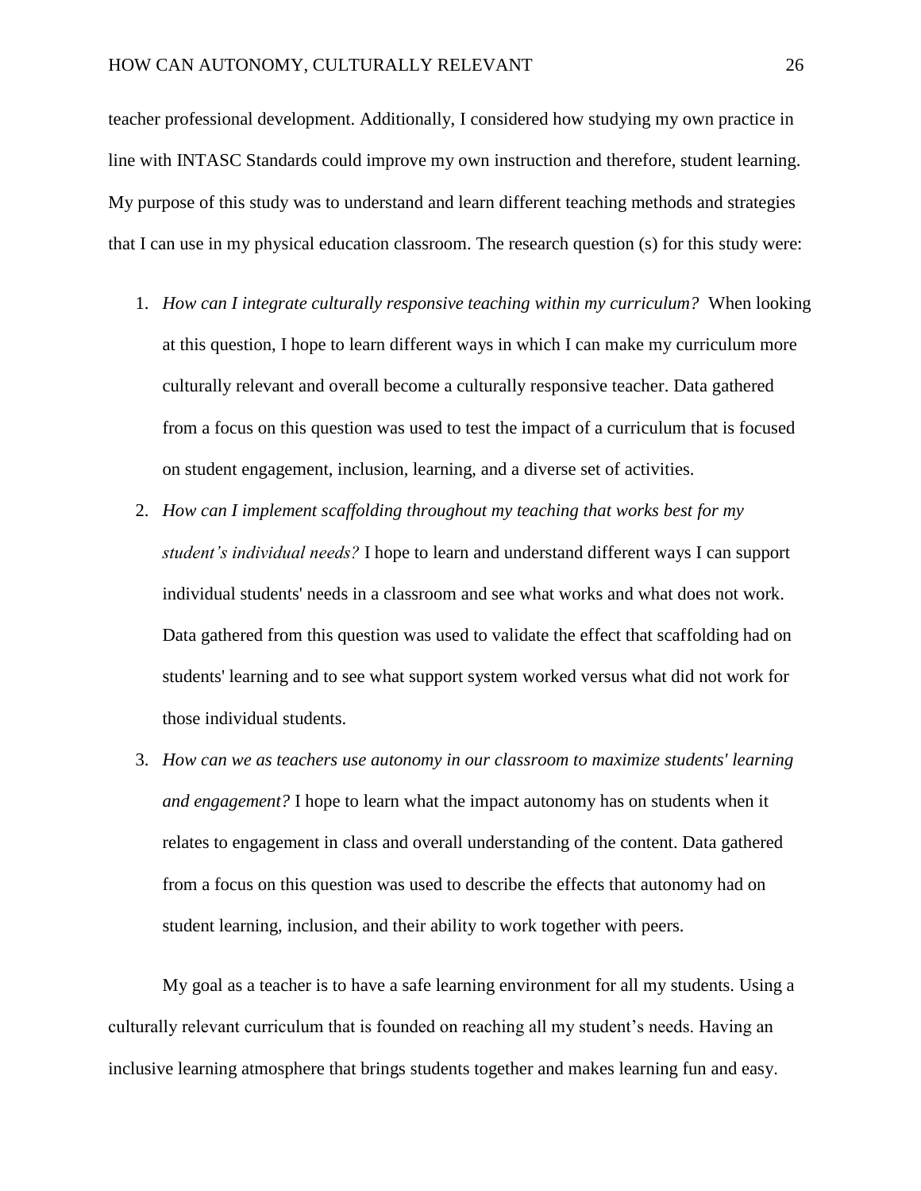teacher professional development. Additionally, I considered how studying my own practice in line with INTASC Standards could improve my own instruction and therefore, student learning. My purpose of this study was to understand and learn different teaching methods and strategies that I can use in my physical education classroom. The research question (s) for this study were:

1. *How can I integrate culturally responsive teaching within my curriculum?* When looking at this question, I hope to learn different ways in which I can make my curriculum more culturally relevant and overall become a culturally responsive teacher. Data gathered from a focus on this question was used to test the impact of a curriculum that is focused on student engagement, inclusion, learning, and a diverse set of activities.
2. *How can I implement scaffolding throughout my teaching that works best for my student's individual needs?* I hope to learn and understand different ways I can support individual students' needs in a classroom and see what works and what does not work. Data gathered from this question was used to validate the effect that scaffolding had on students' learning and to see what support system worked versus what did not work for those individual students.
3. *How can we as teachers use autonomy in our classroom to maximize students' learning and engagement?* I hope to learn what the impact autonomy has on students when it relates to engagement in class and overall understanding of the content. Data gathered from a focus on this question was used to describe the effects that autonomy had on student learning, inclusion, and their ability to work together with peers.

My goal as a teacher is to have a safe learning environment for all my students. Using a culturally relevant curriculum that is founded on reaching all my student's needs. Having an inclusive learning atmosphere that brings students together and makes learning fun and easy.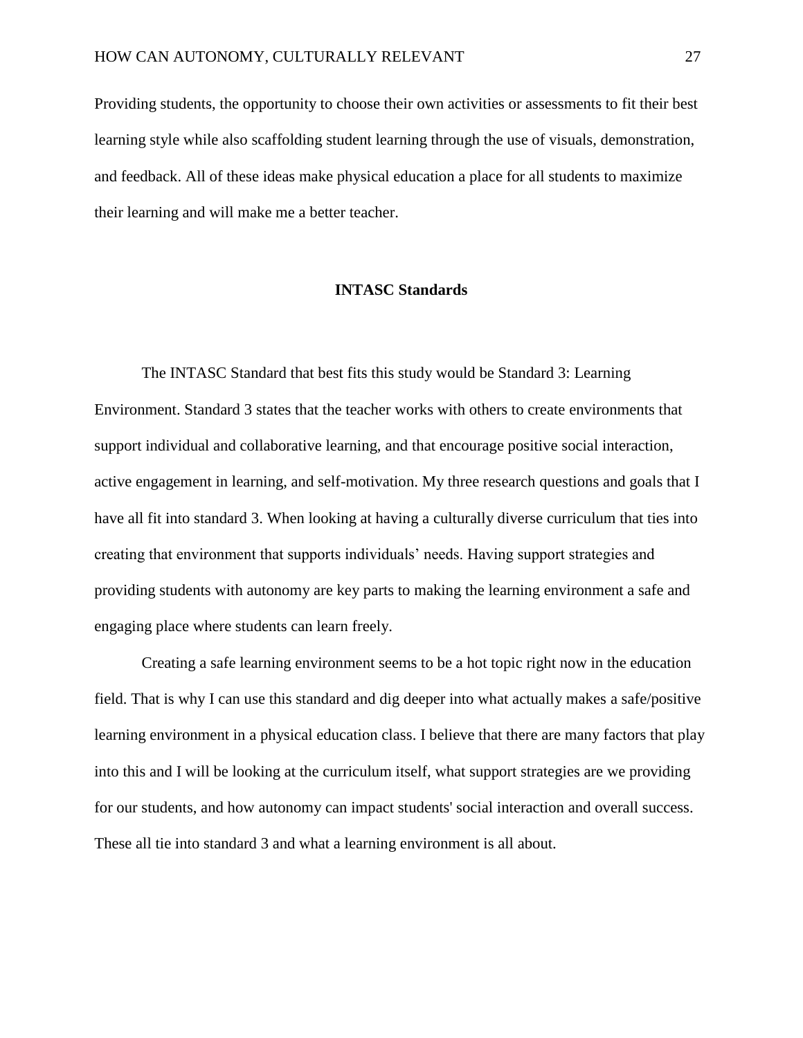Providing students, the opportunity to choose their own activities or assessments to fit their best learning style while also scaffolding student learning through the use of visuals, demonstration, and feedback. All of these ideas make physical education a place for all students to maximize their learning and will make me a better teacher.

## INTASC Standards

The INTASC Standard that best fits this study would be Standard 3: Learning Environment. Standard 3 states that the teacher works with others to create environments that support individual and collaborative learning, and that encourage positive social interaction, active engagement in learning, and self-motivation. My three research questions and goals that I have all fit into standard 3. When looking at having a culturally diverse curriculum that ties into creating that environment that supports individuals' needs. Having support strategies and providing students with autonomy are key parts to making the learning environment a safe and engaging place where students can learn freely.

Creating a safe learning environment seems to be a hot topic right now in the education field. That is why I can use this standard and dig deeper into what actually makes a safe/positive learning environment in a physical education class. I believe that there are many factors that play into this and I will be looking at the curriculum itself, what support strategies are we providing for our students, and how autonomy can impact students' social interaction and overall success. These all tie into standard 3 and what a learning environment is all about.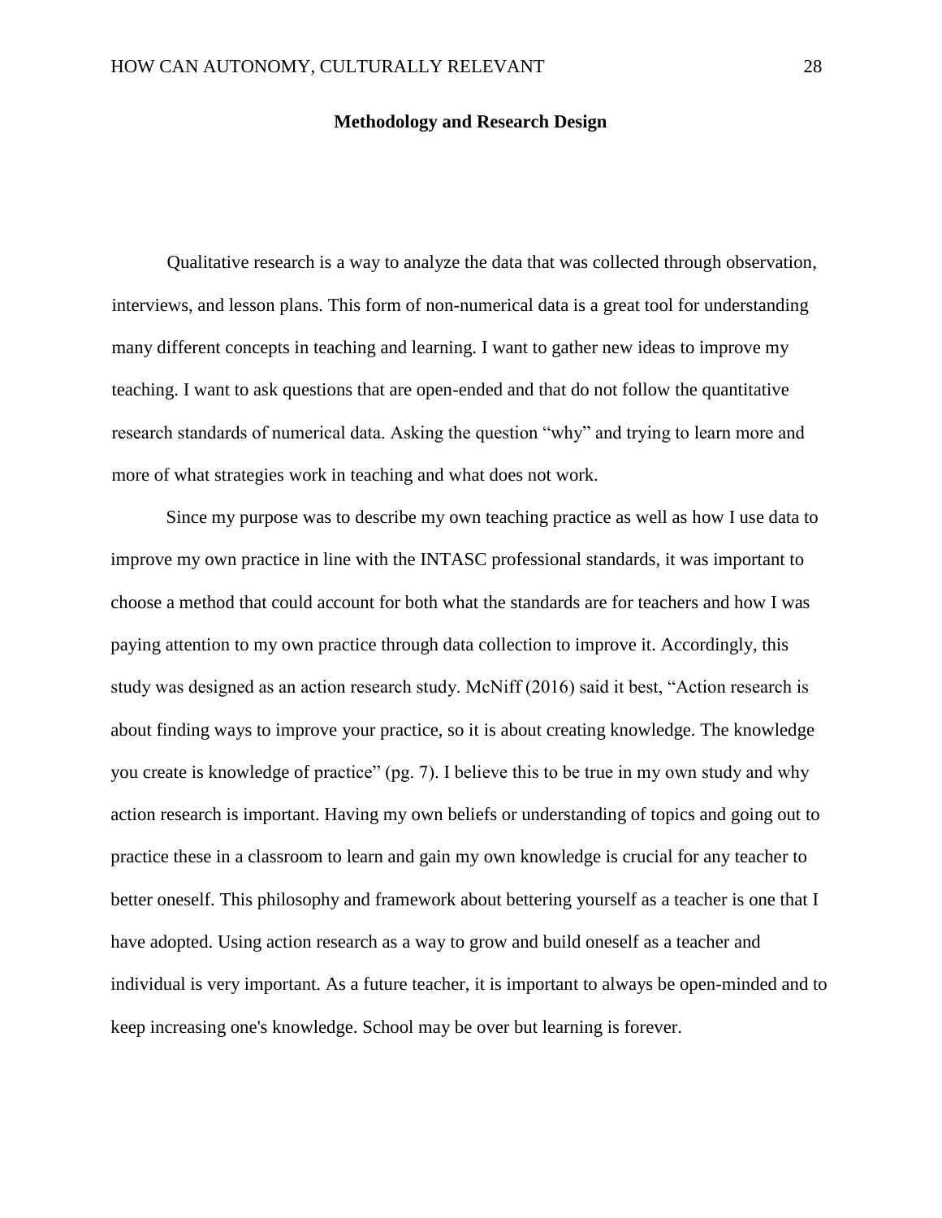## Methodology and Research Design

Qualitative research is a way to analyze the data that was collected through observation, interviews, and lesson plans. This form of non-numerical data is a great tool for understanding many different concepts in teaching and learning. I want to gather new ideas to improve my teaching. I want to ask questions that are open-ended and that do not follow the quantitative research standards of numerical data. Asking the question "why" and trying to learn more and more of what strategies work in teaching and what does not work.

Since my purpose was to describe my own teaching practice as well as how I use data to improve my own practice in line with the INTASC professional standards, it was important to choose a method that could account for both what the standards are for teachers and how I was paying attention to my own practice through data collection to improve it. Accordingly, this study was designed as an action research study. McNiff (2016) said it best, "Action research is about finding ways to improve your practice, so it is about creating knowledge. The knowledge you create is knowledge of practice" (pg. 7). I believe this to be true in my own study and why action research is important. Having my own beliefs or understanding of topics and going out to practice these in a classroom to learn and gain my own knowledge is crucial for any teacher to better oneself. This philosophy and framework about bettering yourself as a teacher is one that I have adopted. Using action research as a way to grow and build oneself as a teacher and individual is very important. As a future teacher, it is important to always be open-minded and to keep increasing one's knowledge. School may be over but learning is forever.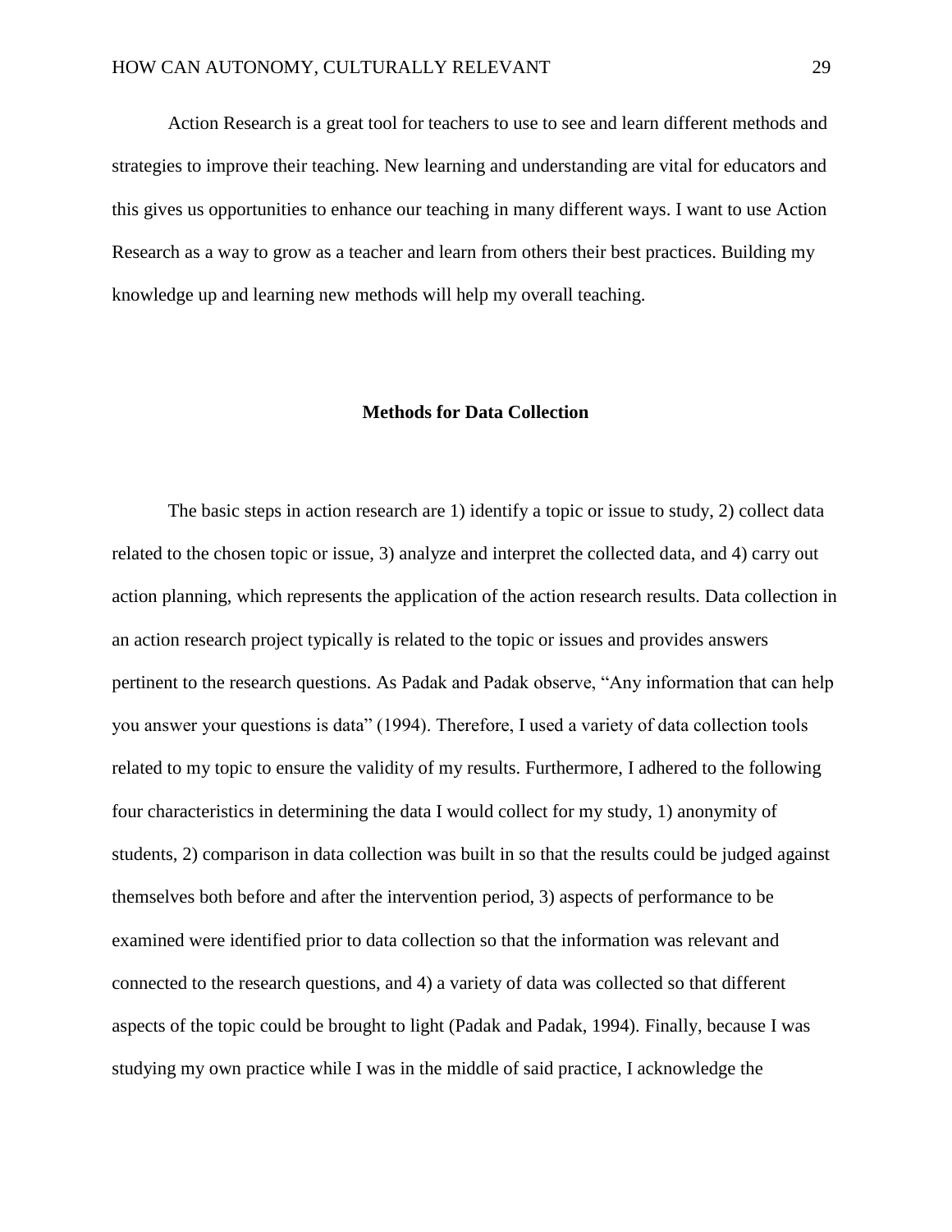Action Research is a great tool for teachers to use to see and learn different methods and strategies to improve their teaching. New learning and understanding are vital for educators and this gives us opportunities to enhance our teaching in many different ways. I want to use Action Research as a way to grow as a teacher and learn from others their best practices. Building my knowledge up and learning new methods will help my overall teaching.

## Methods for Data Collection

The basic steps in action research are 1) identify a topic or issue to study, 2) collect data related to the chosen topic or issue, 3) analyze and interpret the collected data, and 4) carry out action planning, which represents the application of the action research results. Data collection in an action research project typically is related to the topic or issues and provides answers pertinent to the research questions. As Padak and Padak observe, "Any information that can help you answer your questions is data" (1994). Therefore, I used a variety of data collection tools related to my topic to ensure the validity of my results. Furthermore, I adhered to the following four characteristics in determining the data I would collect for my study, 1) anonymity of students, 2) comparison in data collection was built in so that the results could be judged against themselves both before and after the intervention period, 3) aspects of performance to be examined were identified prior to data collection so that the information was relevant and connected to the research questions, and 4) a variety of data was collected so that different aspects of the topic could be brought to light (Padak and Padak, 1994). Finally, because I was studying my own practice while I was in the middle of said practice, I acknowledge the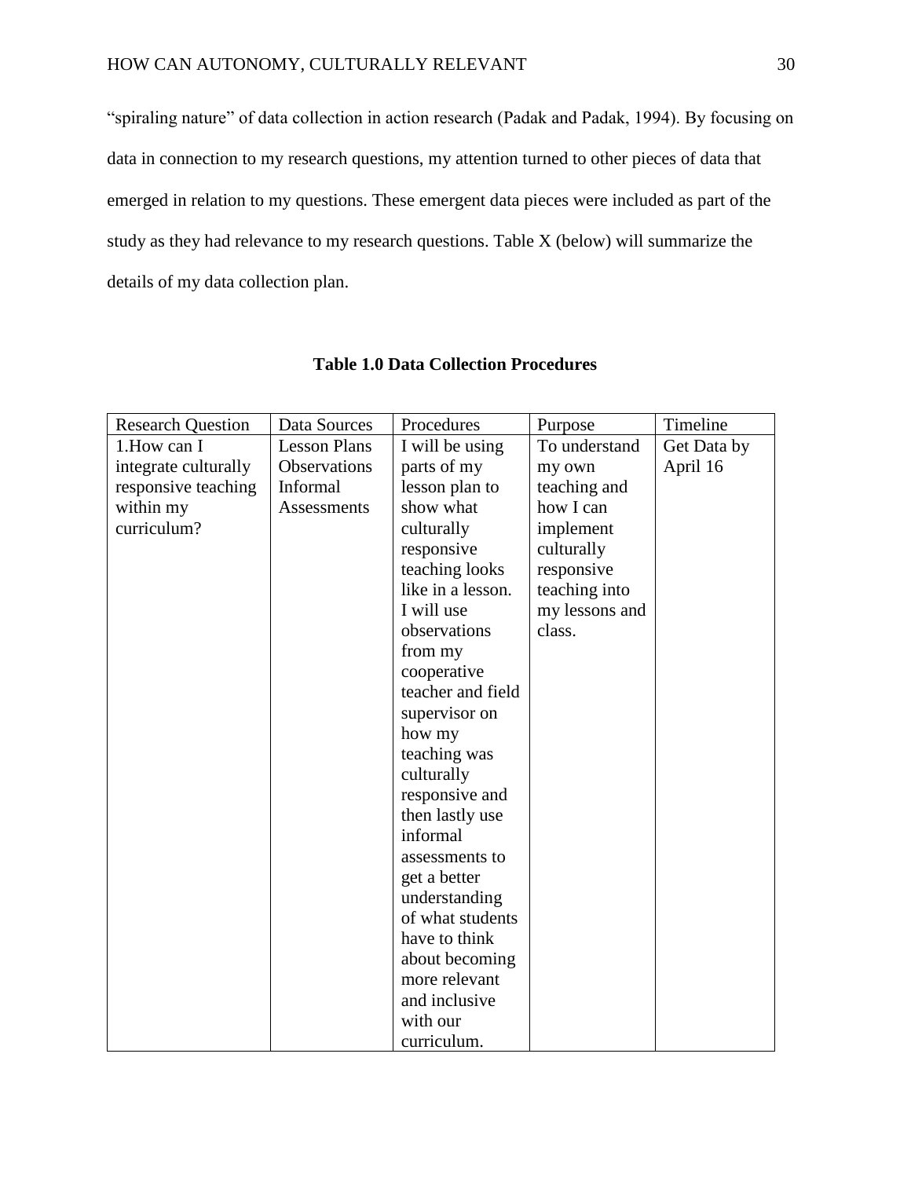"spiraling nature" of data collection in action research (Padak and Padak, 1994). By focusing on data in connection to my research questions, my attention turned to other pieces of data that emerged in relation to my questions. These emergent data pieces were included as part of the study as they had relevance to my research questions. Table X (below) will summarize the details of my data collection plan.

**Table 1.0 Data Collection Procedures**

| Research Question | Data Sources | Procedures | Purpose | Timeline |
| --- | --- | --- | --- | --- |
| 1.How can I integrate culturally responsive teaching within my curriculum? | Lesson Plans Observations Informal Assessments | I will be using parts of my lesson plan to show what culturally responsive teaching looks like in a lesson. I will use observations from my cooperative teacher and field supervisor on how my teaching was culturally responsive and then lastly use informal assessments to get a better understanding of what students have to think about becoming more relevant and inclusive with our curriculum. | To understand my own teaching and how I can implement culturally responsive teaching into my lessons and class. | Get Data by April 16 |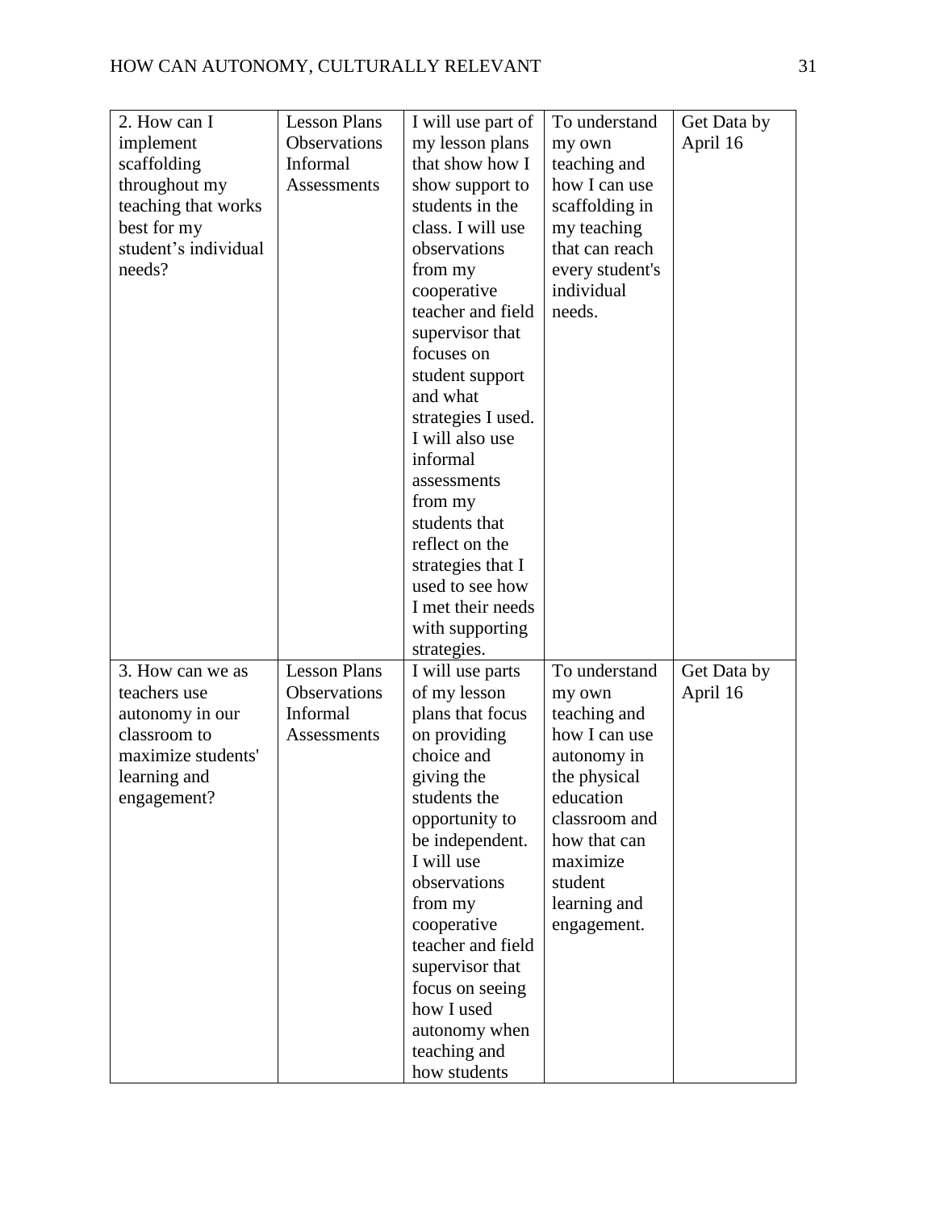| 2. How can I implement scaffolding throughout my teaching that works best for my student's individual needs? | Lesson Plans Observations Informal Assessments | I will use part of my lesson plans that show how I show support to students in the class. I will use observations from my cooperative teacher and field supervisor that focuses on student support and what strategies I used. I will also use informal assessments from my students that reflect on the strategies that I used to see how I met their needs with supporting strategies. | To understand my own teaching and how I can use scaffolding in my teaching that can reach every student's individual needs. | Get Data by April 16 |
|---|---|---|---|---|
| 3. How can we as teachers use autonomy in our classroom to maximize students' learning and engagement? | Lesson Plans Observations Informal Assessments | I will use parts of my lesson plans that focus on providing choice and giving the students the opportunity to be independent. I will use observations from my cooperative teacher and field supervisor that focus on seeing how I used autonomy when teaching and how students | To understand my own teaching and how I can use autonomy in the physical education classroom and how that can maximize student learning and engagement. | Get Data by April 16 |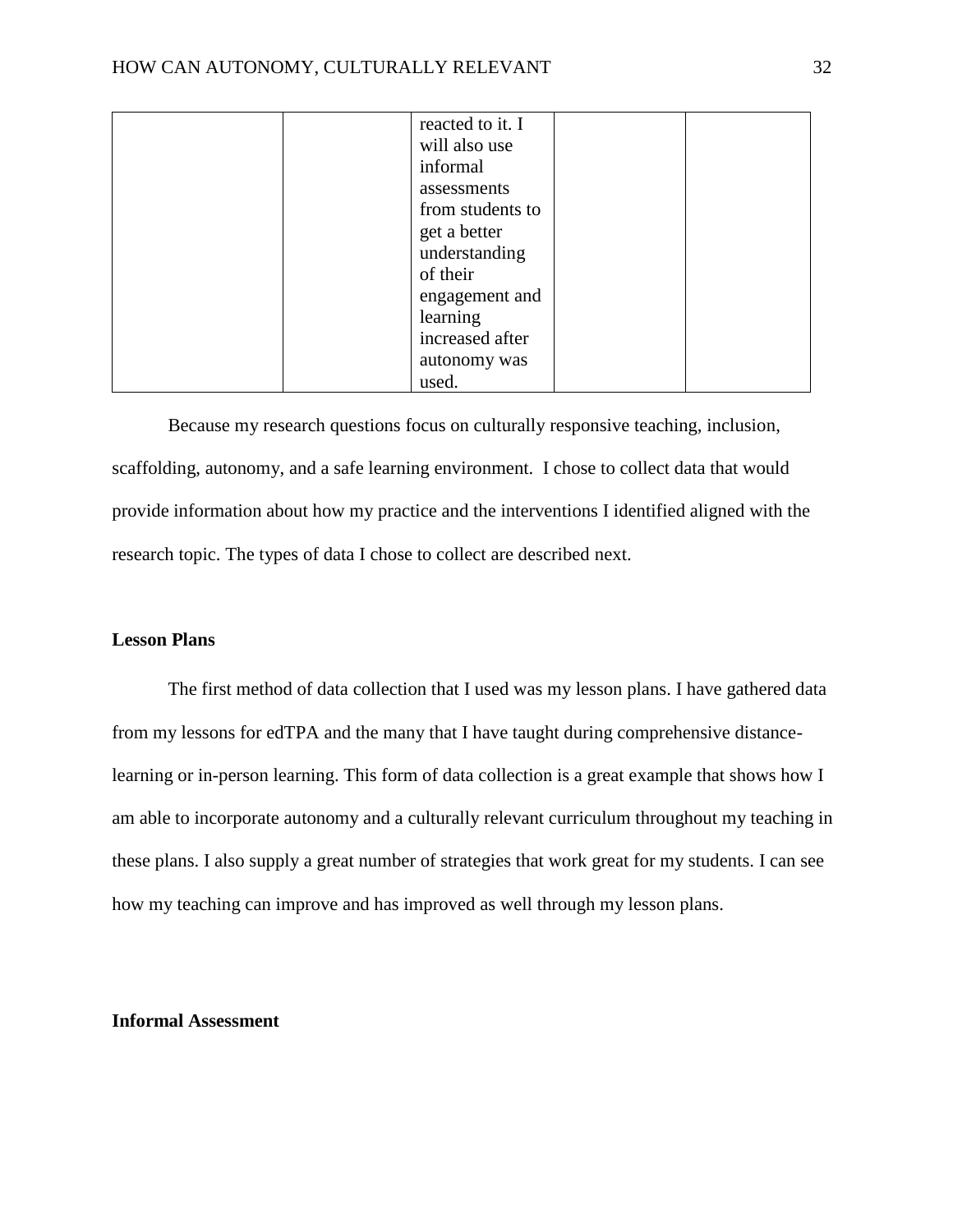| | | | | |
|---|---|---|---|---|
| | | reacted to it. I will also use informal assessments from students to get a better understanding of their engagement and learning increased after autonomy was used. | | |

Because my research questions focus on culturally responsive teaching, inclusion, scaffolding, autonomy, and a safe learning environment. I chose to collect data that would provide information about how my practice and the interventions I identified aligned with the research topic. The types of data I chose to collect are described next.

**Lesson Plans**

The first method of data collection that I used was my lesson plans. I have gathered data from my lessons for edTPA and the many that I have taught during comprehensive distance-learning or in-person learning. This form of data collection is a great example that shows how I am able to incorporate autonomy and a culturally relevant curriculum throughout my teaching in these plans. I also supply a great number of strategies that work great for my students. I can see how my teaching can improve and has improved as well through my lesson plans.

**Informal Assessment**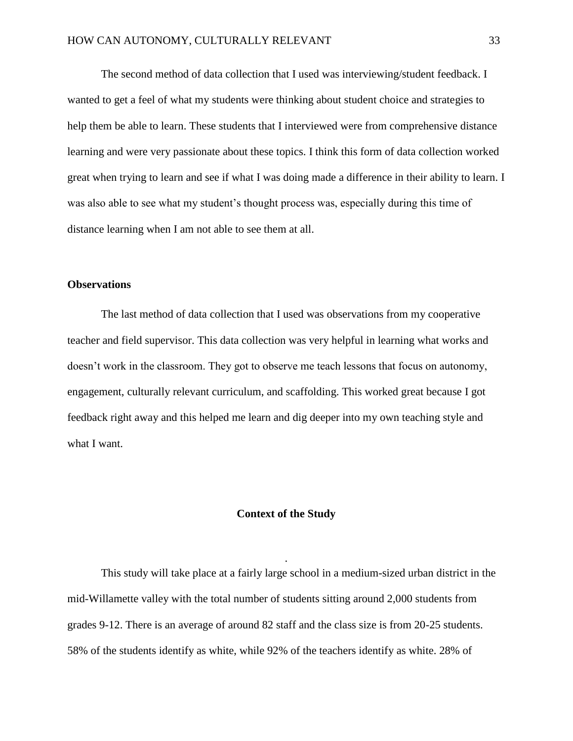The second method of data collection that I used was interviewing/student feedback. I wanted to get a feel of what my students were thinking about student choice and strategies to help them be able to learn. These students that I interviewed were from comprehensive distance learning and were very passionate about these topics. I think this form of data collection worked great when trying to learn and see if what I was doing made a difference in their ability to learn. I was also able to see what my student's thought process was, especially during this time of distance learning when I am not able to see them at all.

### Observations

The last method of data collection that I used was observations from my cooperative teacher and field supervisor. This data collection was very helpful in learning what works and doesn't work in the classroom. They got to observe me teach lessons that focus on autonomy, engagement, culturally relevant curriculum, and scaffolding. This worked great because I got feedback right away and this helped me learn and dig deeper into my own teaching style and what I want.

## Context of the Study

This study will take place at a fairly large school in a medium-sized urban district in the mid-Willamette valley with the total number of students sitting around 2,000 students from grades 9-12. There is an average of around 82 staff and the class size is from 20-25 students. 58% of the students identify as white, while 92% of the teachers identify as white. 28% of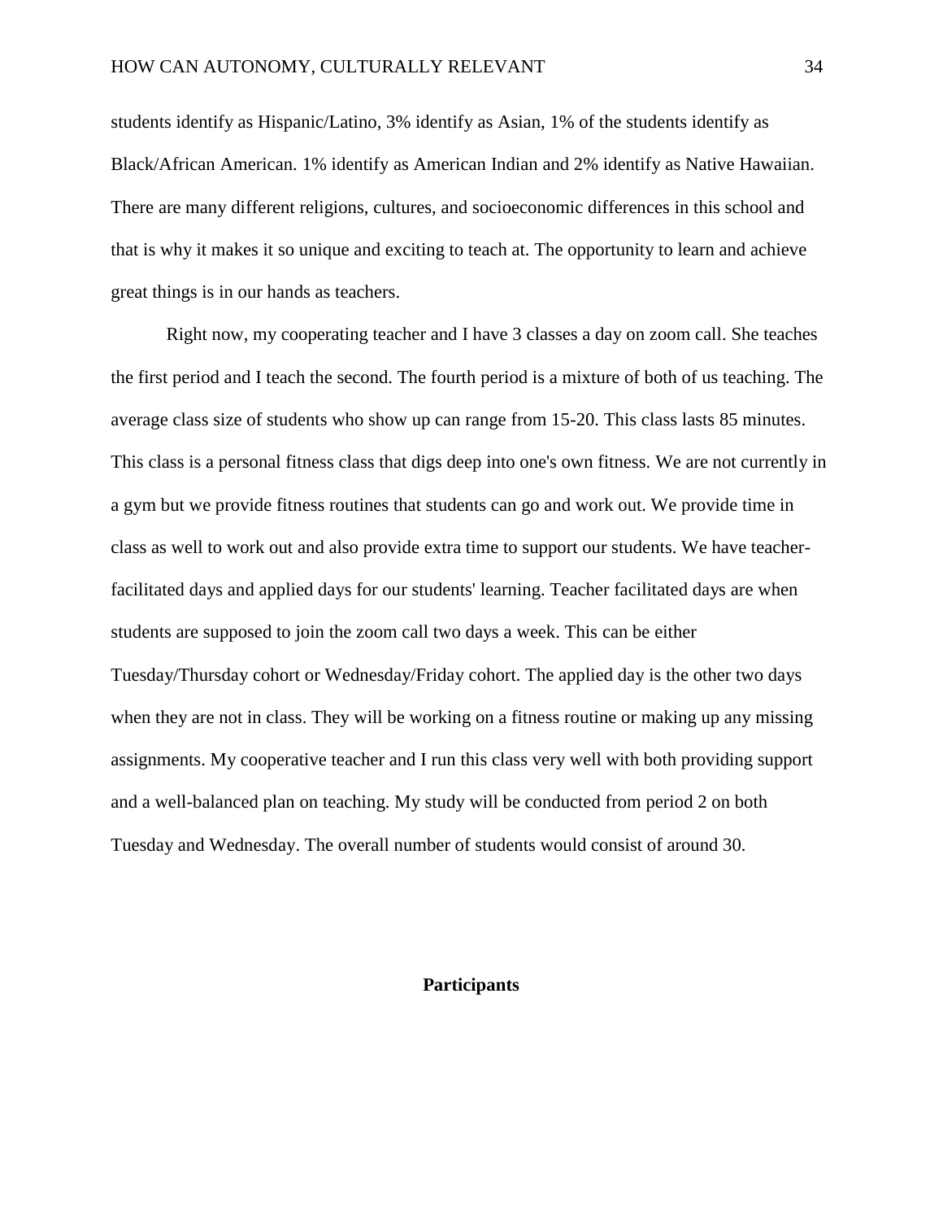students identify as Hispanic/Latino, 3% identify as Asian, 1% of the students identify as Black/African American. 1% identify as American Indian and 2% identify as Native Hawaiian. There are many different religions, cultures, and socioeconomic differences in this school and that is why it makes it so unique and exciting to teach at. The opportunity to learn and achieve great things is in our hands as teachers.

Right now, my cooperating teacher and I have 3 classes a day on zoom call. She teaches the first period and I teach the second. The fourth period is a mixture of both of us teaching. The average class size of students who show up can range from 15-20. This class lasts 85 minutes. This class is a personal fitness class that digs deep into one's own fitness. We are not currently in a gym but we provide fitness routines that students can go and work out. We provide time in class as well to work out and also provide extra time to support our students. We have teacher-facilitated days and applied days for our students' learning. Teacher facilitated days are when students are supposed to join the zoom call two days a week. This can be either Tuesday/Thursday cohort or Wednesday/Friday cohort. The applied day is the other two days when they are not in class. They will be working on a fitness routine or making up any missing assignments. My cooperative teacher and I run this class very well with both providing support and a well-balanced plan on teaching. My study will be conducted from period 2 on both Tuesday and Wednesday. The overall number of students would consist of around 30.

## Participants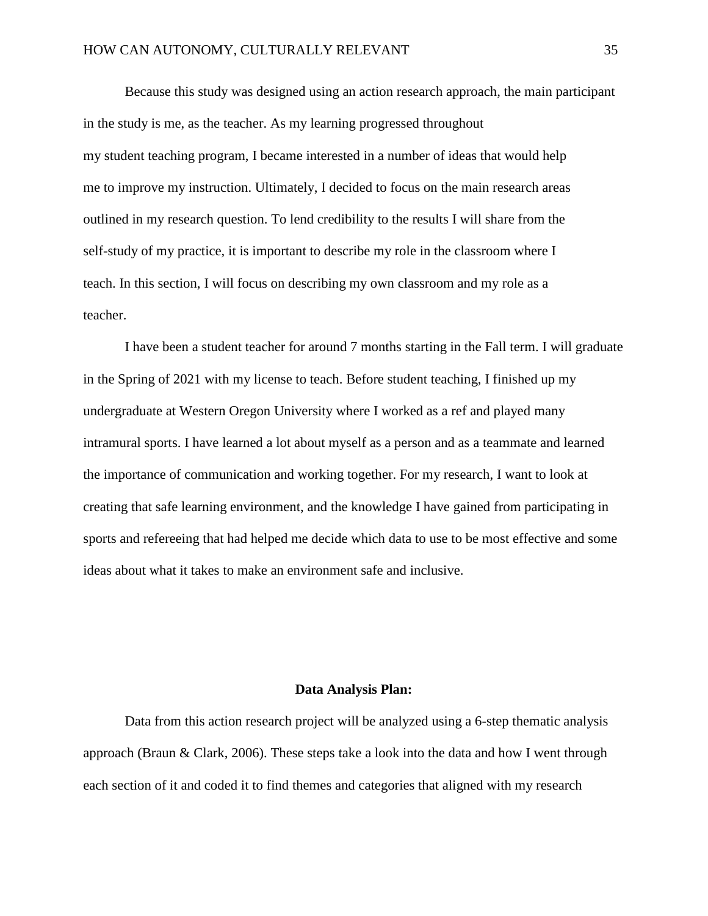Because this study was designed using an action research approach, the main participant in the study is me, as the teacher. As my learning progressed throughout my student teaching program, I became interested in a number of ideas that would help me to improve my instruction. Ultimately, I decided to focus on the main research areas outlined in my research question. To lend credibility to the results I will share from the self-study of my practice, it is important to describe my role in the classroom where I teach. In this section, I will focus on describing my own classroom and my role as a teacher.

I have been a student teacher for around 7 months starting in the Fall term. I will graduate in the Spring of 2021 with my license to teach. Before student teaching, I finished up my undergraduate at Western Oregon University where I worked as a ref and played many intramural sports. I have learned a lot about myself as a person and as a teammate and learned the importance of communication and working together. For my research, I want to look at creating that safe learning environment, and the knowledge I have gained from participating in sports and refereeing that had helped me decide which data to use to be most effective and some ideas about what it takes to make an environment safe and inclusive.

**Data Analysis Plan:**

Data from this action research project will be analyzed using a 6-step thematic analysis approach (Braun & Clark, 2006). These steps take a look into the data and how I went through each section of it and coded it to find themes and categories that aligned with my research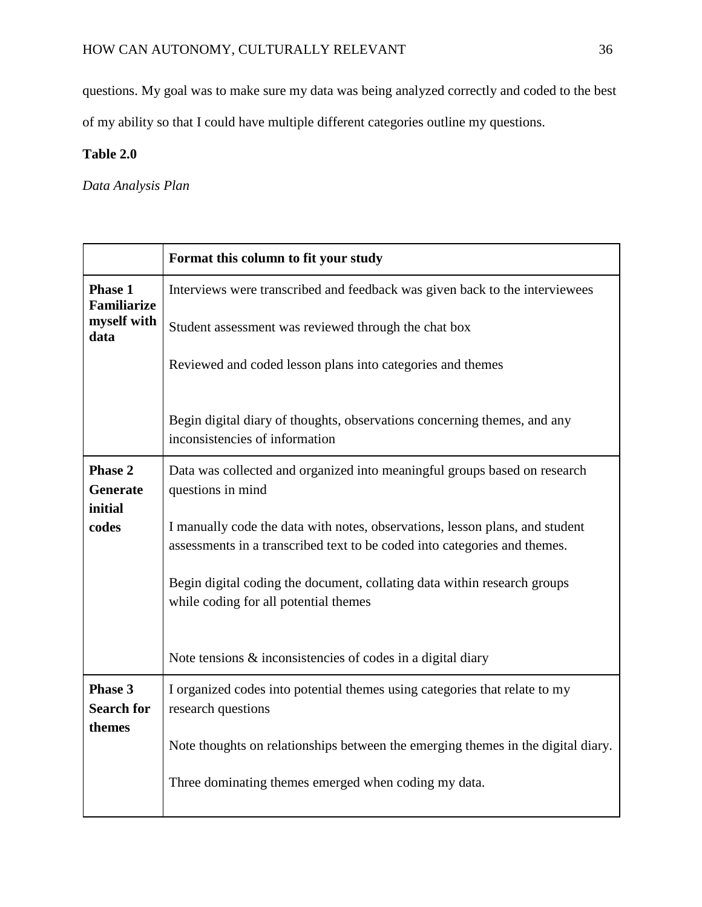questions. My goal was to make sure my data was being analyzed correctly and coded to the best of my ability so that I could have multiple different categories outline my questions.

**Table 2.0**

*Data Analysis Plan*

| | **Format this column to fit your study** |
|---|---|
| **Phase 1 Familiarize myself with data** | Interviews were transcribed and feedback was given back to the interviewees<br><br>Student assessment was reviewed through the chat box<br><br>Reviewed and coded lesson plans into categories and themes<br><br>Begin digital diary of thoughts, observations concerning themes, and any inconsistencies of information |
| **Phase 2 Generate initial codes** | Data was collected and organized into meaningful groups based on research questions in mind<br><br>I manually code the data with notes, observations, lesson plans, and student assessments in a transcribed text to be coded into categories and themes.<br><br>Begin digital coding the document, collating data within research groups while coding for all potential themes<br><br>Note tensions & inconsistencies of codes in a digital diary |
| **Phase 3 Search for themes** | I organized codes into potential themes using categories that relate to my research questions<br><br>Note thoughts on relationships between the emerging themes in the digital diary.<br><br>Three dominating themes emerged when coding my data. |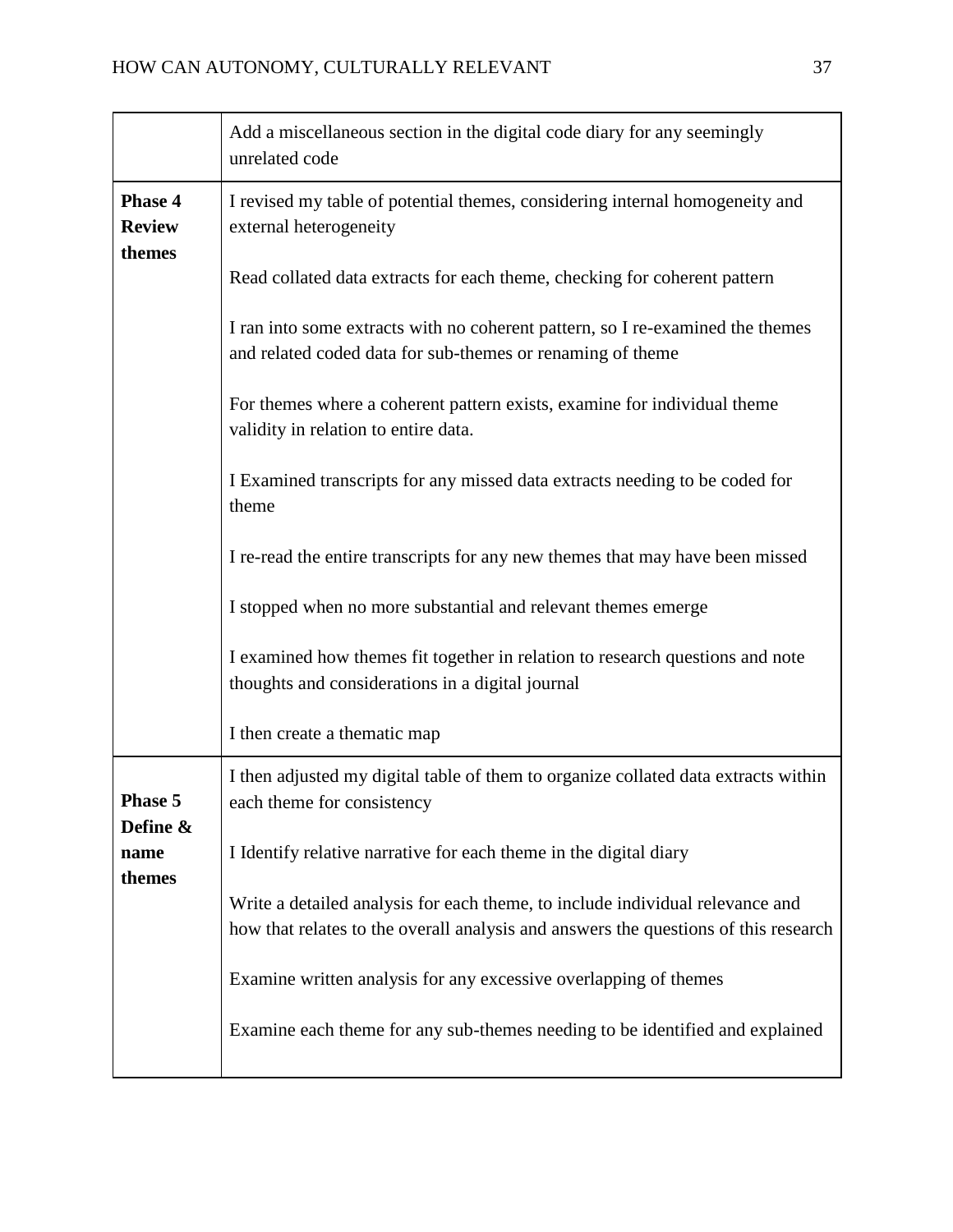| | |
|---|---|
| | Add a miscellaneous section in the digital code diary for any seemingly unrelated code |
| **Phase 4 Review themes** | I revised my table of potential themes, considering internal homogeneity and external heterogeneity<br><br>Read collated data extracts for each theme, checking for coherent pattern<br><br>I ran into some extracts with no coherent pattern, so I re-examined the themes and related coded data for sub-themes or renaming of theme<br><br>For themes where a coherent pattern exists, examine for individual theme validity in relation to entire data.<br><br>I Examined transcripts for any missed data extracts needing to be coded for theme<br><br>I re-read the entire transcripts for any new themes that may have been missed<br><br>I stopped when no more substantial and relevant themes emerge<br><br>I examined how themes fit together in relation to research questions and note thoughts and considerations in a digital journal<br><br>I then create a thematic map |
| **Phase 5 Define & name themes** | I then adjusted my digital table of them to organize collated data extracts within each theme for consistency<br><br>I Identify relative narrative for each theme in the digital diary<br><br>Write a detailed analysis for each theme, to include individual relevance and how that relates to the overall analysis and answers the questions of this research<br><br>Examine written analysis for any excessive overlapping of themes<br><br>Examine each theme for any sub-themes needing to be identified and explained |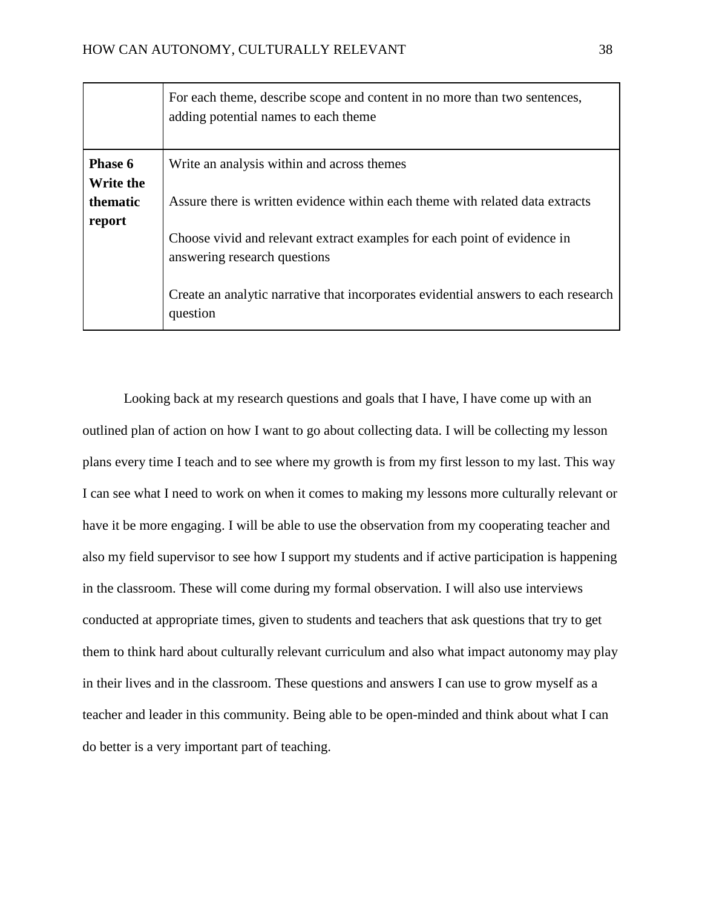| | |
|---|---|
| | For each theme, describe scope and content in no more than two sentences, adding potential names to each theme |
| **Phase 6 Write the thematic report** | Write an analysis within and across themes<br><br>Assure there is written evidence within each theme with related data extracts<br><br>Choose vivid and relevant extract examples for each point of evidence in answering research questions<br><br>Create an analytic narrative that incorporates evidential answers to each research question |

Looking back at my research questions and goals that I have, I have come up with an outlined plan of action on how I want to go about collecting data. I will be collecting my lesson plans every time I teach and to see where my growth is from my first lesson to my last. This way I can see what I need to work on when it comes to making my lessons more culturally relevant or have it be more engaging. I will be able to use the observation from my cooperating teacher and also my field supervisor to see how I support my students and if active participation is happening in the classroom. These will come during my formal observation. I will also use interviews conducted at appropriate times, given to students and teachers that ask questions that try to get them to think hard about culturally relevant curriculum and also what impact autonomy may play in their lives and in the classroom. These questions and answers I can use to grow myself as a teacher and leader in this community. Being able to be open-minded and think about what I can do better is a very important part of teaching.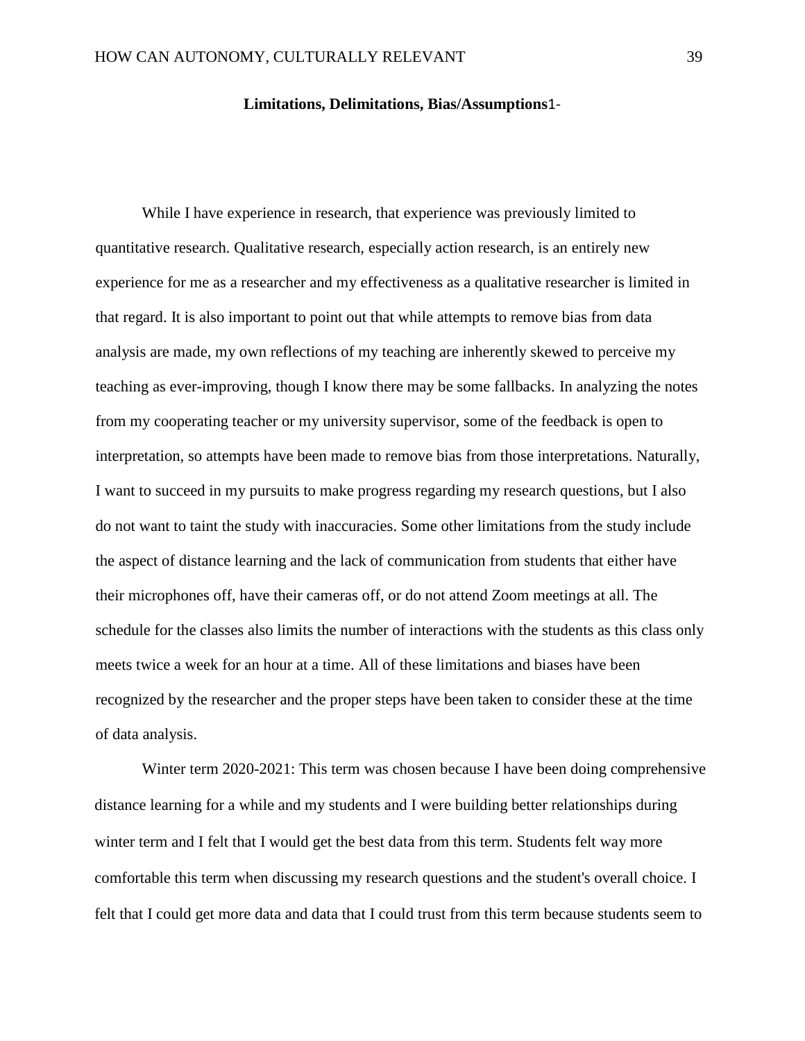## Limitations, Delimitations, Bias/Assumptions1-

While I have experience in research, that experience was previously limited to quantitative research. Qualitative research, especially action research, is an entirely new experience for me as a researcher and my effectiveness as a qualitative researcher is limited in that regard. It is also important to point out that while attempts to remove bias from data analysis are made, my own reflections of my teaching are inherently skewed to perceive my teaching as ever-improving, though I know there may be some fallbacks. In analyzing the notes from my cooperating teacher or my university supervisor, some of the feedback is open to interpretation, so attempts have been made to remove bias from those interpretations. Naturally, I want to succeed in my pursuits to make progress regarding my research questions, but I also do not want to taint the study with inaccuracies. Some other limitations from the study include the aspect of distance learning and the lack of communication from students that either have their microphones off, have their cameras off, or do not attend Zoom meetings at all. The schedule for the classes also limits the number of interactions with the students as this class only meets twice a week for an hour at a time. All of these limitations and biases have been recognized by the researcher and the proper steps have been taken to consider these at the time of data analysis.

Winter term 2020-2021: This term was chosen because I have been doing comprehensive distance learning for a while and my students and I were building better relationships during winter term and I felt that I would get the best data from this term. Students felt way more comfortable this term when discussing my research questions and the student's overall choice. I felt that I could get more data and data that I could trust from this term because students seem to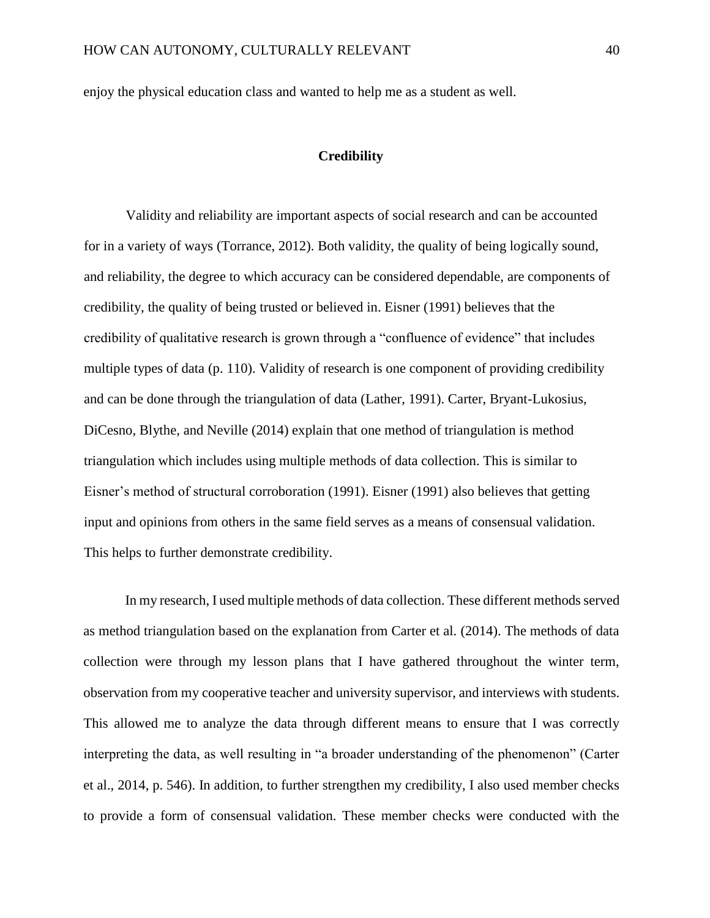enjoy the physical education class and wanted to help me as a student as well.

## Credibility

Validity and reliability are important aspects of social research and can be accounted for in a variety of ways (Torrance, 2012). Both validity, the quality of being logically sound, and reliability, the degree to which accuracy can be considered dependable, are components of credibility, the quality of being trusted or believed in. Eisner (1991) believes that the credibility of qualitative research is grown through a "confluence of evidence" that includes multiple types of data (p. 110). Validity of research is one component of providing credibility and can be done through the triangulation of data (Lather, 1991). Carter, Bryant-Lukosius, DiCesno, Blythe, and Neville (2014) explain that one method of triangulation is method triangulation which includes using multiple methods of data collection. This is similar to Eisner's method of structural corroboration (1991). Eisner (1991) also believes that getting input and opinions from others in the same field serves as a means of consensual validation. This helps to further demonstrate credibility.

In my research, I used multiple methods of data collection. These different methods served as method triangulation based on the explanation from Carter et al. (2014). The methods of data collection were through my lesson plans that I have gathered throughout the winter term, observation from my cooperative teacher and university supervisor, and interviews with students. This allowed me to analyze the data through different means to ensure that I was correctly interpreting the data, as well resulting in "a broader understanding of the phenomenon" (Carter et al., 2014, p. 546). In addition, to further strengthen my credibility, I also used member checks to provide a form of consensual validation. These member checks were conducted with the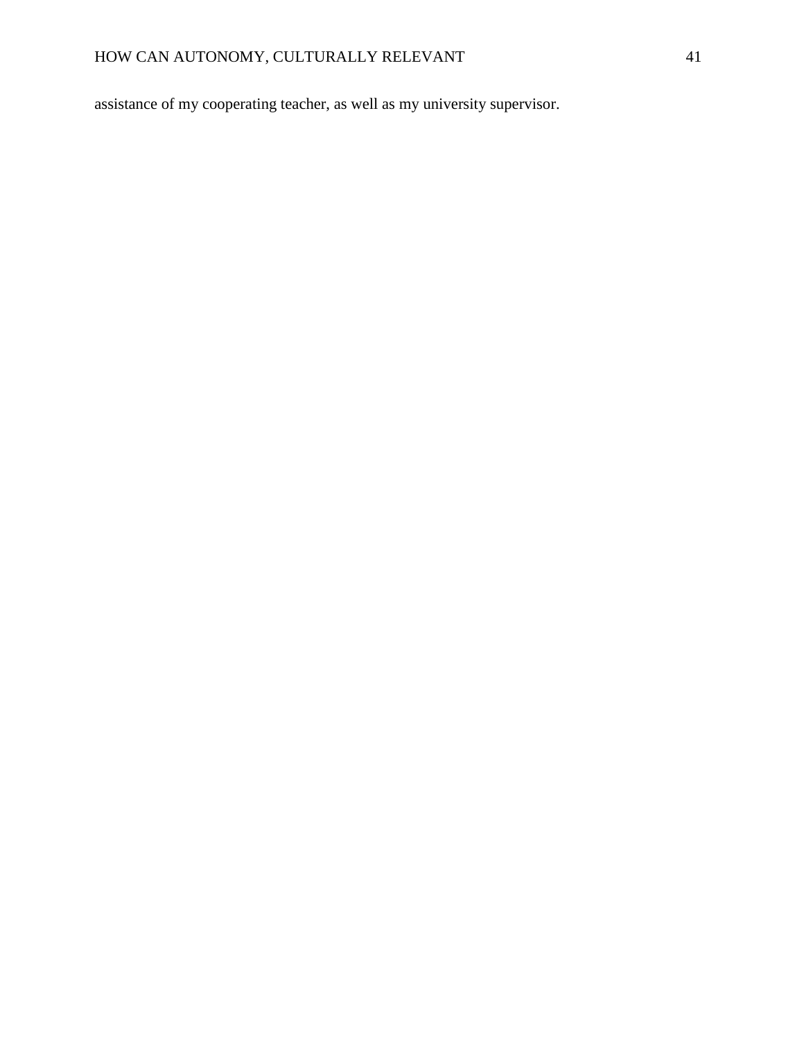assistance of my cooperating teacher, as well as my university supervisor.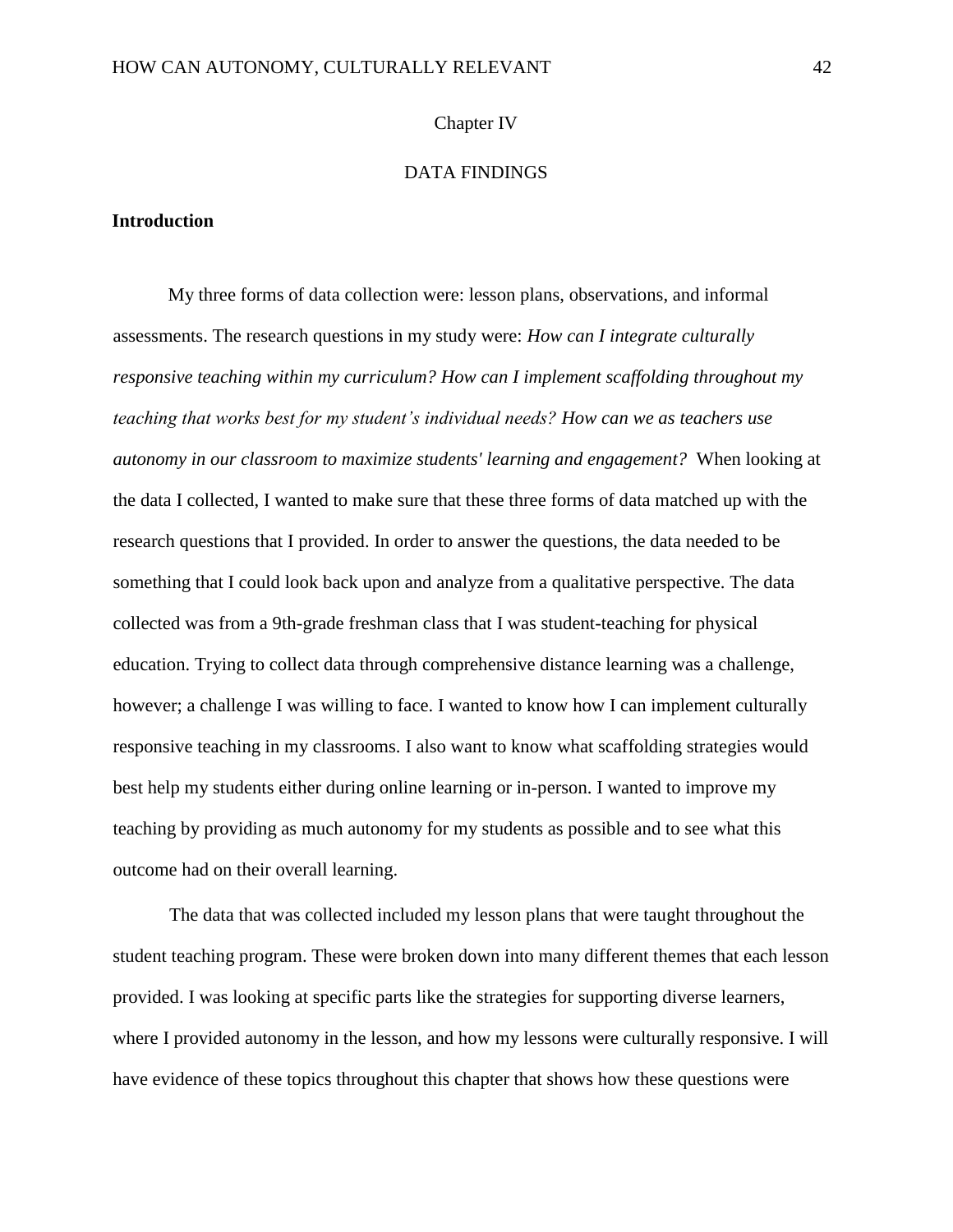# Chapter IV

# DATA FINDINGS

## Introduction

My three forms of data collection were: lesson plans, observations, and informal assessments. The research questions in my study were: *How can I integrate culturally responsive teaching within my curriculum? How can I implement scaffolding throughout my teaching that works best for my student's individual needs? How can we as teachers use autonomy in our classroom to maximize students' learning and engagement?* When looking at the data I collected, I wanted to make sure that these three forms of data matched up with the research questions that I provided. In order to answer the questions, the data needed to be something that I could look back upon and analyze from a qualitative perspective. The data collected was from a 9th-grade freshman class that I was student-teaching for physical education. Trying to collect data through comprehensive distance learning was a challenge, however; a challenge I was willing to face. I wanted to know how I can implement culturally responsive teaching in my classrooms. I also want to know what scaffolding strategies would best help my students either during online learning or in-person. I wanted to improve my teaching by providing as much autonomy for my students as possible and to see what this outcome had on their overall learning.

The data that was collected included my lesson plans that were taught throughout the student teaching program. These were broken down into many different themes that each lesson provided. I was looking at specific parts like the strategies for supporting diverse learners, where I provided autonomy in the lesson, and how my lessons were culturally responsive. I will have evidence of these topics throughout this chapter that shows how these questions were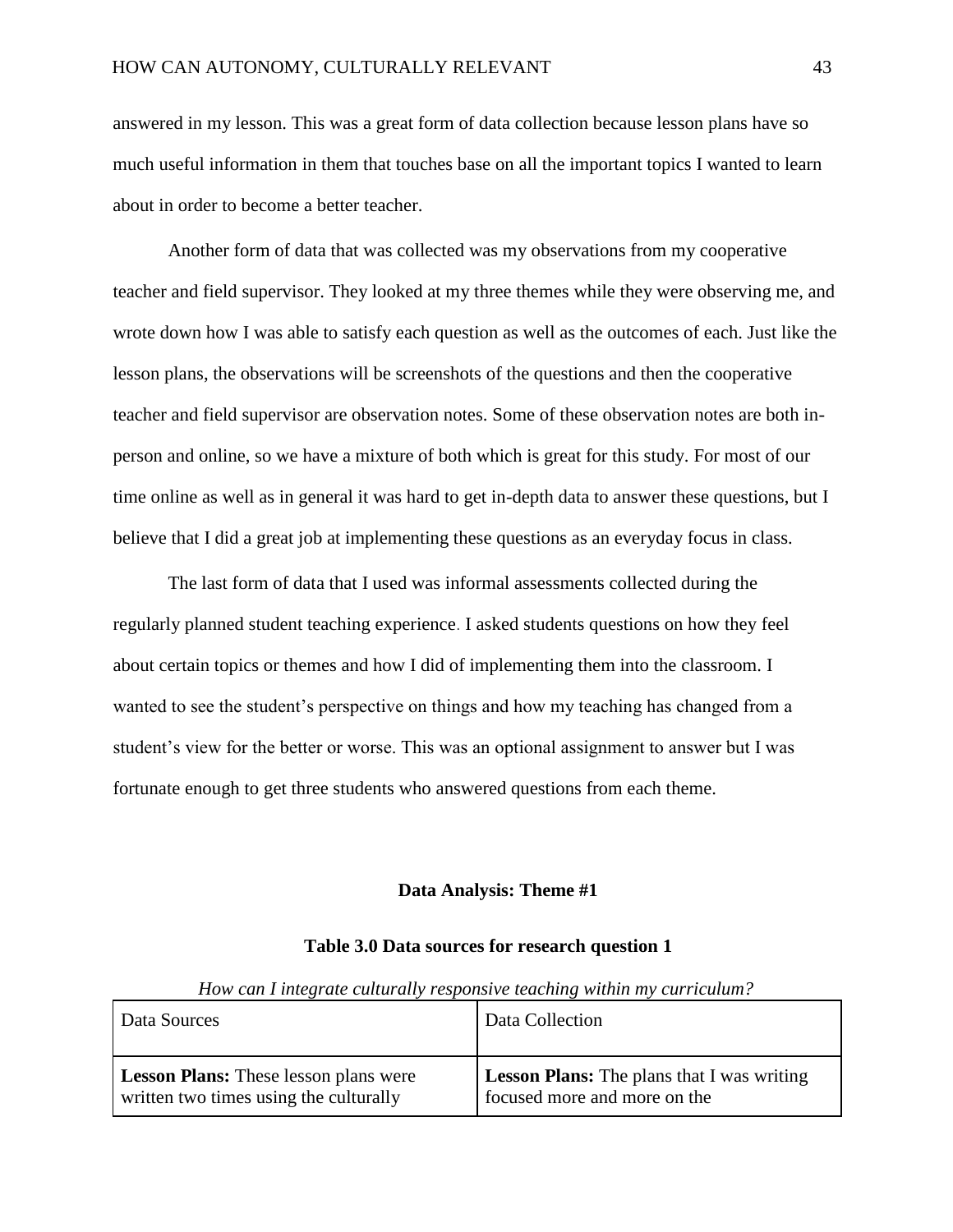answered in my lesson. This was a great form of data collection because lesson plans have so much useful information in them that touches base on all the important topics I wanted to learn about in order to become a better teacher.

Another form of data that was collected was my observations from my cooperative teacher and field supervisor. They looked at my three themes while they were observing me, and wrote down how I was able to satisfy each question as well as the outcomes of each. Just like the lesson plans, the observations will be screenshots of the questions and then the cooperative teacher and field supervisor are observation notes. Some of these observation notes are both in-person and online, so we have a mixture of both which is great for this study. For most of our time online as well as in general it was hard to get in-depth data to answer these questions, but I believe that I did a great job at implementing these questions as an everyday focus in class.

The last form of data that I used was informal assessments collected during the regularly planned student teaching experience. I asked students questions on how they feel about certain topics or themes and how I did of implementing them into the classroom. I wanted to see the student's perspective on things and how my teaching has changed from a student's view for the better or worse. This was an optional assignment to answer but I was fortunate enough to get three students who answered questions from each theme.

### Data Analysis: Theme #1

**Table 3.0 Data sources for research question 1**

*How can I integrate culturally responsive teaching within my curriculum?*

| Data Sources | Data Collection |
|---|---|
| **Lesson Plans:** These lesson plans were written two times using the culturally | **Lesson Plans:** The plans that I was writing focused more and more on the |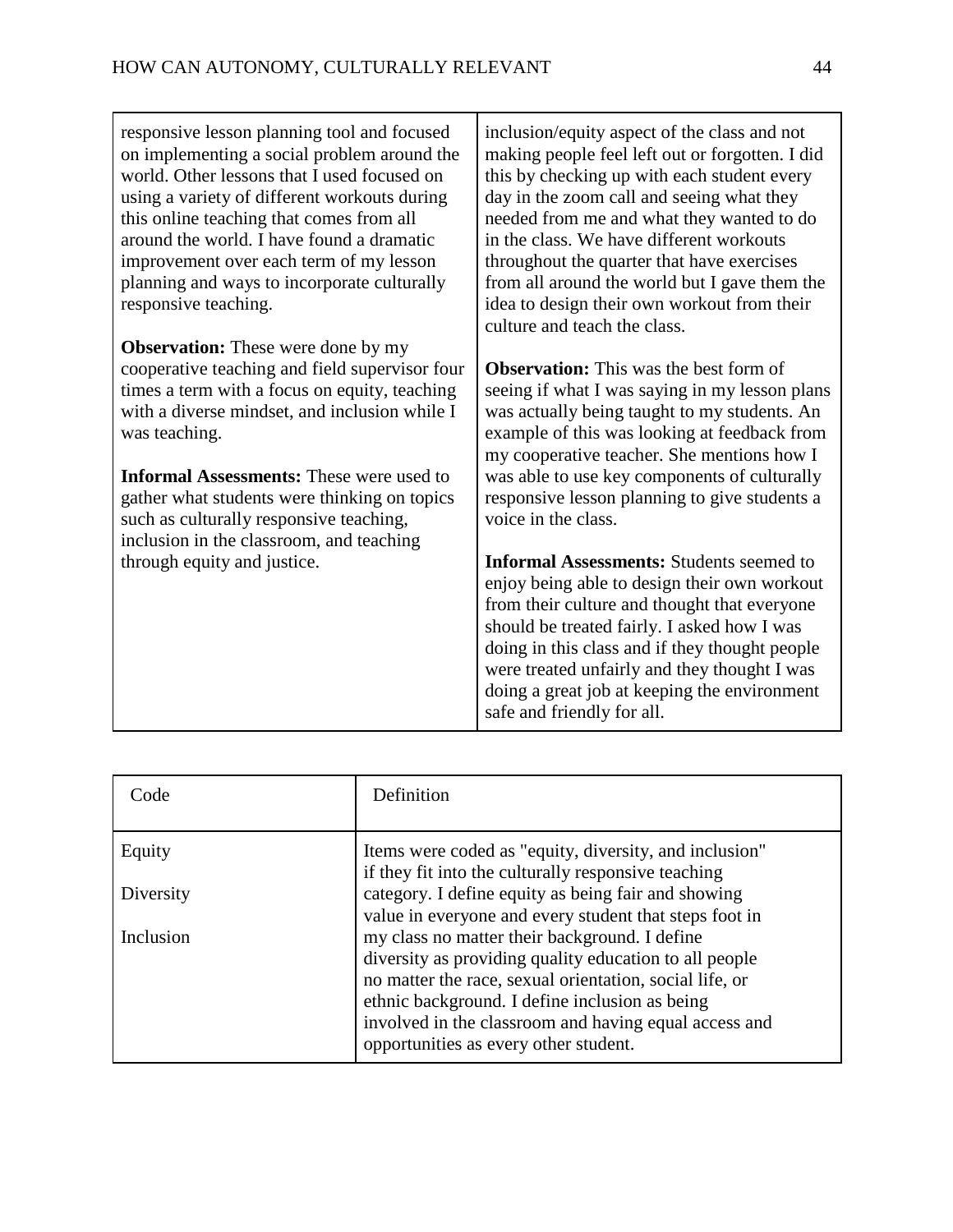| | |
|---|---|
| responsive lesson planning tool and focused on implementing a social problem around the world. Other lessons that I used focused on using a variety of different workouts during this online teaching that comes from all around the world. I have found a dramatic improvement over each term of my lesson planning and ways to incorporate culturally responsive teaching.<br><br>**Observation:** These were done by my cooperative teaching and field supervisor four times a term with a focus on equity, teaching with a diverse mindset, and inclusion while I was teaching.<br><br>**Informal Assessments:** These were used to gather what students were thinking on topics such as culturally responsive teaching, inclusion in the classroom, and teaching through equity and justice. | inclusion/equity aspect of the class and not making people feel left out or forgotten. I did this by checking up with each student every day in the zoom call and seeing what they needed from me and what they wanted to do in the class. We have different workouts throughout the quarter that have exercises from all around the world but I gave them the idea to design their own workout from their culture and teach the class.<br><br>**Observation:** This was the best form of seeing if what I was saying in my lesson plans was actually being taught to my students. An example of this was looking at feedback from my cooperative teacher. She mentions how I was able to use key components of culturally responsive lesson planning to give students a voice in the class.<br><br>**Informal Assessments:** Students seemed to enjoy being able to design their own workout from their culture and thought that everyone should be treated fairly. I asked how I was doing in this class and if they thought people were treated unfairly and they thought I was doing a great job at keeping the environment safe and friendly for all. |

| Code | Definition |
|---|---|
| Equity<br><br>Diversity<br><br>Inclusion | Items were coded as "equity, diversity, and inclusion" if they fit into the culturally responsive teaching category. I define equity as being fair and showing value in everyone and every student that steps foot in my class no matter their background. I define diversity as providing quality education to all people no matter the race, sexual orientation, social life, or ethnic background. I define inclusion as being involved in the classroom and having equal access and opportunities as every other student. |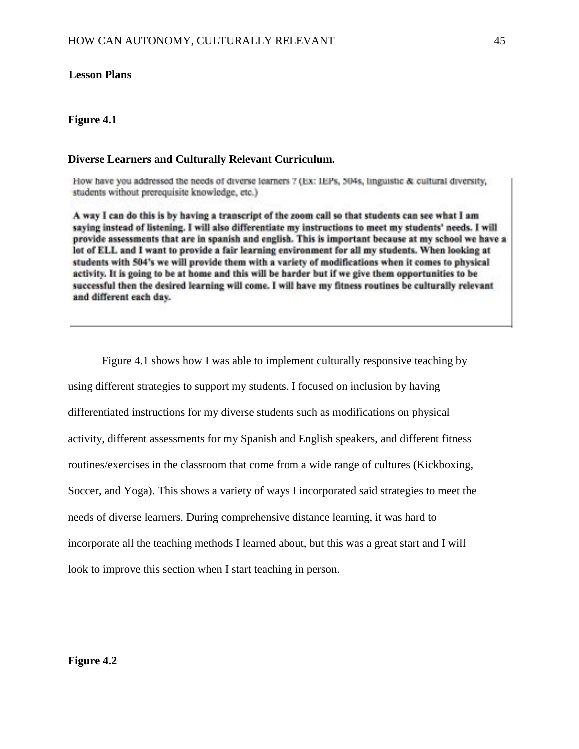**Lesson Plans**

**Figure 4.1**

**Diverse Learners and Culturally Relevant Curriculum.**

How have you addressed the needs of diverse learners ? (Ex: IEP's, 504s, linguistic & cultural diversity, students without prerequisite knowledge, etc.)

**A way I can do this is by having a transcript of the zoom call so that students can see what I am saying instead of listening. I will also differentiate my instructions to meet my students' needs. I will provide assessments that are in spanish and english. This is important because at my school we have a lot of ELL and I want to provide a fair learning environment for all my students. When looking at students with 504's we will provide them with a variety of modifications when it comes to physical activity. It is going to be at home and this will be harder but if we give them opportunities to be successful then the desired learning will come. I will have my fitness routines be culturally relevant and different each day.**

Figure 4.1 shows how I was able to implement culturally responsive teaching by using different strategies to support my students. I focused on inclusion by having differentiated instructions for my diverse students such as modifications on physical activity, different assessments for my Spanish and English speakers, and different fitness routines/exercises in the classroom that come from a wide range of cultures (Kickboxing, Soccer, and Yoga). This shows a variety of ways I incorporated said strategies to meet the needs of diverse learners. During comprehensive distance learning, it was hard to incorporate all the teaching methods I learned about, but this was a great start and I will look to improve this section when I start teaching in person.

**Figure 4.2**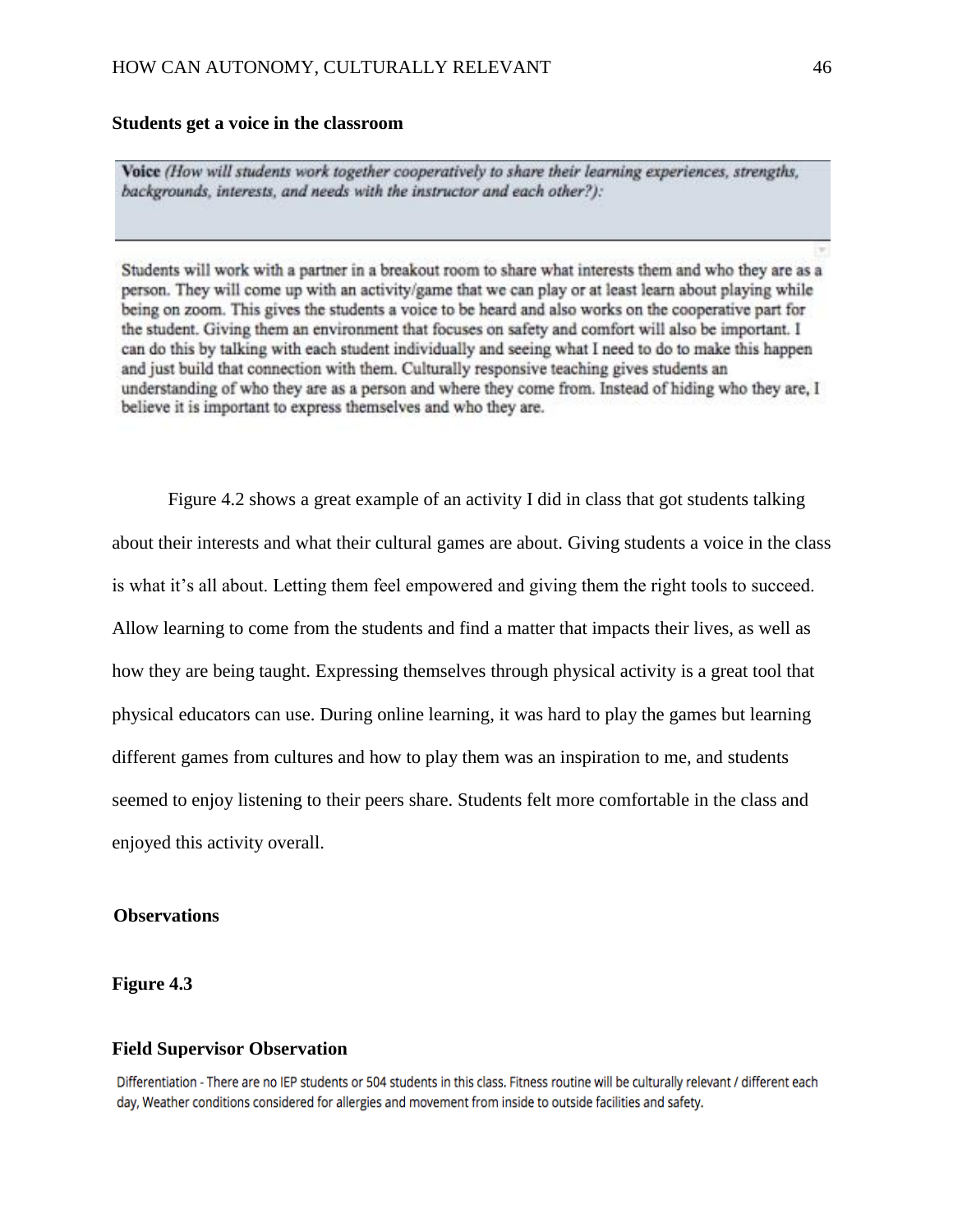**Students get a voice in the classroom**

| **Voice** *(How will students work together cooperatively to share their learning experiences, strengths, backgrounds, interests, and needs with the instructor and each other?):* |
| --- |
| Students will work with a partner in a breakout room to share what interests them and who they are as a person. They will come up with an activity/game that we can play or at least learn about playing while being on zoom. This gives the students a voice to be heard and also works on the cooperative part for the student. Giving them an environment that focuses on safety and comfort will also be important. I can do this by talking with each student individually and seeing what I need to do to make this happen and just build that connection with them. Culturally responsive teaching gives students an understanding of who they are as a person and where they come from. Instead of hiding who they are, I believe it is important to express themselves and who they are. |

Figure 4.2 shows a great example of an activity I did in class that got students talking about their interests and what their cultural games are about. Giving students a voice in the class is what it's all about. Letting them feel empowered and giving them the right tools to succeed. Allow learning to come from the students and find a matter that impacts their lives, as well as how they are being taught. Expressing themselves through physical activity is a great tool that physical educators can use. During online learning, it was hard to play the games but learning different games from cultures and how to play them was an inspiration to me, and students seemed to enjoy listening to their peers share. Students felt more comfortable in the class and enjoyed this activity overall.

**Observations**

**Figure 4.3**

**Field Supervisor Observation**

Differentiation - There are no IEP students or 504 students in this class. Fitness routine will be culturally relevant / different each day, Weather conditions considered for allergies and movement from inside to outside facilities and safety.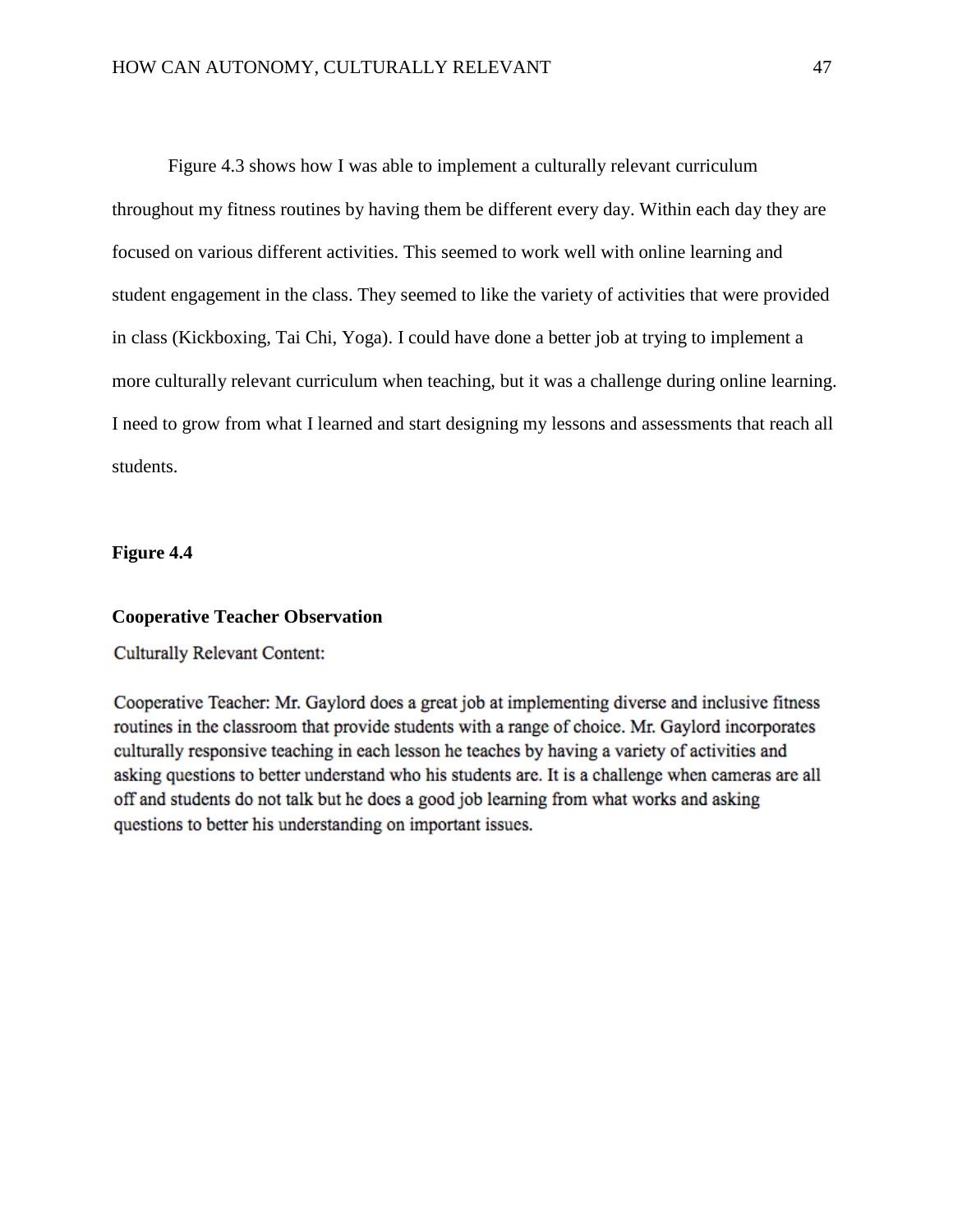Figure 4.3 shows how I was able to implement a culturally relevant curriculum throughout my fitness routines by having them be different every day. Within each day they are focused on various different activities. This seemed to work well with online learning and student engagement in the class. They seemed to like the variety of activities that were provided in class (Kickboxing, Tai Chi, Yoga). I could have done a better job at trying to implement a more culturally relevant curriculum when teaching, but it was a challenge during online learning. I need to grow from what I learned and start designing my lessons and assessments that reach all students.

**Figure 4.4**

**Cooperative Teacher Observation**

Culturally Relevant Content:

Cooperative Teacher: Mr. Gaylord does a great job at implementing diverse and inclusive fitness routines in the classroom that provide students with a range of choice. Mr. Gaylord incorporates culturally responsive teaching in each lesson he teaches by having a variety of activities and asking questions to better understand who his students are. It is a challenge when cameras are all off and students do not talk but he does a good job learning from what works and asking questions to better his understanding on important issues.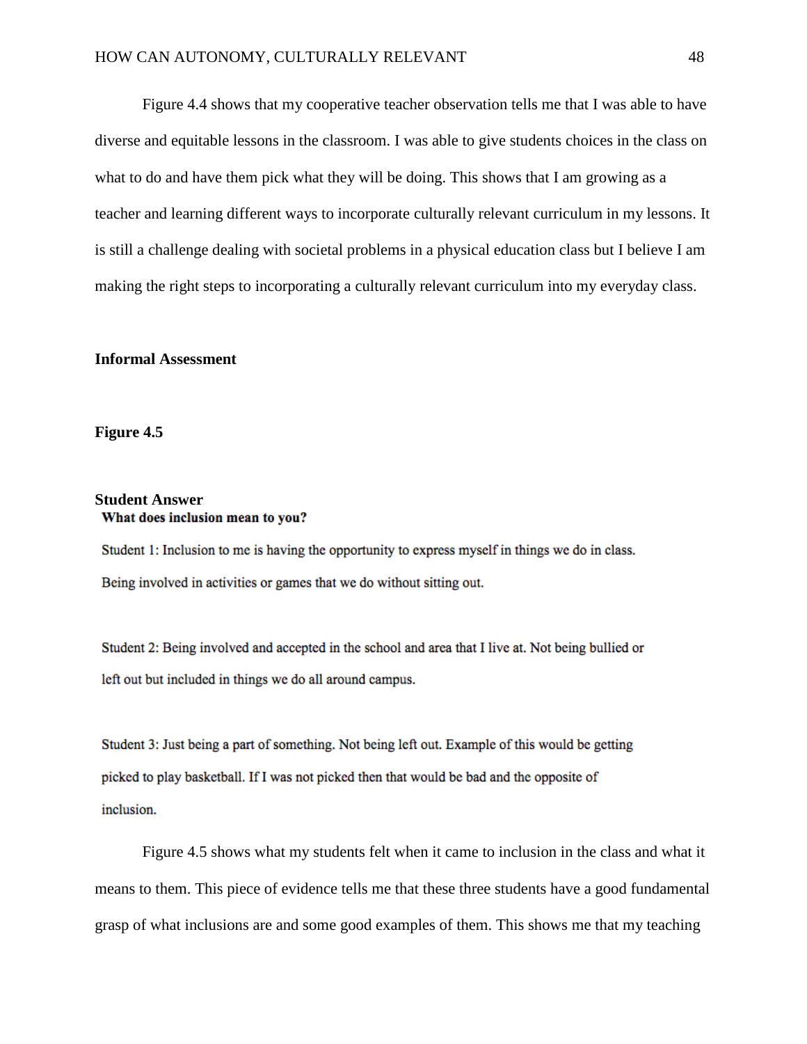Figure 4.4 shows that my cooperative teacher observation tells me that I was able to have diverse and equitable lessons in the classroom. I was able to give students choices in the class on what to do and have them pick what they will be doing. This shows that I am growing as a teacher and learning different ways to incorporate culturally relevant curriculum in my lessons. It is still a challenge dealing with societal problems in a physical education class but I believe I am making the right steps to incorporating a culturally relevant curriculum into my everyday class.

**Informal Assessment**

**Figure 4.5**

**Student Answer**

**What does inclusion mean to you?**

Student 1: Inclusion to me is having the opportunity to express myself in things we do in class. Being involved in activities or games that we do without sitting out.

Student 2: Being involved and accepted in the school and area that I live at. Not being bullied or left out but included in things we do all around campus.

Student 3: Just being a part of something. Not being left out. Example of this would be getting picked to play basketball. If I was not picked then that would be bad and the opposite of inclusion.

Figure 4.5 shows what my students felt when it came to inclusion in the class and what it means to them. This piece of evidence tells me that these three students have a good fundamental grasp of what inclusions are and some good examples of them. This shows me that my teaching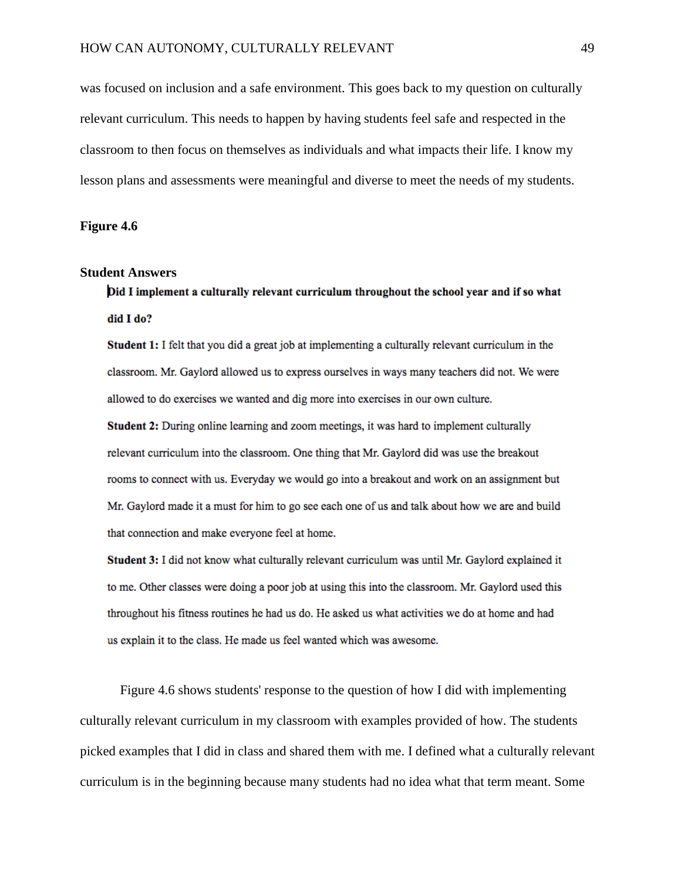was focused on inclusion and a safe environment. This goes back to my question on culturally relevant curriculum. This needs to happen by having students feel safe and respected in the classroom to then focus on themselves as individuals and what impacts their life. I know my lesson plans and assessments were meaningful and diverse to meet the needs of my students.

**Figure 4.6**

**Student Answers**

**Did I implement a culturally relevant curriculum throughout the school year and if so what did I do?**

**Student 1:** I felt that you did a great job at implementing a culturally relevant curriculum in the classroom. Mr. Gaylord allowed us to express ourselves in ways many teachers did not. We were allowed to do exercises we wanted and dig more into exercises in our own culture.

**Student 2:** During online learning and zoom meetings, it was hard to implement culturally relevant curriculum into the classroom. One thing that Mr. Gaylord did was use the breakout rooms to connect with us. Everyday we would go into a breakout and work on an assignment but Mr. Gaylord made it a must for him to go see each one of us and talk about how we are and build that connection and make everyone feel at home.

**Student 3:** I did not know what culturally relevant curriculum was until Mr. Gaylord explained it to me. Other classes were doing a poor job at using this into the classroom. Mr. Gaylord used this throughout his fitness routines he had us do. He asked us what activities we do at home and had us explain it to the class. He made us feel wanted which was awesome.

Figure 4.6 shows students' response to the question of how I did with implementing culturally relevant curriculum in my classroom with examples provided of how. The students picked examples that I did in class and shared them with me. I defined what a culturally relevant curriculum is in the beginning because many students had no idea what that term meant. Some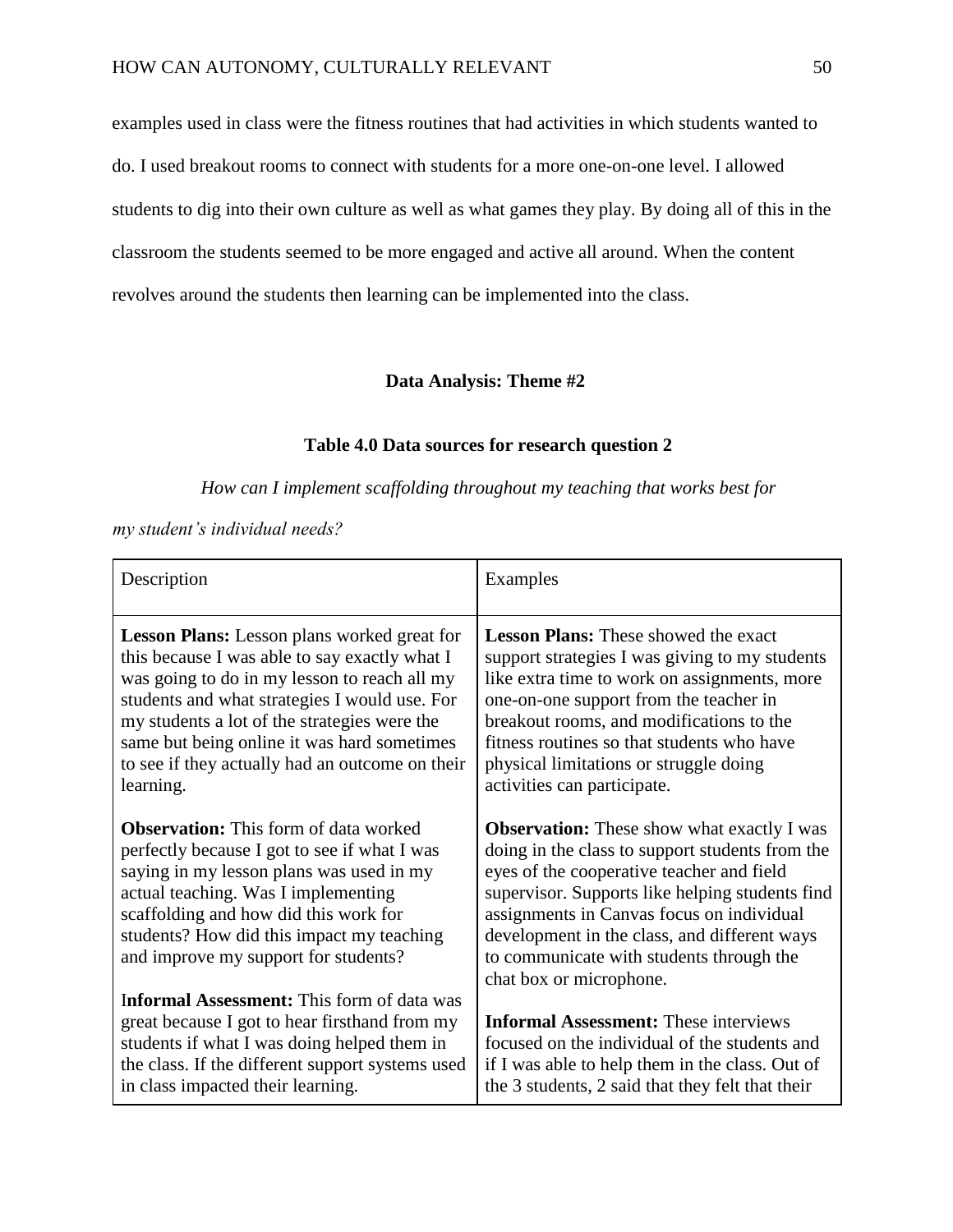examples used in class were the fitness routines that had activities in which students wanted to do. I used breakout rooms to connect with students for a more one-on-one level. I allowed students to dig into their own culture as well as what games they play. By doing all of this in the classroom the students seemed to be more engaged and active all around. When the content revolves around the students then learning can be implemented into the class.

## Data Analysis: Theme #2

### Table 4.0 Data sources for research question 2

*How can I implement scaffolding throughout my teaching that works best for my student's individual needs?*

| Description | Examples |
|---|---|
| **Lesson Plans:** Lesson plans worked great for this because I was able to say exactly what I was going to do in my lesson to reach all my students and what strategies I would use. For my students a lot of the strategies were the same but being online it was hard sometimes to see if they actually had an outcome on their learning. | **Lesson Plans:** These showed the exact support strategies I was giving to my students like extra time to work on assignments, more one-on-one support from the teacher in breakout rooms, and modifications to the fitness routines so that students who have physical limitations or struggle doing activities can participate. |
| **Observation:** This form of data worked perfectly because I got to see if what I was saying in my lesson plans was used in my actual teaching. Was I implementing scaffolding and how did this work for students? How did this impact my teaching and improve my support for students? | **Observation:** These show what exactly I was doing in the class to support students from the eyes of the cooperative teacher and field supervisor. Supports like helping students find assignments in Canvas focus on individual development in the class, and different ways to communicate with students through the chat box or microphone. |
| **Informal Assessment:** This form of data was great because I got to hear firsthand from my students if what I was doing helped them in the class. If the different support systems used in class impacted their learning. | **Informal Assessment:** These interviews focused on the individual of the students and if I was able to help them in the class. Out of the 3 students, 2 said that they felt that their |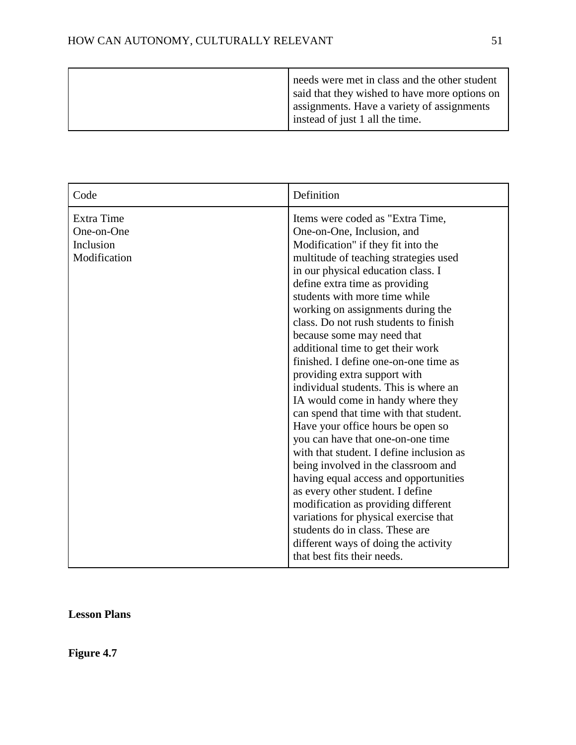| | |
|---|---|
| | needs were met in class and the other student said that they wished to have more options on assignments. Have a variety of assignments instead of just 1 all the time. |

| Code | Definition |
|---|---|
| Extra Time<br>One-on-One<br>Inclusion<br>Modification | Items were coded as "Extra Time, One-on-One, Inclusion, and Modification" if they fit into the multitude of teaching strategies used in our physical education class. I define extra time as providing students with more time while working on assignments during the class. Do not rush students to finish because some may need that additional time to get their work finished. I define one-on-one time as providing extra support with individual students. This is where an IA would come in handy where they can spend that time with that student. Have your office hours be open so you can have that one-on-one time with that student. I define inclusion as being involved in the classroom and having equal access and opportunities as every other student. I define modification as providing different variations for physical exercise that students do in class. These are different ways of doing the activity that best fits their needs. |

**Lesson Plans**

**Figure 4.7**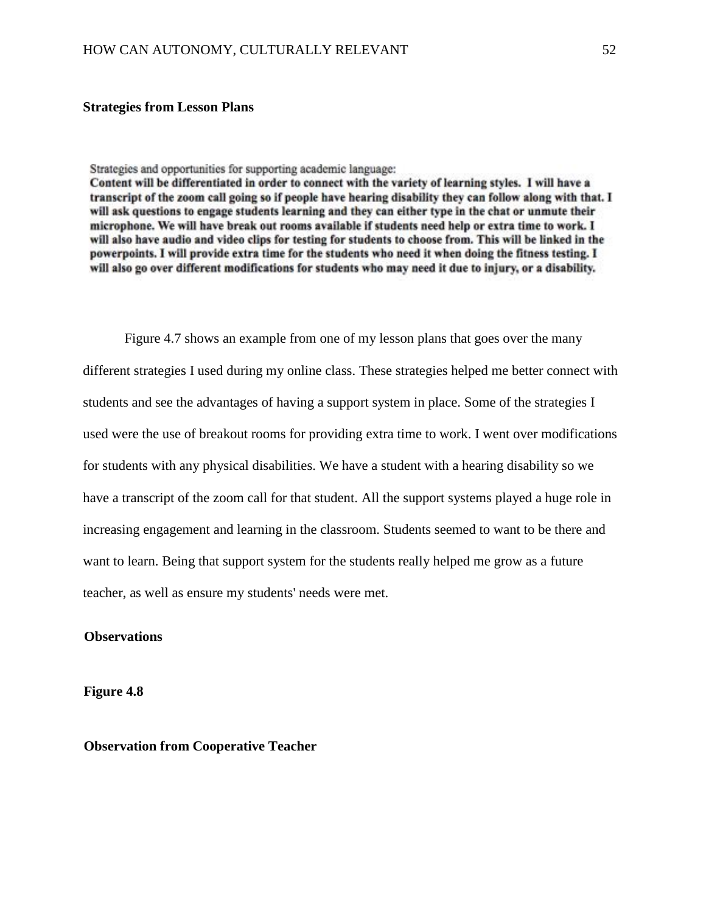**Strategies from Lesson Plans**

Strategies and opportunities for supporting academic language:
**Content will be differentiated in order to connect with the variety of learning styles. I will have a transcript of the zoom call going so if people have hearing disability they can follow along with that. I will ask questions to engage students learning and they can either type in the chat or unmute their microphone. We will have break out rooms available if students need help or extra time to work. I will also have audio and video clips for testing for students to choose from. This will be linked in the powerpoints. I will provide extra time for the students who need it when doing the fitness testing. I will also go over different modifications for students who may need it due to injury, or a disability.**

Figure 4.7 shows an example from one of my lesson plans that goes over the many different strategies I used during my online class. These strategies helped me better connect with students and see the advantages of having a support system in place. Some of the strategies I used were the use of breakout rooms for providing extra time to work. I went over modifications for students with any physical disabilities. We have a student with a hearing disability so we have a transcript of the zoom call for that student. All the support systems played a huge role in increasing engagement and learning in the classroom. Students seemed to want to be there and want to learn. Being that support system for the students really helped me grow as a future teacher, as well as ensure my students' needs were met.

**Observations**

**Figure 4.8**

**Observation from Cooperative Teacher**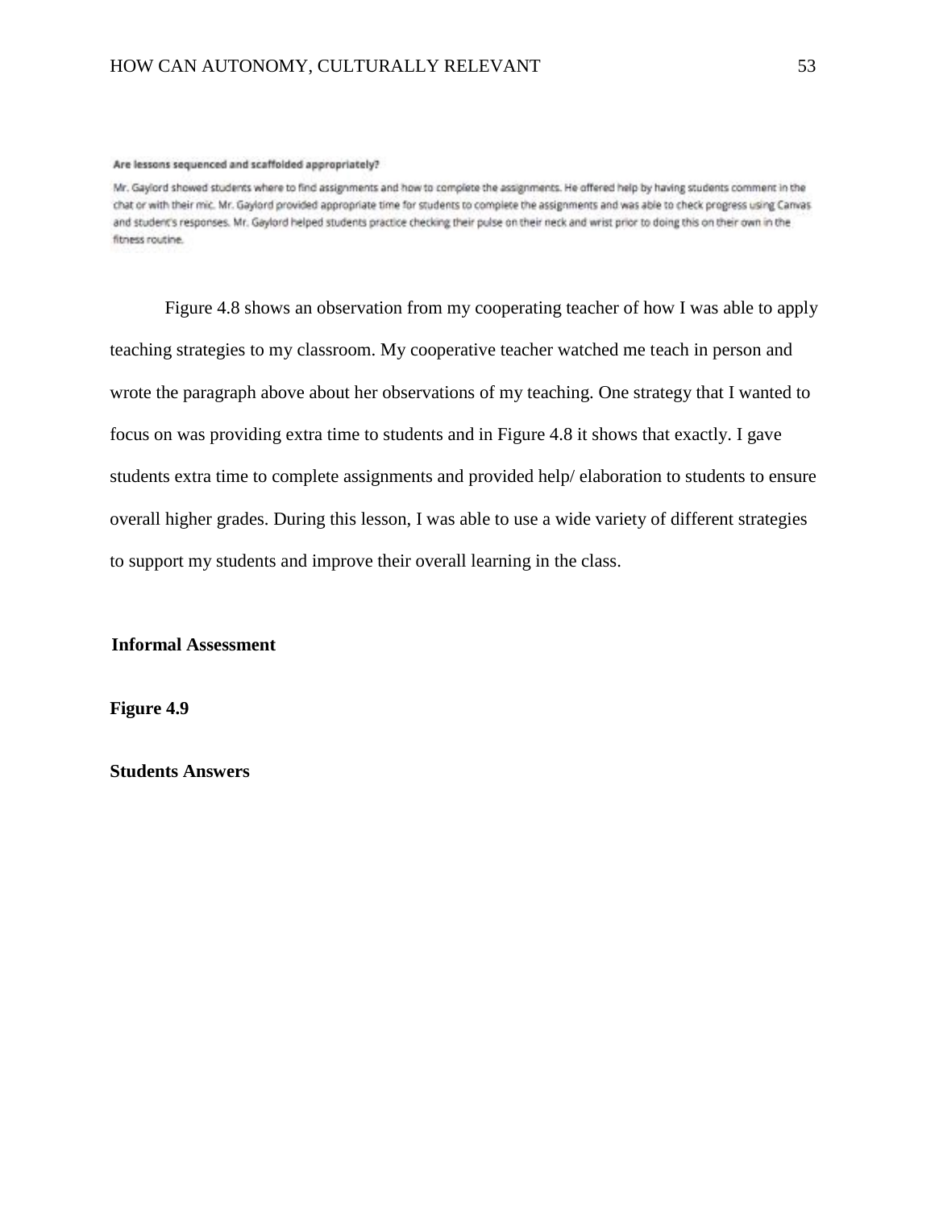**Are lessons sequenced and scaffolded appropriately?**

Mr. Gaylord showed students where to find assignments and how to complete the assignments. He offered help by having students comment in the chat or with their mic. Mr. Gaylord provided appropriate time for students to complete the assignments and was able to check progress using Canvas and student's responses. Mr. Gaylord helped students practice checking their pulse on their neck and wrist prior to doing this on their own in the fitness routine.

Figure 4.8 shows an observation from my cooperating teacher of how I was able to apply teaching strategies to my classroom. My cooperative teacher watched me teach in person and wrote the paragraph above about her observations of my teaching. One strategy that I wanted to focus on was providing extra time to students and in Figure 4.8 it shows that exactly. I gave students extra time to complete assignments and provided help/ elaboration to students to ensure overall higher grades. During this lesson, I was able to use a wide variety of different strategies to support my students and improve their overall learning in the class.

**Informal Assessment**

**Figure 4.9**

**Students Answers**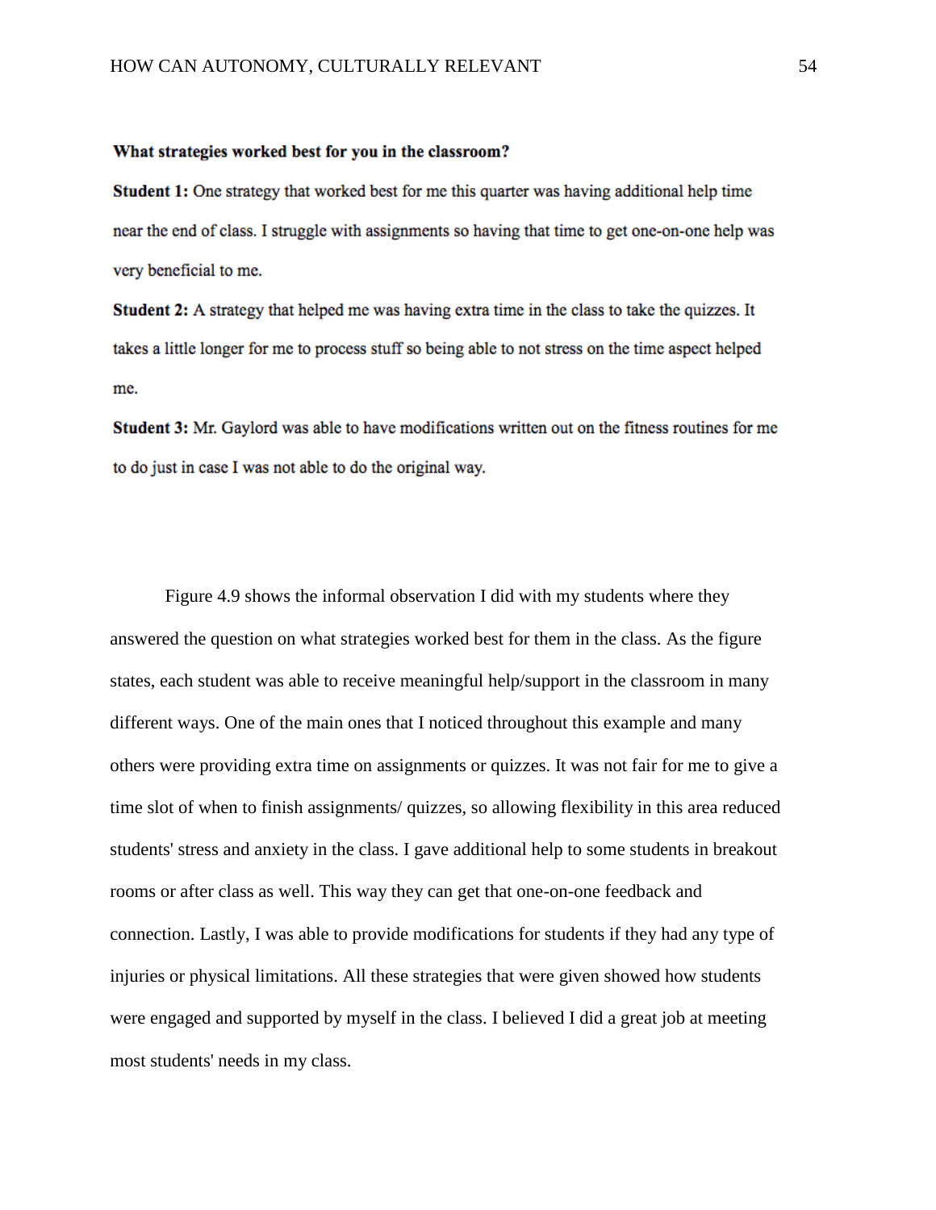**What strategies worked best for you in the classroom?**

**Student 1:** One strategy that worked best for me this quarter was having additional help time near the end of class. I struggle with assignments so having that time to get one-on-one help was very beneficial to me.

**Student 2:** A strategy that helped me was having extra time in the class to take the quizzes. It takes a little longer for me to process stuff so being able to not stress on the time aspect helped me.

**Student 3:** Mr. Gaylord was able to have modifications written out on the fitness routines for me to do just in case I was not able to do the original way.

Figure 4.9 shows the informal observation I did with my students where they answered the question on what strategies worked best for them in the class. As the figure states, each student was able to receive meaningful help/support in the classroom in many different ways. One of the main ones that I noticed throughout this example and many others were providing extra time on assignments or quizzes. It was not fair for me to give a time slot of when to finish assignments/ quizzes, so allowing flexibility in this area reduced students' stress and anxiety in the class. I gave additional help to some students in breakout rooms or after class as well. This way they can get that one-on-one feedback and connection. Lastly, I was able to provide modifications for students if they had any type of injuries or physical limitations. All these strategies that were given showed how students were engaged and supported by myself in the class. I believed I did a great job at meeting most students' needs in my class.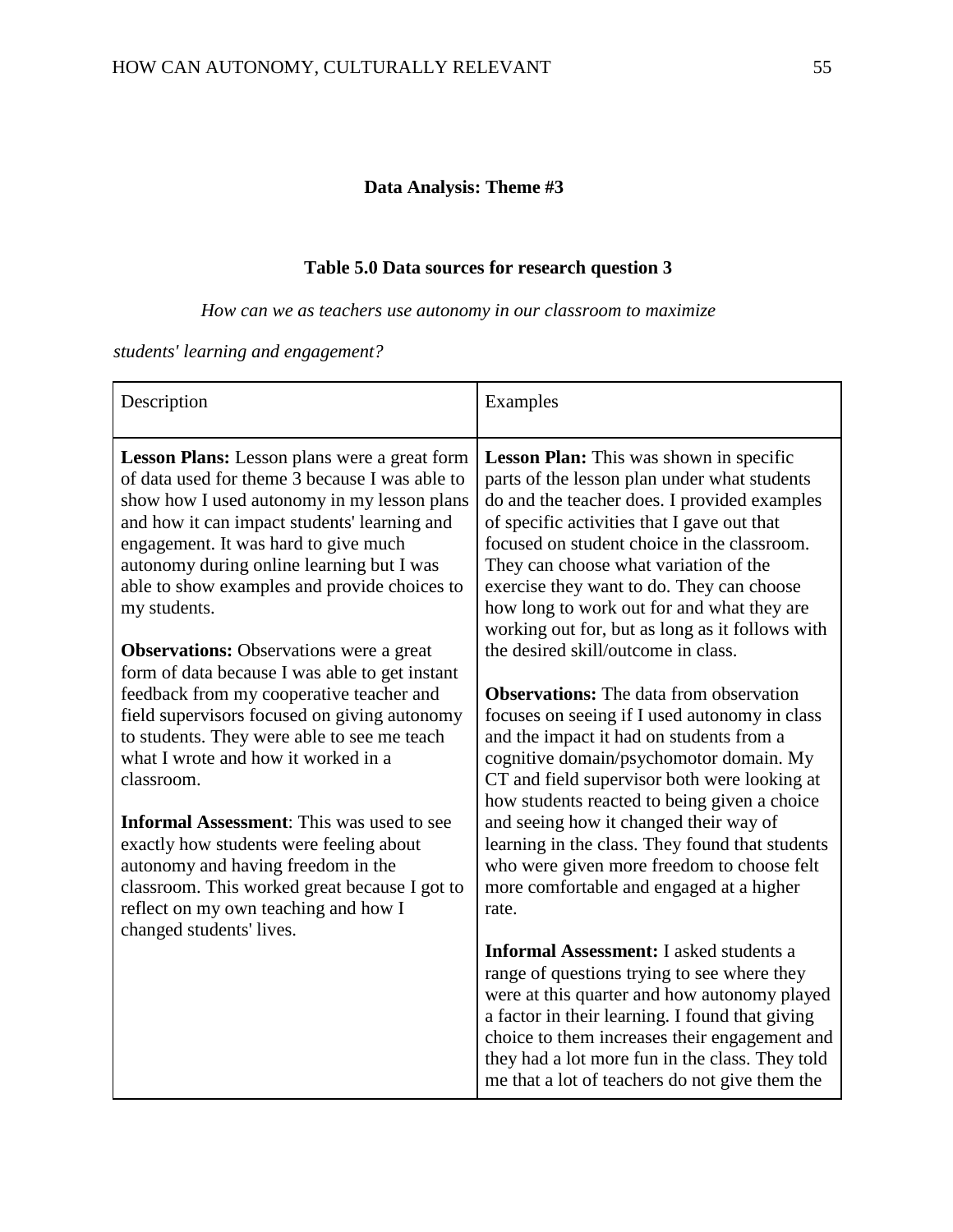**Data Analysis: Theme #3**

**Table 5.0 Data sources for research question 3**

*How can we as teachers use autonomy in our classroom to maximize students' learning and engagement?*

| Description | Examples |
| --- | --- |
| **Lesson Plans:** Lesson plans were a great form of data used for theme 3 because I was able to show how I used autonomy in my lesson plans and how it can impact students' learning and engagement. It was hard to give much autonomy during online learning but I was able to show examples and provide choices to my students.<br><br>**Observations:** Observations were a great form of data because I was able to get instant feedback from my cooperative teacher and field supervisors focused on giving autonomy to students. They were able to see me teach what I wrote and how it worked in a classroom.<br><br>**Informal Assessment**: This was used to see exactly how students were feeling about autonomy and having freedom in the classroom. This worked great because I got to reflect on my own teaching and how I changed students' lives. | **Lesson Plan:** This was shown in specific parts of the lesson plan under what students do and the teacher does. I provided examples of specific activities that I gave out that focused on student choice in the classroom. They can choose what variation of the exercise they want to do. They can choose how long to work out for and what they are working out for, but as long as it follows with the desired skill/outcome in class.<br><br>**Observations:** The data from observation focuses on seeing if I used autonomy in class and the impact it had on students from a cognitive domain/psychomotor domain. My CT and field supervisor both were looking at how students reacted to being given a choice and seeing how it changed their way of learning in the class. They found that students who were given more freedom to choose felt more comfortable and engaged at a higher rate.<br><br>**Informal Assessment:** I asked students a range of questions trying to see where they were at this quarter and how autonomy played a factor in their learning. I found that giving choice to them increases their engagement and they had a lot more fun in the class. They told me that a lot of teachers do not give them the |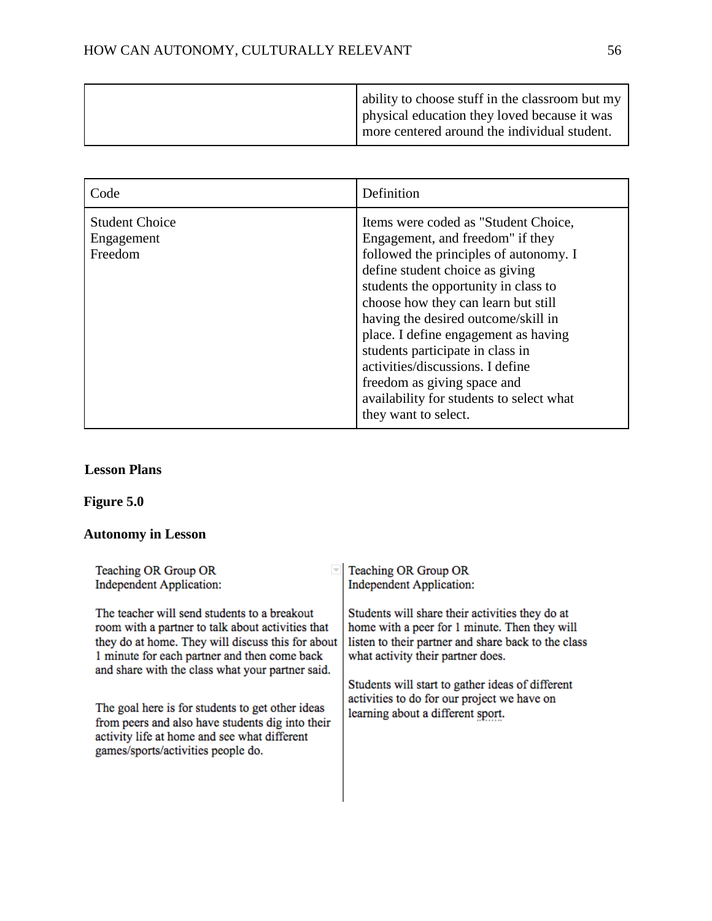| | |
|---|---|
| | ability to choose stuff in the classroom but my physical education they loved because it was more centered around the individual student. |

| Code | Definition |
|---|---|
| Student Choice<br>Engagement<br>Freedom | Items were coded as "Student Choice, Engagement, and freedom" if they followed the principles of autonomy. I define student choice as giving students the opportunity in class to choose how they can learn but still having the desired outcome/skill in place. I define engagement as having students participate in class in activities/discussions. I define freedom as giving space and availability for students to select what they want to select. |

**Lesson Plans**

**Figure 5.0**

**Autonomy in Lesson**

| Teaching OR Group OR Independent Application: | Teaching OR Group OR Independent Application: |
|---|---|
| The teacher will send students to a breakout room with a partner to talk about activities that they do at home. They will discuss this for about 1 minute for each partner and then come back and share with the class what your partner said.<br><br>The goal here is for students to get other ideas from peers and also have students dig into their activity life at home and see what different games/sports/activities people do. | Students will share their activities they do at home with a peer for 1 minute. Then they will listen to their partner and share back to the class what activity their partner does.<br><br>Students will start to gather ideas of different activities to do for our project we have on learning about a different sport. |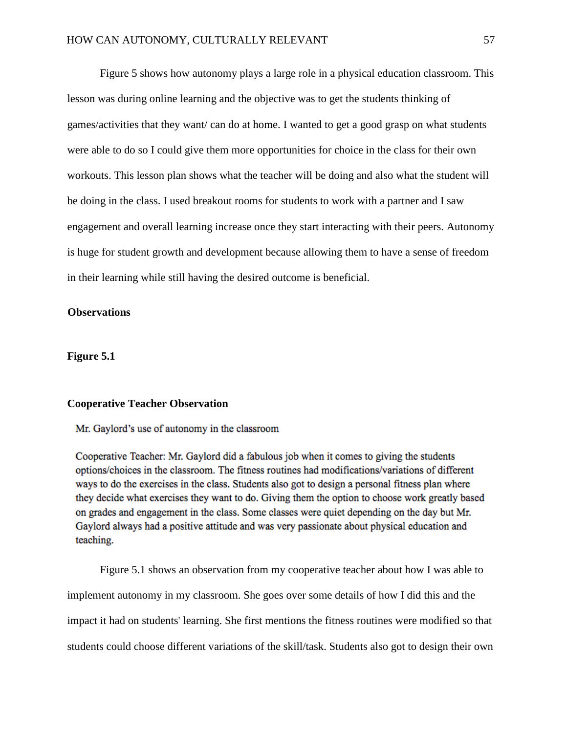Figure 5 shows how autonomy plays a large role in a physical education classroom. This lesson was during online learning and the objective was to get the students thinking of games/activities that they want/ can do at home. I wanted to get a good grasp on what students were able to do so I could give them more opportunities for choice in the class for their own workouts. This lesson plan shows what the teacher will be doing and also what the student will be doing in the class. I used breakout rooms for students to work with a partner and I saw engagement and overall learning increase once they start interacting with their peers. Autonomy is huge for student growth and development because allowing them to have a sense of freedom in their learning while still having the desired outcome is beneficial.

**Observations**

**Figure 5.1**

**Cooperative Teacher Observation**

Mr. Gaylord's use of autonomy in the classroom

Cooperative Teacher: Mr. Gaylord did a fabulous job when it comes to giving the students options/choices in the classroom. The fitness routines had modifications/variations of different ways to do the exercises in the class. Students also got to design a personal fitness plan where they decide what exercises they want to do. Giving them the option to choose work greatly based on grades and engagement in the class. Some classes were quiet depending on the day but Mr. Gaylord always had a positive attitude and was very passionate about physical education and teaching.

Figure 5.1 shows an observation from my cooperative teacher about how I was able to implement autonomy in my classroom. She goes over some details of how I did this and the impact it had on students' learning. She first mentions the fitness routines were modified so that students could choose different variations of the skill/task. Students also got to design their own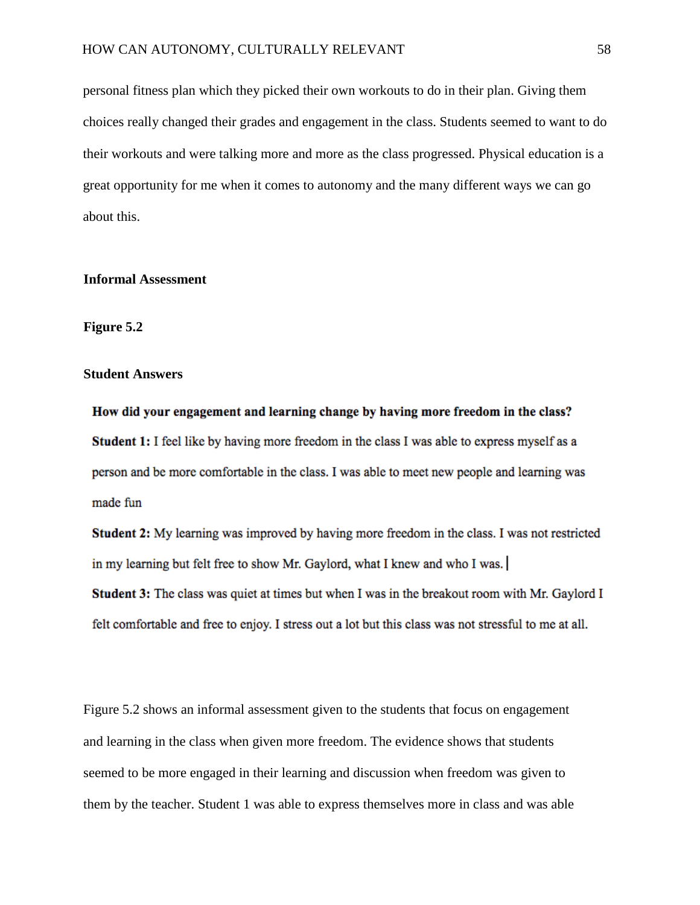personal fitness plan which they picked their own workouts to do in their plan. Giving them choices really changed their grades and engagement in the class. Students seemed to want to do their workouts and were talking more and more as the class progressed. Physical education is a great opportunity for me when it comes to autonomy and the many different ways we can go about this.

### Informal Assessment

**Figure 5.2**

**Student Answers**

**How did your engagement and learning change by having more freedom in the class?**

**Student 1:** I feel like by having more freedom in the class I was able to express myself as a person and be more comfortable in the class. I was able to meet new people and learning was made fun

**Student 2:** My learning was improved by having more freedom in the class. I was not restricted in my learning but felt free to show Mr. Gaylord, what I knew and who I was.

**Student 3:** The class was quiet at times but when I was in the breakout room with Mr. Gaylord I felt comfortable and free to enjoy. I stress out a lot but this class was not stressful to me at all.

Figure 5.2 shows an informal assessment given to the students that focus on engagement and learning in the class when given more freedom. The evidence shows that students seemed to be more engaged in their learning and discussion when freedom was given to them by the teacher. Student 1 was able to express themselves more in class and was able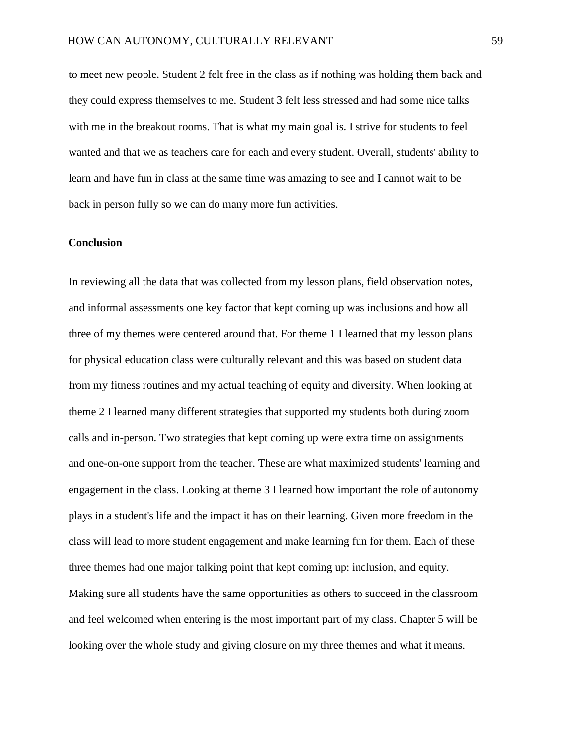to meet new people. Student 2 felt free in the class as if nothing was holding them back and they could express themselves to me. Student 3 felt less stressed and had some nice talks with me in the breakout rooms. That is what my main goal is. I strive for students to feel wanted and that we as teachers care for each and every student. Overall, students' ability to learn and have fun in class at the same time was amazing to see and I cannot wait to be back in person fully so we can do many more fun activities.

**Conclusion**

In reviewing all the data that was collected from my lesson plans, field observation notes, and informal assessments one key factor that kept coming up was inclusions and how all three of my themes were centered around that. For theme 1 I learned that my lesson plans for physical education class were culturally relevant and this was based on student data from my fitness routines and my actual teaching of equity and diversity. When looking at theme 2 I learned many different strategies that supported my students both during zoom calls and in-person. Two strategies that kept coming up were extra time on assignments and one-on-one support from the teacher. These are what maximized students' learning and engagement in the class. Looking at theme 3 I learned how important the role of autonomy plays in a student's life and the impact it has on their learning. Given more freedom in the class will lead to more student engagement and make learning fun for them. Each of these three themes had one major talking point that kept coming up: inclusion, and equity. Making sure all students have the same opportunities as others to succeed in the classroom and feel welcomed when entering is the most important part of my class. Chapter 5 will be looking over the whole study and giving closure on my three themes and what it means.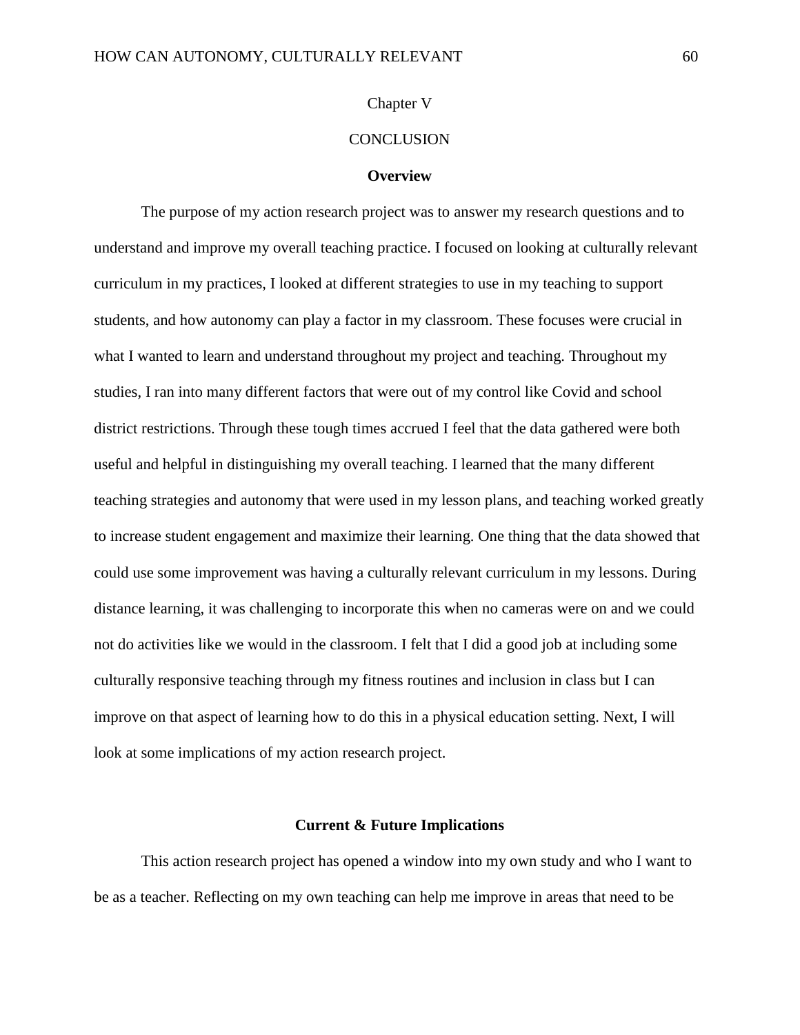Chapter V

CONCLUSION

## Overview

The purpose of my action research project was to answer my research questions and to understand and improve my overall teaching practice. I focused on looking at culturally relevant curriculum in my practices, I looked at different strategies to use in my teaching to support students, and how autonomy can play a factor in my classroom. These focuses were crucial in what I wanted to learn and understand throughout my project and teaching. Throughout my studies, I ran into many different factors that were out of my control like Covid and school district restrictions. Through these tough times accrued I feel that the data gathered were both useful and helpful in distinguishing my overall teaching. I learned that the many different teaching strategies and autonomy that were used in my lesson plans, and teaching worked greatly to increase student engagement and maximize their learning. One thing that the data showed that could use some improvement was having a culturally relevant curriculum in my lessons. During distance learning, it was challenging to incorporate this when no cameras were on and we could not do activities like we would in the classroom. I felt that I did a good job at including some culturally responsive teaching through my fitness routines and inclusion in class but I can improve on that aspect of learning how to do this in a physical education setting. Next, I will look at some implications of my action research project.

## Current & Future Implications

This action research project has opened a window into my own study and who I want to be as a teacher. Reflecting on my own teaching can help me improve in areas that need to be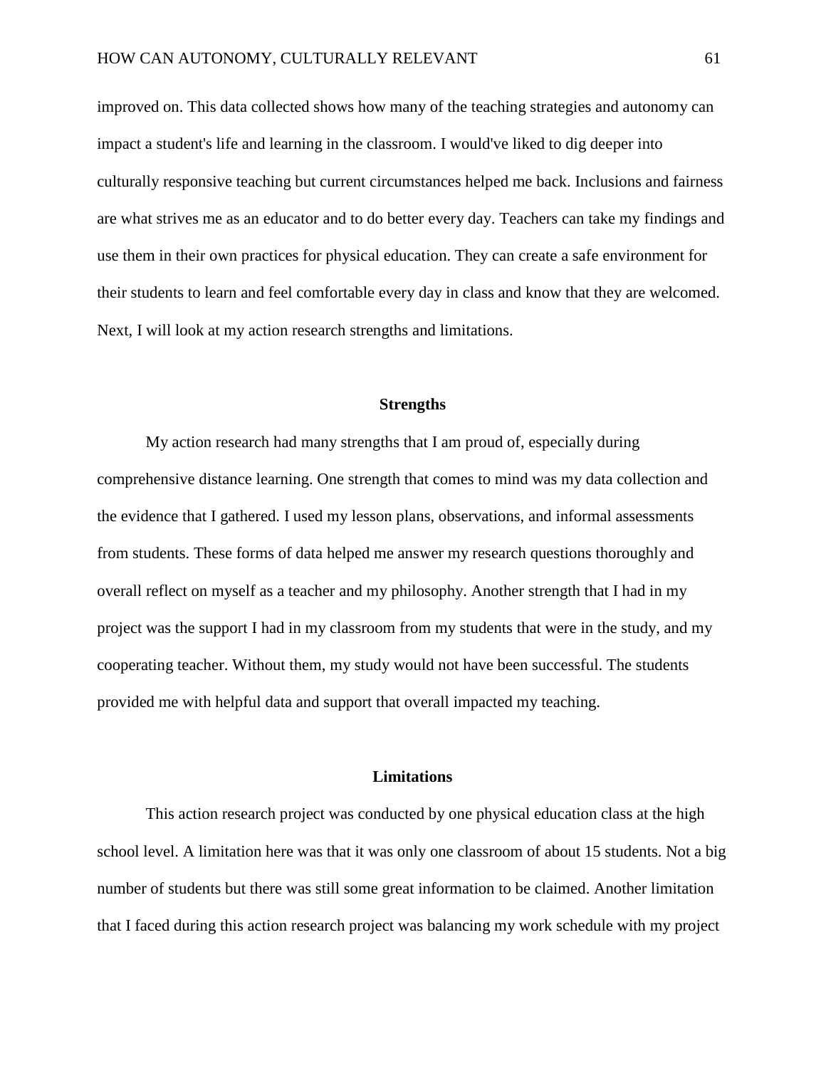improved on. This data collected shows how many of the teaching strategies and autonomy can impact a student's life and learning in the classroom. I would've liked to dig deeper into culturally responsive teaching but current circumstances helped me back. Inclusions and fairness are what strives me as an educator and to do better every day. Teachers can take my findings and use them in their own practices for physical education. They can create a safe environment for their students to learn and feel comfortable every day in class and know that they are welcomed. Next, I will look at my action research strengths and limitations.

## Strengths

My action research had many strengths that I am proud of, especially during comprehensive distance learning. One strength that comes to mind was my data collection and the evidence that I gathered. I used my lesson plans, observations, and informal assessments from students. These forms of data helped me answer my research questions thoroughly and overall reflect on myself as a teacher and my philosophy. Another strength that I had in my project was the support I had in my classroom from my students that were in the study, and my cooperating teacher. Without them, my study would not have been successful. The students provided me with helpful data and support that overall impacted my teaching.

## Limitations

This action research project was conducted by one physical education class at the high school level. A limitation here was that it was only one classroom of about 15 students. Not a big number of students but there was still some great information to be claimed. Another limitation that I faced during this action research project was balancing my work schedule with my project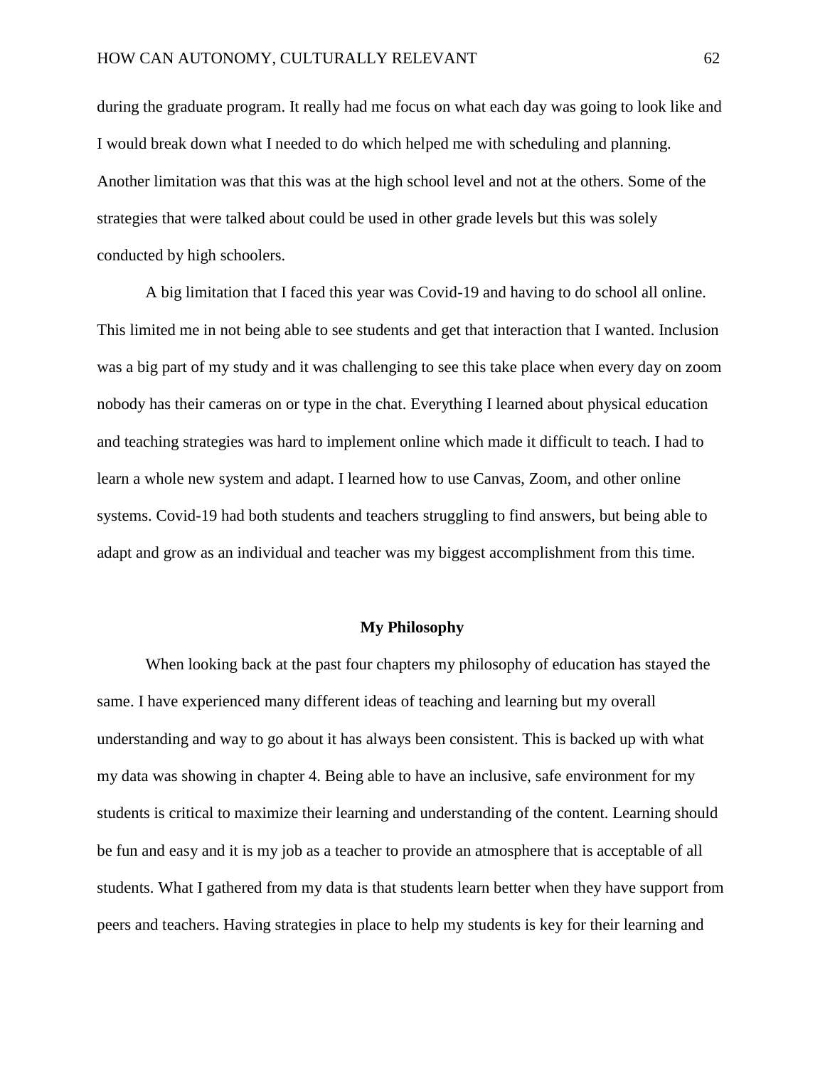during the graduate program. It really had me focus on what each day was going to look like and I would break down what I needed to do which helped me with scheduling and planning. Another limitation was that this was at the high school level and not at the others. Some of the strategies that were talked about could be used in other grade levels but this was solely conducted by high schoolers.

A big limitation that I faced this year was Covid-19 and having to do school all online. This limited me in not being able to see students and get that interaction that I wanted. Inclusion was a big part of my study and it was challenging to see this take place when every day on zoom nobody has their cameras on or type in the chat. Everything I learned about physical education and teaching strategies was hard to implement online which made it difficult to teach. I had to learn a whole new system and adapt. I learned how to use Canvas, Zoom, and other online systems. Covid-19 had both students and teachers struggling to find answers, but being able to adapt and grow as an individual and teacher was my biggest accomplishment from this time.

## My Philosophy

When looking back at the past four chapters my philosophy of education has stayed the same. I have experienced many different ideas of teaching and learning but my overall understanding and way to go about it has always been consistent. This is backed up with what my data was showing in chapter 4. Being able to have an inclusive, safe environment for my students is critical to maximize their learning and understanding of the content. Learning should be fun and easy and it is my job as a teacher to provide an atmosphere that is acceptable of all students. What I gathered from my data is that students learn better when they have support from peers and teachers. Having strategies in place to help my students is key for their learning and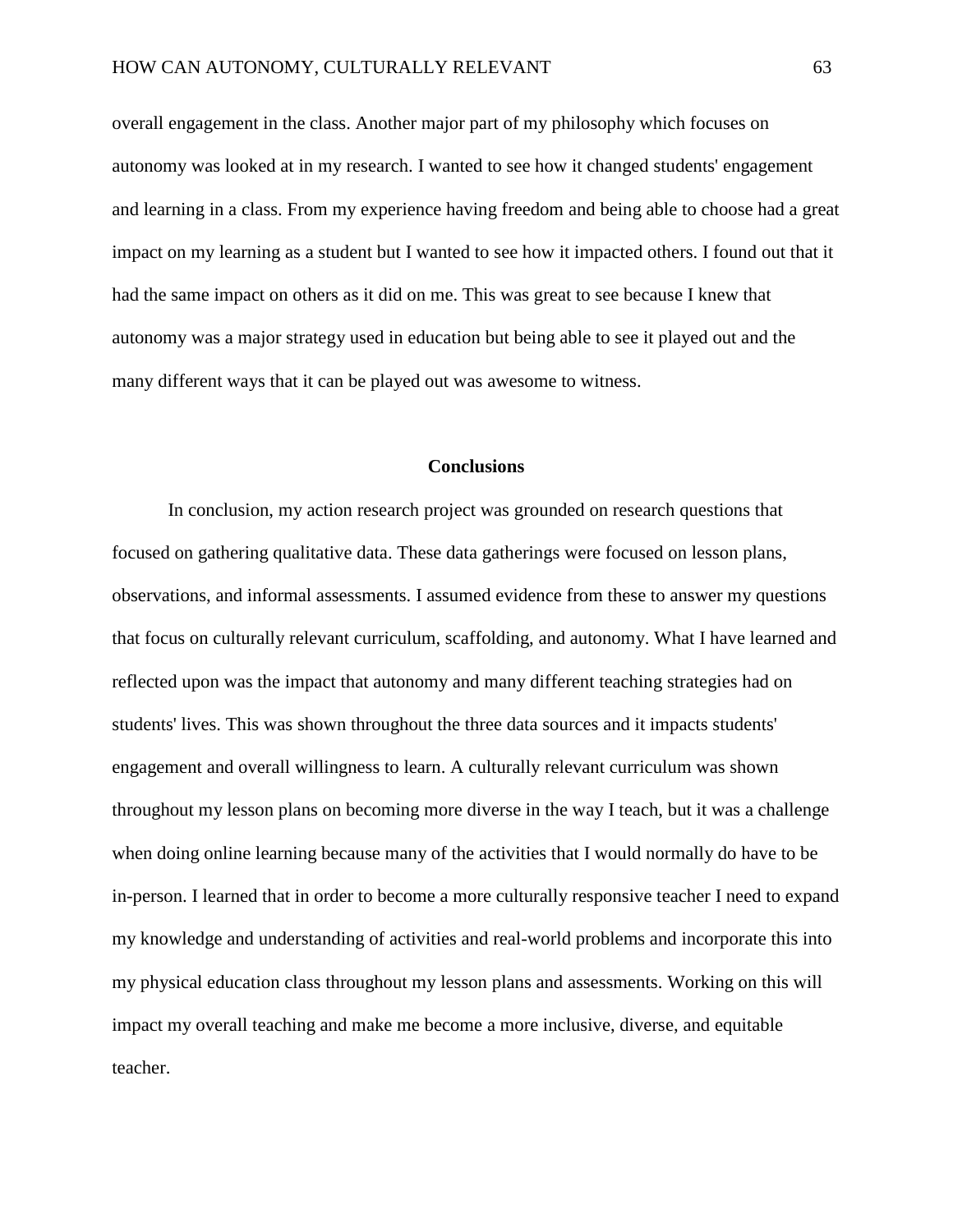overall engagement in the class. Another major part of my philosophy which focuses on autonomy was looked at in my research. I wanted to see how it changed students' engagement and learning in a class. From my experience having freedom and being able to choose had a great impact on my learning as a student but I wanted to see how it impacted others. I found out that it had the same impact on others as it did on me. This was great to see because I knew that autonomy was a major strategy used in education but being able to see it played out and the many different ways that it can be played out was awesome to witness.

## Conclusions

In conclusion, my action research project was grounded on research questions that focused on gathering qualitative data. These data gatherings were focused on lesson plans, observations, and informal assessments. I assumed evidence from these to answer my questions that focus on culturally relevant curriculum, scaffolding, and autonomy. What I have learned and reflected upon was the impact that autonomy and many different teaching strategies had on students' lives. This was shown throughout the three data sources and it impacts students' engagement and overall willingness to learn. A culturally relevant curriculum was shown throughout my lesson plans on becoming more diverse in the way I teach, but it was a challenge when doing online learning because many of the activities that I would normally do have to be in-person. I learned that in order to become a more culturally responsive teacher I need to expand my knowledge and understanding of activities and real-world problems and incorporate this into my physical education class throughout my lesson plans and assessments. Working on this will impact my overall teaching and make me become a more inclusive, diverse, and equitable teacher.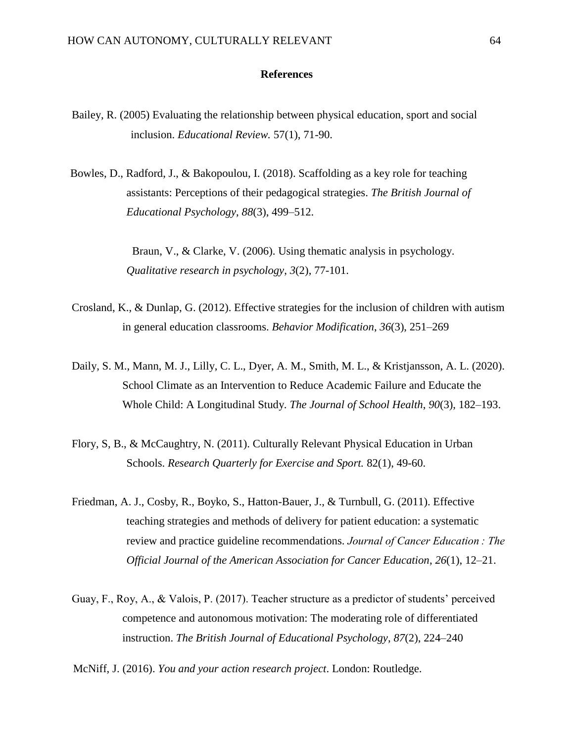**References**

Bailey, R. (2005) Evaluating the relationship between physical education, sport and social inclusion. *Educational Review.* 57(1), 71-90.

Bowles, D., Radford, J., & Bakopoulou, I. (2018). Scaffolding as a key role for teaching assistants: Perceptions of their pedagogical strategies. *The British Journal of Educational Psychology*, *88*(3), 499–512.

Braun, V., & Clarke, V. (2006). Using thematic analysis in psychology. *Qualitative research in psychology*, *3*(2), 77-101.

Crosland, K., & Dunlap, G. (2012). Effective strategies for the inclusion of children with autism in general education classrooms. *Behavior Modification*, *36*(3), 251–269

Daily, S. M., Mann, M. J., Lilly, C. L., Dyer, A. M., Smith, M. L., & Kristjansson, A. L. (2020). School Climate as an Intervention to Reduce Academic Failure and Educate the Whole Child: A Longitudinal Study. *The Journal of School Health*, *90*(3), 182–193.

Flory, S, B., & McCaughtry, N. (2011). Culturally Relevant Physical Education in Urban Schools. *Research Quarterly for Exercise and Sport.* 82(1), 49-60.

Friedman, A. J., Cosby, R., Boyko, S., Hatton-Bauer, J., & Turnbull, G. (2011). Effective teaching strategies and methods of delivery for patient education: a systematic review and practice guideline recommendations. *Journal of Cancer Education : The Official Journal of the American Association for Cancer Education*, *26*(1), 12–21.

Guay, F., Roy, A., & Valois, P. (2017). Teacher structure as a predictor of students' perceived competence and autonomous motivation: The moderating role of differentiated instruction. *The British Journal of Educational Psychology*, *87*(2), 224–240

McNiff, J. (2016). *You and your action research project*. London: Routledge.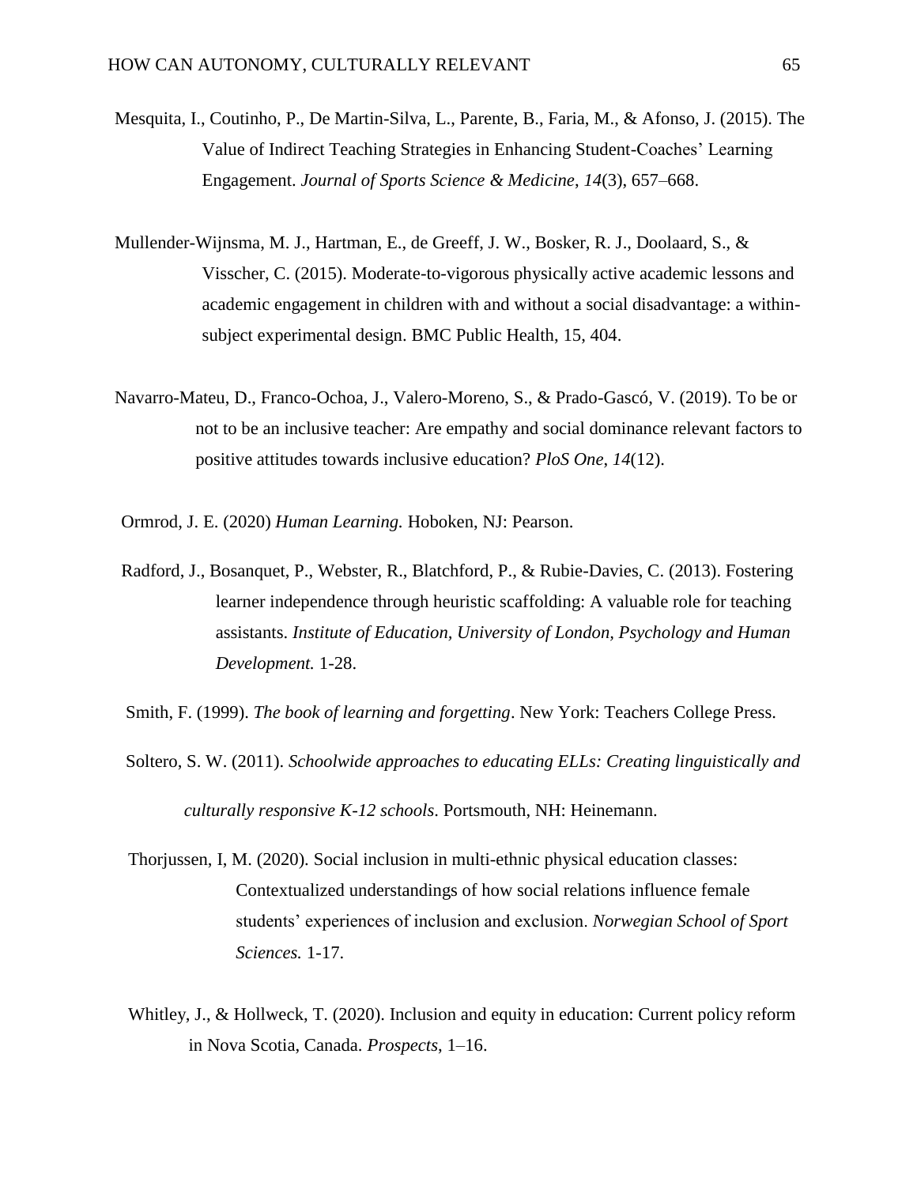Mesquita, I., Coutinho, P., De Martin-Silva, L., Parente, B., Faria, M., & Afonso, J. (2015). The Value of Indirect Teaching Strategies in Enhancing Student-Coaches' Learning Engagement. *Journal of Sports Science & Medicine*, *14*(3), 657–668.

Mullender-Wijnsma, M. J., Hartman, E., de Greeff, J. W., Bosker, R. J., Doolaard, S., & Visscher, C. (2015). Moderate-to-vigorous physically active academic lessons and academic engagement in children with and without a social disadvantage: a within-subject experimental design. BMC Public Health, 15, 404.

Navarro-Mateu, D., Franco-Ochoa, J., Valero-Moreno, S., & Prado-Gascó, V. (2019). To be or not to be an inclusive teacher: Are empathy and social dominance relevant factors to positive attitudes towards inclusive education? *PloS One*, *14*(12).

Ormrod, J. E. (2020) *Human Learning.* Hoboken, NJ: Pearson.

Radford, J., Bosanquet, P., Webster, R., Blatchford, P., & Rubie-Davies, C. (2013). Fostering learner independence through heuristic scaffolding: A valuable role for teaching assistants. *Institute of Education, University of London, Psychology and Human Development.* 1-28.

Smith, F. (1999). *The book of learning and forgetting*. New York: Teachers College Press.

Soltero, S. W. (2011). *Schoolwide approaches to educating ELLs: Creating linguistically and culturally responsive K-12 schools*. Portsmouth, NH: Heinemann.

Thorjussen, I, M. (2020). Social inclusion in multi-ethnic physical education classes: Contextualized understandings of how social relations influence female students' experiences of inclusion and exclusion. *Norwegian School of Sport Sciences.* 1-17.

Whitley, J., & Hollweck, T. (2020). Inclusion and equity in education: Current policy reform in Nova Scotia, Canada. *Prospects*, 1–16.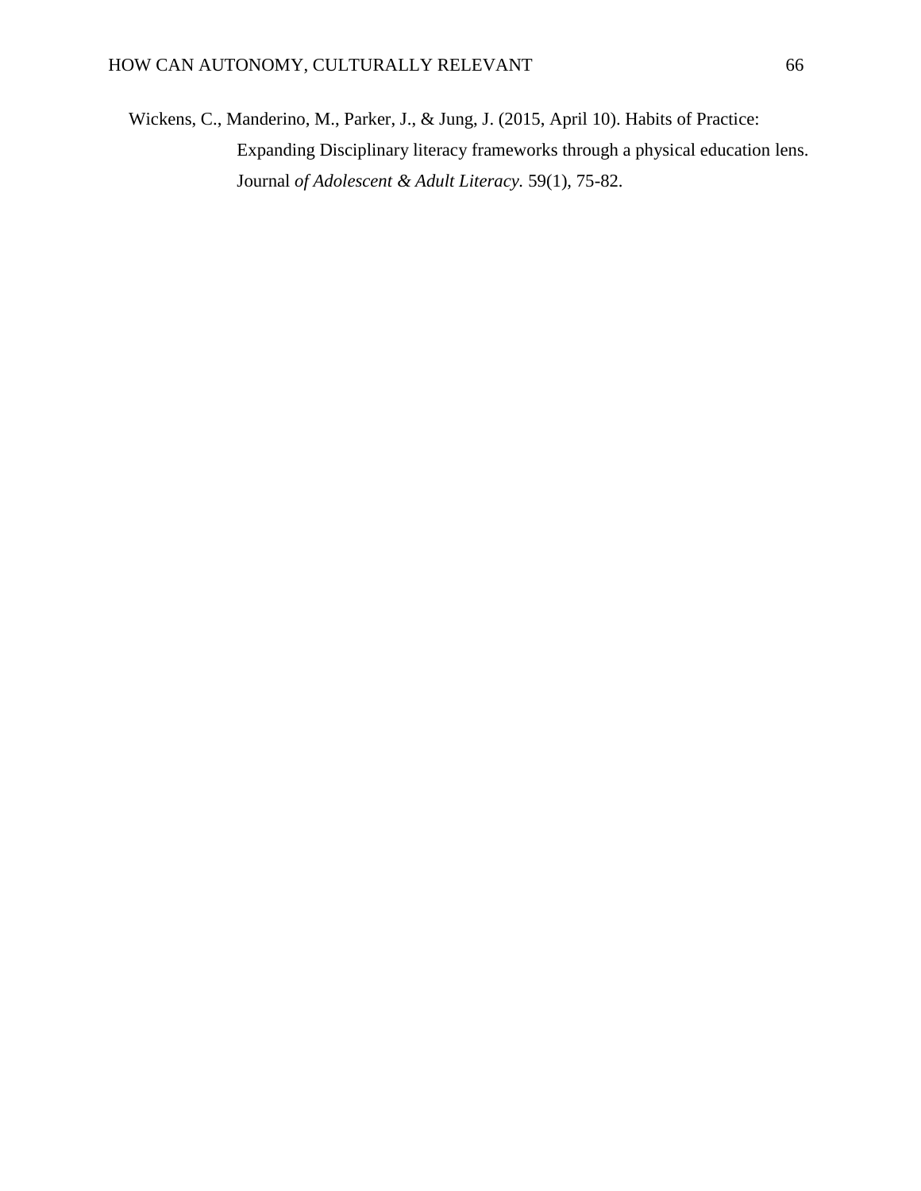Wickens, C., Manderino, M., Parker, J., & Jung, J. (2015, April 10). Habits of Practice: Expanding Disciplinary literacy frameworks through a physical education lens. Journal *of Adolescent & Adult Literacy.* 59(1), 75-82.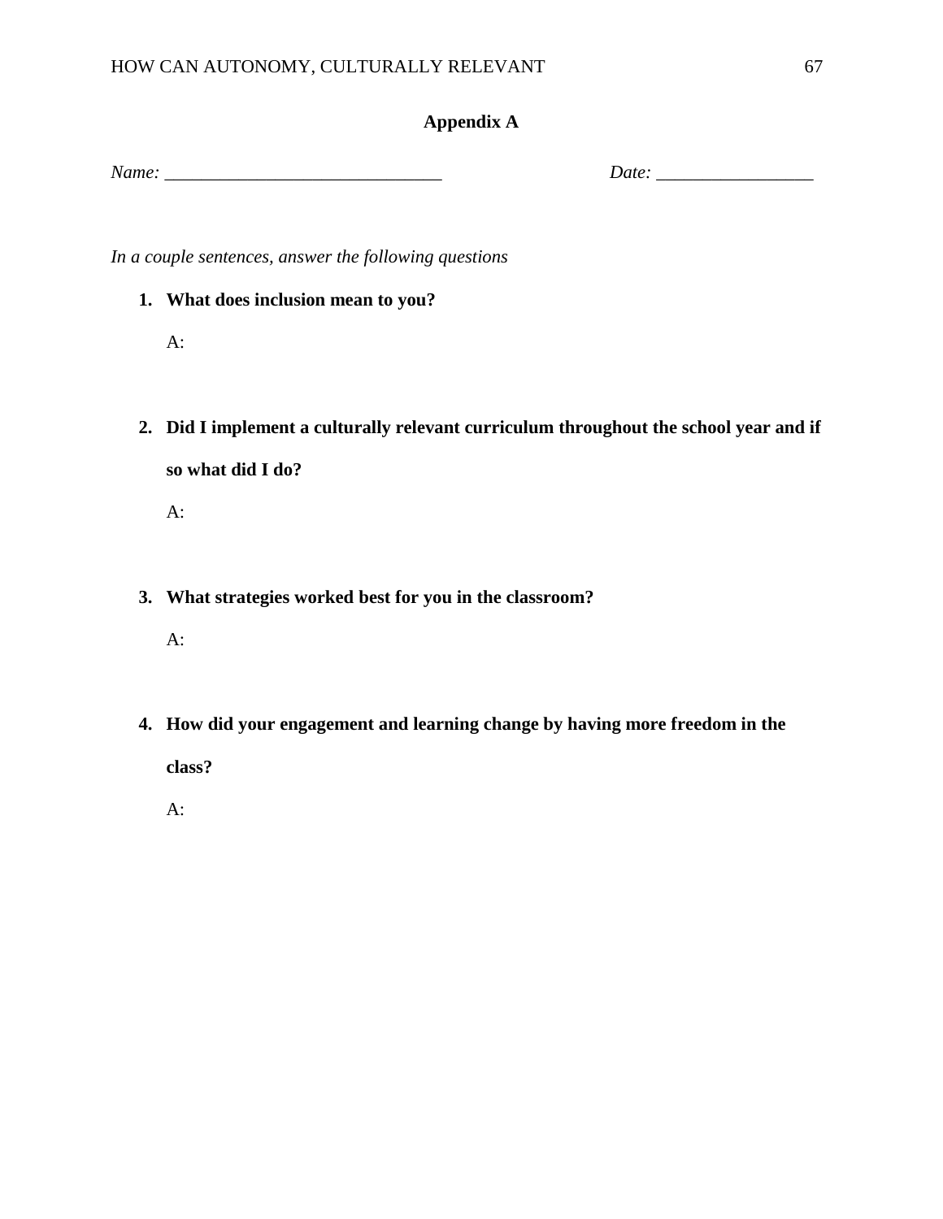# Appendix A

*Name:* ______________________________ *Date:* _________________

*In a couple sentences, answer the following questions*

1. **What does inclusion mean to you?**

   A:

2. **Did I implement a culturally relevant curriculum throughout the school year and if so what did I do?**

   A:

3. **What strategies worked best for you in the classroom?**

   A:

4. **How did your engagement and learning change by having more freedom in the class?**

   A: